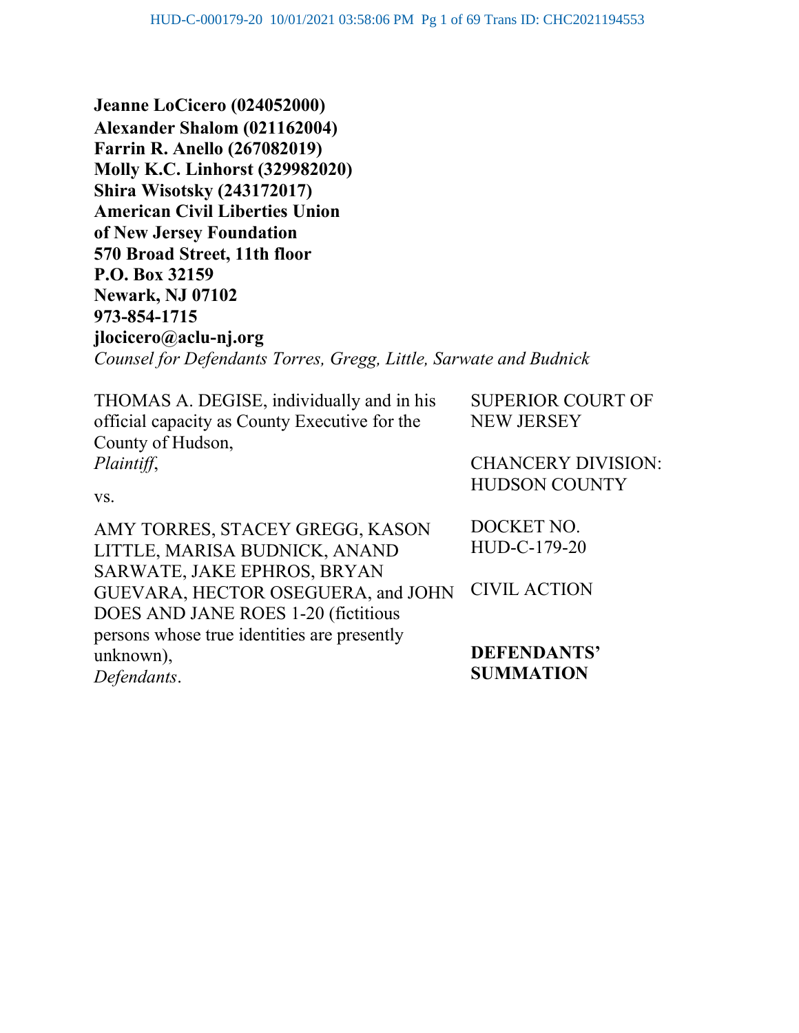**Jeanne LoCicero (024052000)**
**Alexander Shalom (021162004)**
**Farrin R. Anello (267082019)**
**Molly K.C. Linhorst (329982020)**
**Shira Wisotsky (243172017)**
**American Civil Liberties Union**
**of New Jersey Foundation**
**570 Broad Street, 11th floor**
**P.O. Box 32159**
**Newark, NJ 07102**
**973-854-1715**
**jlocicero@aclu-nj.org**
*Counsel for Defendants Torres, Gregg, Little, Sarwate and Budnick*

| | |
|---|---|
| THOMAS A. DEGISE, individually and in his official capacity as County Executive for the County of Hudson, *Plaintiff*, | SUPERIOR COURT OF NEW JERSEY |
| | CHANCERY DIVISION: HUDSON COUNTY |
| vs. | |
| AMY TORRES, STACEY GREGG, KASON LITTLE, MARISA BUDNICK, ANAND SARWATE, JAKE EPHROS, BRYAN GUEVARA, HECTOR OSEGUERA, and JOHN DOES AND JANE ROES 1-20 (fictitious persons whose true identities are presently unknown), *Defendants*. | DOCKET NO. HUD-C-179-20 |
| | CIVIL ACTION |
| | **DEFENDANTS' SUMMATION** |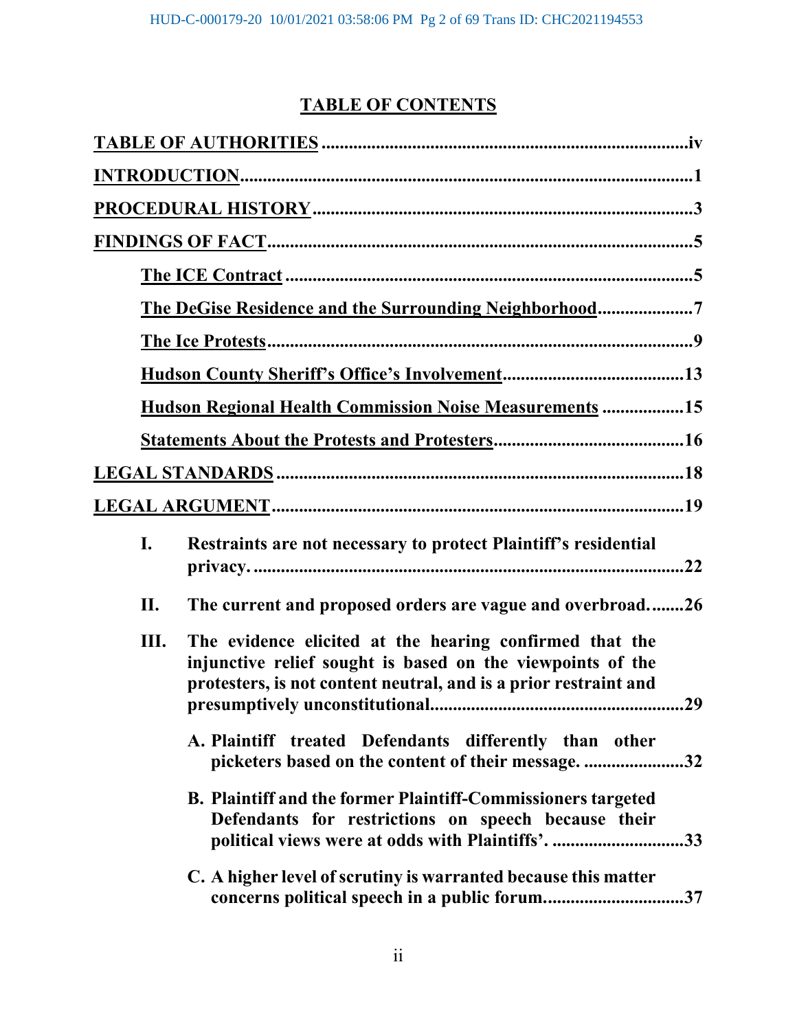# TABLE OF CONTENTS

**TABLE OF AUTHORITIES** ..... iv

**INTRODUCTION** ..... 1

**PROCEDURAL HISTORY** ..... 3

**FINDINGS OF FACT** ..... 5

- **The ICE Contract** ..... 5
- **The DeGise Residence and the Surrounding Neighborhood** ..... 7
- **The Ice Protests** ..... 9
- **Hudson County Sheriff's Office's Involvement** ..... 13
- **Hudson Regional Health Commission Noise Measurements** ..... 15
- **Statements About the Protests and Protesters** ..... 16

**LEGAL STANDARDS** ..... 18

**LEGAL ARGUMENT** ..... 19

- **I. Restraints are not necessary to protect Plaintiff's residential privacy.** ..... 22
- **II. The current and proposed orders are vague and overbroad.** ..... 26
- **III. The evidence elicited at the hearing confirmed that the injunctive relief sought is based on the viewpoints of the protesters, is not content neutral, and is a prior restraint and presumptively unconstitutional** ..... 29
  - **A. Plaintiff treated Defendants differently than other picketers based on the content of their message.** ..... 32
  - **B. Plaintiff and the former Plaintiff-Commissioners targeted Defendants for restrictions on speech because their political views were at odds with Plaintiffs'.** ..... 33
  - **C. A higher level of scrutiny is warranted because this matter concerns political speech in a public forum.** ..... 37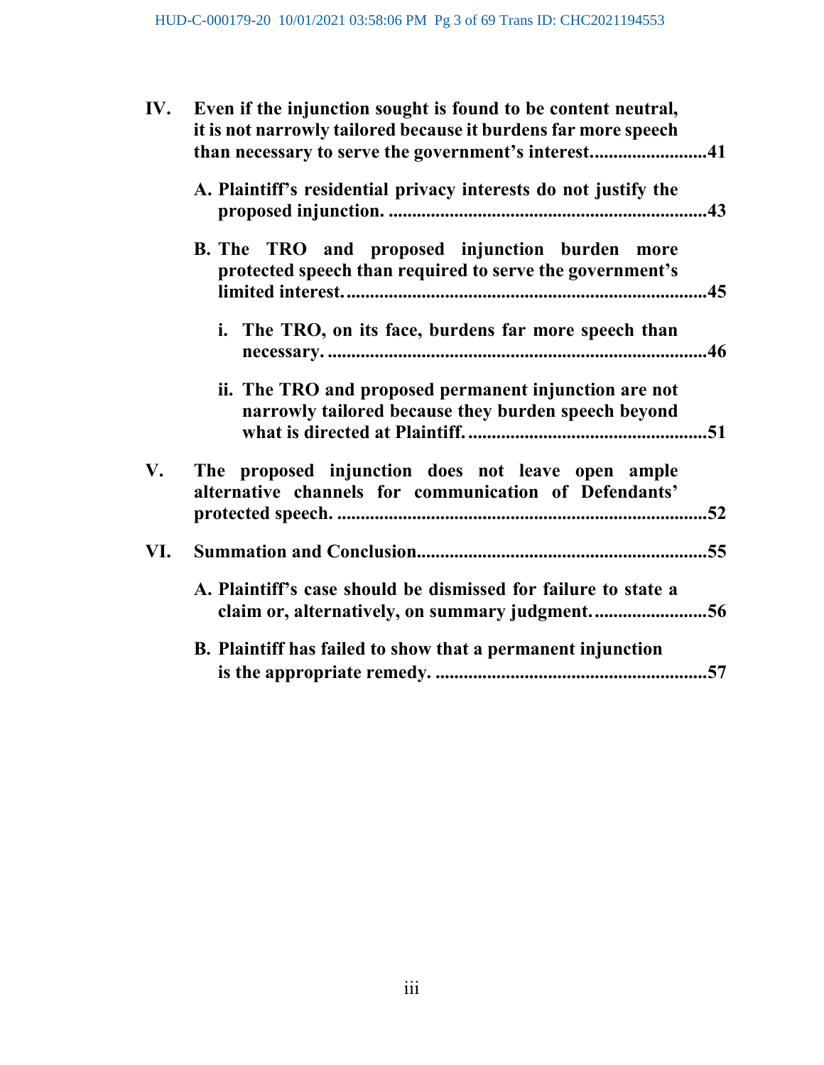**IV. Even if the injunction sought is found to be content neutral, it is not narrowly tailored because it burdens far more speech than necessary to serve the government's interest.........................41**

**A. Plaintiff's residential privacy interests do not justify the proposed injunction. .....................................................................43**

**B. The TRO and proposed injunction burden more protected speech than required to serve the government's limited interest. ..............................................................................45**

**i. The TRO, on its face, burdens far more speech than necessary. ..................................................................................46**

**ii. The TRO and proposed permanent injunction are not narrowly tailored because they burden speech beyond what is directed at Plaintiff. ....................................................51**

**V. The proposed injunction does not leave open ample alternative channels for communication of Defendants' protected speech. ................................................................................52**

**VI. Summation and Conclusion...............................................................55**

**A. Plaintiff's case should be dismissed for failure to state a claim or, alternatively, on summary judgment. .........................56**

**B. Plaintiff has failed to show that a permanent injunction is the appropriate remedy. ...........................................................57**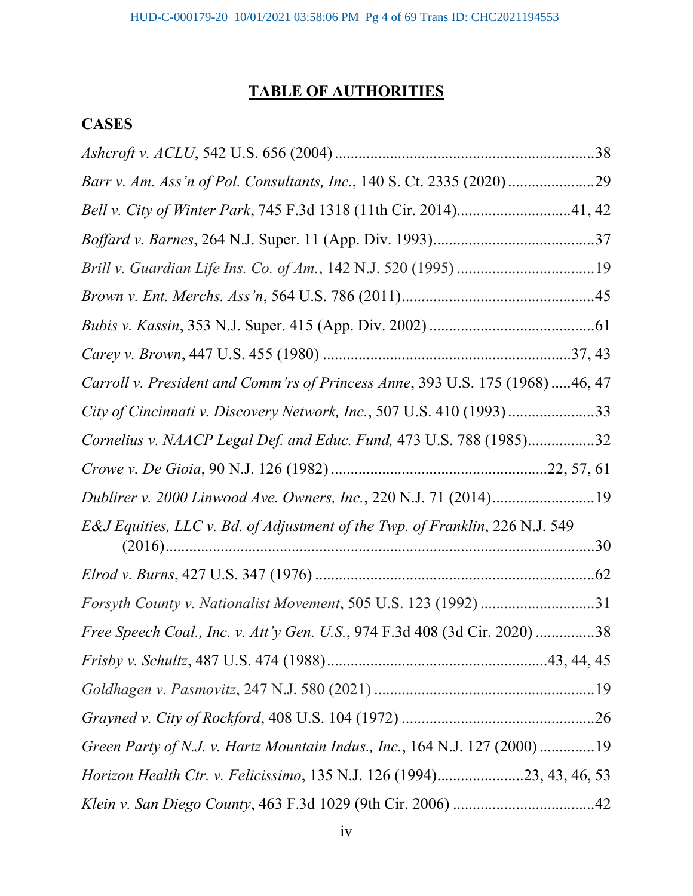# TABLE OF AUTHORITIES

## CASES

*Ashcroft v. ACLU*, 542 U.S. 656 (2004) .................................................................. 38

*Barr v. Am. Ass'n of Pol. Consultants, Inc.*, 140 S. Ct. 2335 (2020) ...................... 29

*Bell v. City of Winter Park*, 745 F.3d 1318 (11th Cir. 2014)............................ 41, 42

*Boffard v. Barnes*, 264 N.J. Super. 11 (App. Div. 1993)........................................ 37

*Brill v. Guardian Life Ins. Co. of Am.*, 142 N.J. 520 (1995) .................................. 19

*Brown v. Ent. Merchs. Ass'n*, 564 U.S. 786 (2011)................................................ 45

*Bubis v. Kassin*, 353 N.J. Super. 415 (App. Div. 2002) .......................................... 61

*Carey v. Brown*, 447 U.S. 455 (1980) ............................................................... 37, 43

*Carroll v. President and Comm'rs of Princess Anne*, 393 U.S. 175 (1968) ..... 46, 47

*City of Cincinnati v. Discovery Network, Inc.*, 507 U.S. 410 (1993) ...................... 33

*Cornelius v. NAACP Legal Def. and Educ. Fund,* 473 U.S. 788 (1985)................. 32

*Crowe v. De Gioia*, 90 N.J. 126 (1982) ...................................................... 22, 57, 61

*Dublirer v. 2000 Linwood Ave. Owners, Inc.*, 220 N.J. 71 (2014).......................... 19

*E&J Equities, LLC v. Bd. of Adjustment of the Twp. of Franklin*, 226 N.J. 549 (2016)........................................................................................................... 30

*Elrod v. Burns*, 427 U.S. 347 (1976) ...................................................................... 62

*Forsyth County v. Nationalist Movement*, 505 U.S. 123 (1992) ............................. 31

*Free Speech Coal., Inc. v. Att'y Gen. U.S.*, 974 F.3d 408 (3d Cir. 2020) ............... 38

*Frisby v. Schultz*, 487 U.S. 474 (1988)...................................................... 43, 44, 45

*Goldhagen v. Pasmovitz*, 247 N.J. 580 (2021) ....................................................... 19

*Grayned v. City of Rockford*, 408 U.S. 104 (1972) ................................................. 26

*Green Party of N.J. v. Hartz Mountain Indus., Inc.*, 164 N.J. 127 (2000) .............. 19

*Horizon Health Ctr. v. Felicissimo*, 135 N.J. 126 (1994)...................... 23, 43, 46, 53

*Klein v. San Diego County*, 463 F.3d 1029 (9th Cir. 2006) .................................... 42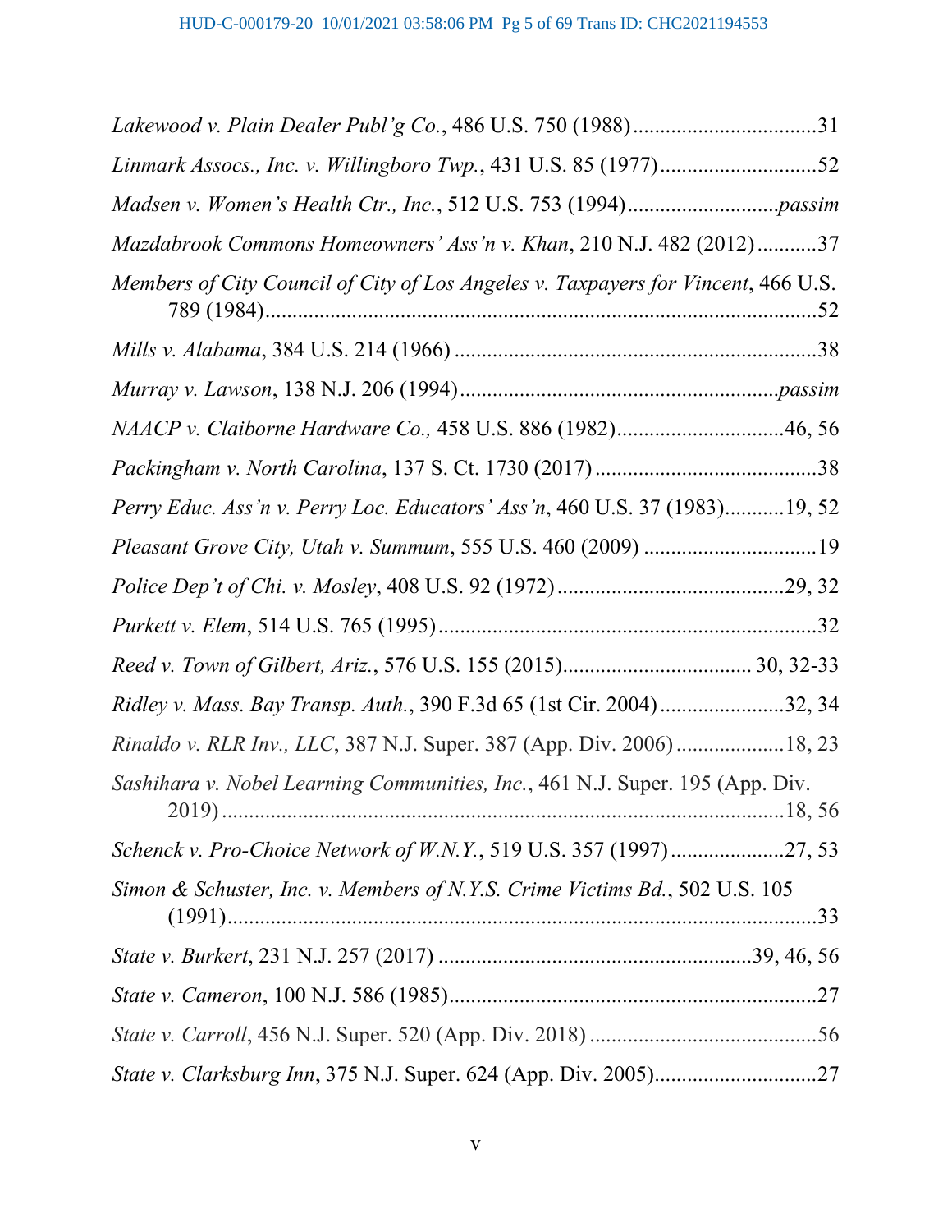*Lakewood v. Plain Dealer Publ'g Co.*, 486 U.S. 750 (1988) ....................................31

*Linmark Assocs., Inc. v. Willingboro Twp.*, 431 U.S. 85 (1977)..............................52

*Madsen v. Women's Health Ctr., Inc.*, 512 U.S. 753 (1994)...........................*passim*

*Mazdabrook Commons Homeowners' Ass'n v. Khan*, 210 N.J. 482 (2012)...........37

*Members of City Council of City of Los Angeles v. Taxpayers for Vincent*, 466 U.S. 789 (1984)......................................................................................................52

*Mills v. Alabama*, 384 U.S. 214 (1966) ..................................................................38

*Murray v. Lawson*, 138 N.J. 206 (1994)...........................................................*passim*

*NAACP v. Claiborne Hardware Co.,* 458 U.S. 886 (1982)...............................46, 56

*Packingham v. North Carolina*, 137 S. Ct. 1730 (2017) .........................................38

*Perry Educ. Ass'n v. Perry Loc. Educators' Ass'n*, 460 U.S. 37 (1983)...........19, 52

*Pleasant Grove City, Utah v. Summum*, 555 U.S. 460 (2009) ................................19

*Police Dep't of Chi. v. Mosley*, 408 U.S. 92 (1972)..........................................29, 32

*Purkett v. Elem*, 514 U.S. 765 (1995)......................................................................32

*Reed v. Town of Gilbert, Ariz.*, 576 U.S. 155 (2015)................................. 30, 32-33

*Ridley v. Mass. Bay Transp. Auth.*, 390 F.3d 65 (1st Cir. 2004).......................32, 34

*Rinaldo v. RLR Inv., LLC*, 387 N.J. Super. 387 (App. Div. 2006)....................18, 23

*Sashihara v. Nobel Learning Communities, Inc.*, 461 N.J. Super. 195 (App. Div. 2019)..........................................................................................................18, 56

*Schenck v. Pro-Choice Network of W.N.Y.*, 519 U.S. 357 (1997).....................27, 53

*Simon & Schuster, Inc. v. Members of N.Y.S. Crime Victims Bd.*, 502 U.S. 105 (1991)..............................................................................................................33

*State v. Burkert*, 231 N.J. 257 (2017) .........................................................39, 46, 56

*State v. Cameron*, 100 N.J. 586 (1985)....................................................................27

*State v. Carroll*, 456 N.J. Super. 520 (App. Div. 2018) ..........................................56

*State v. Clarksburg Inn*, 375 N.J. Super. 624 (App. Div. 2005)..............................27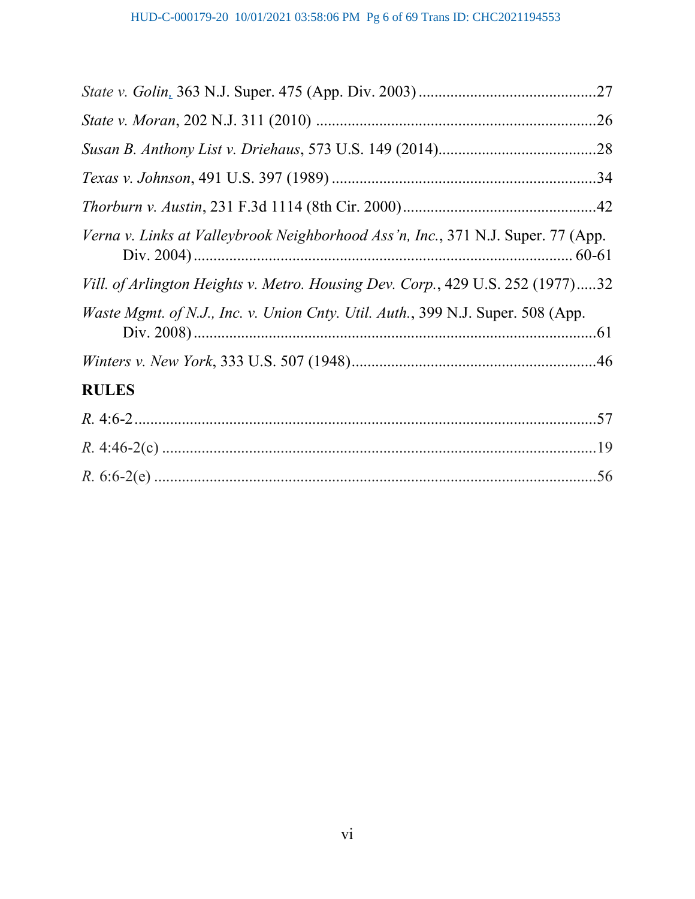*State v. Golin*, 363 N.J. Super. 475 (App. Div. 2003) .............................................27

*State v. Moran*, 202 N.J. 311 (2010) .......................................................................26

*Susan B. Anthony List v. Driehaus*, 573 U.S. 149 (2014)........................................28

*Texas v. Johnson*, 491 U.S. 397 (1989) ...................................................................34

*Thorburn v. Austin*, 231 F.3d 1114 (8th Cir. 2000).................................................42

*Verna v. Links at Valleybrook Neighborhood Ass'n, Inc.*, 371 N.J. Super. 77 (App. Div. 2004).................................................................................................. 60-61

*Vill. of Arlington Heights v. Metro. Housing Dev. Corp.*, 429 U.S. 252 (1977).....32

*Waste Mgmt. of N.J., Inc. v. Union Cnty. Util. Auth.*, 399 N.J. Super. 508 (App. Div. 2008).......................................................................................................61

*Winters v. New York*, 333 U.S. 507 (1948)..............................................................46

**RULES**

*R.* 4:6-2.........................................................................................................57

*R.* 4:46-2(c) ...................................................................................................19

*R.* 6:6-2(e) ....................................................................................................56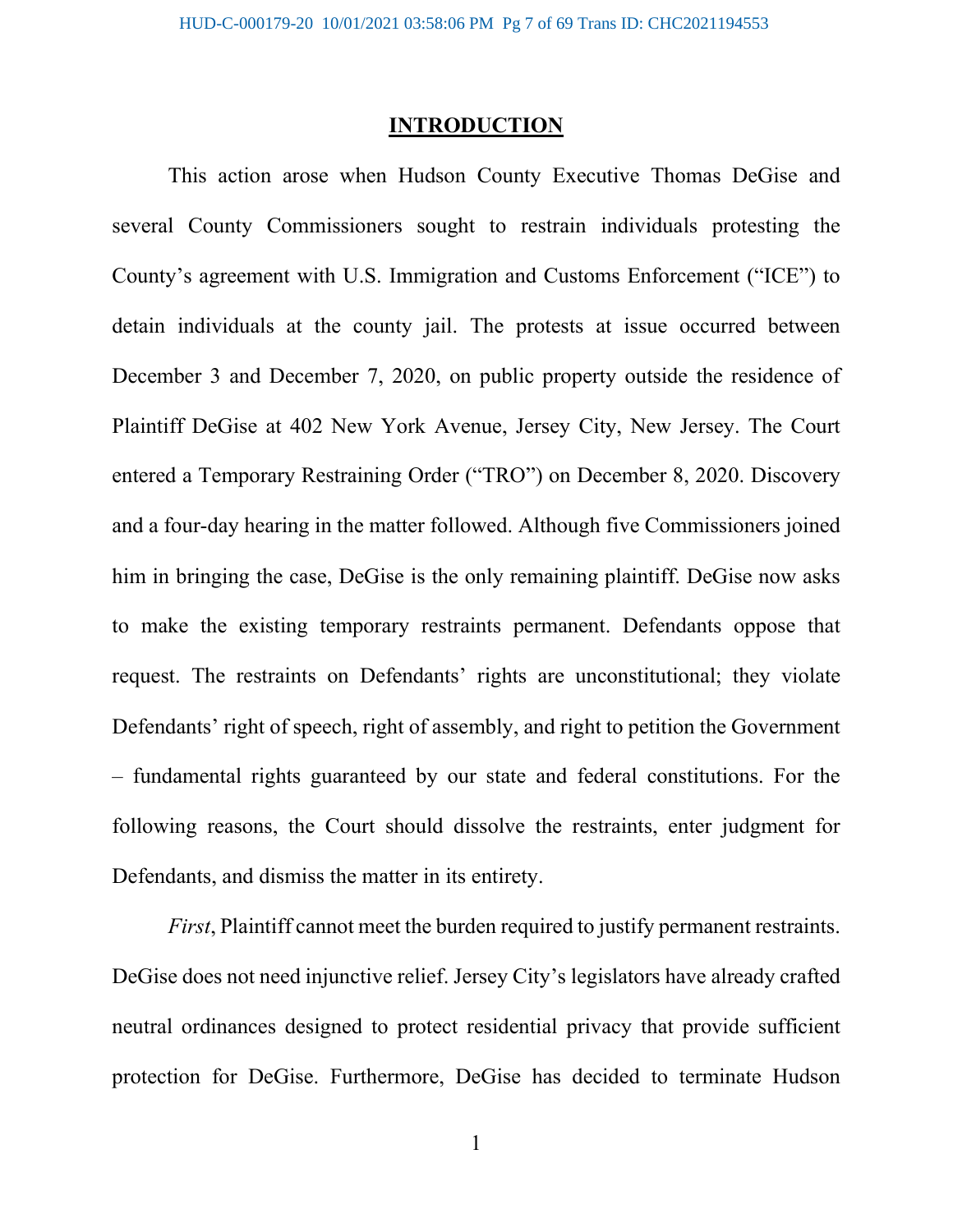## INTRODUCTION

This action arose when Hudson County Executive Thomas DeGise and several County Commissioners sought to restrain individuals protesting the County's agreement with U.S. Immigration and Customs Enforcement ("ICE") to detain individuals at the county jail. The protests at issue occurred between December 3 and December 7, 2020, on public property outside the residence of Plaintiff DeGise at 402 New York Avenue, Jersey City, New Jersey. The Court entered a Temporary Restraining Order ("TRO") on December 8, 2020. Discovery and a four-day hearing in the matter followed. Although five Commissioners joined him in bringing the case, DeGise is the only remaining plaintiff. DeGise now asks to make the existing temporary restraints permanent. Defendants oppose that request. The restraints on Defendants' rights are unconstitutional; they violate Defendants' right of speech, right of assembly, and right to petition the Government – fundamental rights guaranteed by our state and federal constitutions. For the following reasons, the Court should dissolve the restraints, enter judgment for Defendants, and dismiss the matter in its entirety.

*First*, Plaintiff cannot meet the burden required to justify permanent restraints. DeGise does not need injunctive relief. Jersey City's legislators have already crafted neutral ordinances designed to protect residential privacy that provide sufficient protection for DeGise. Furthermore, DeGise has decided to terminate Hudson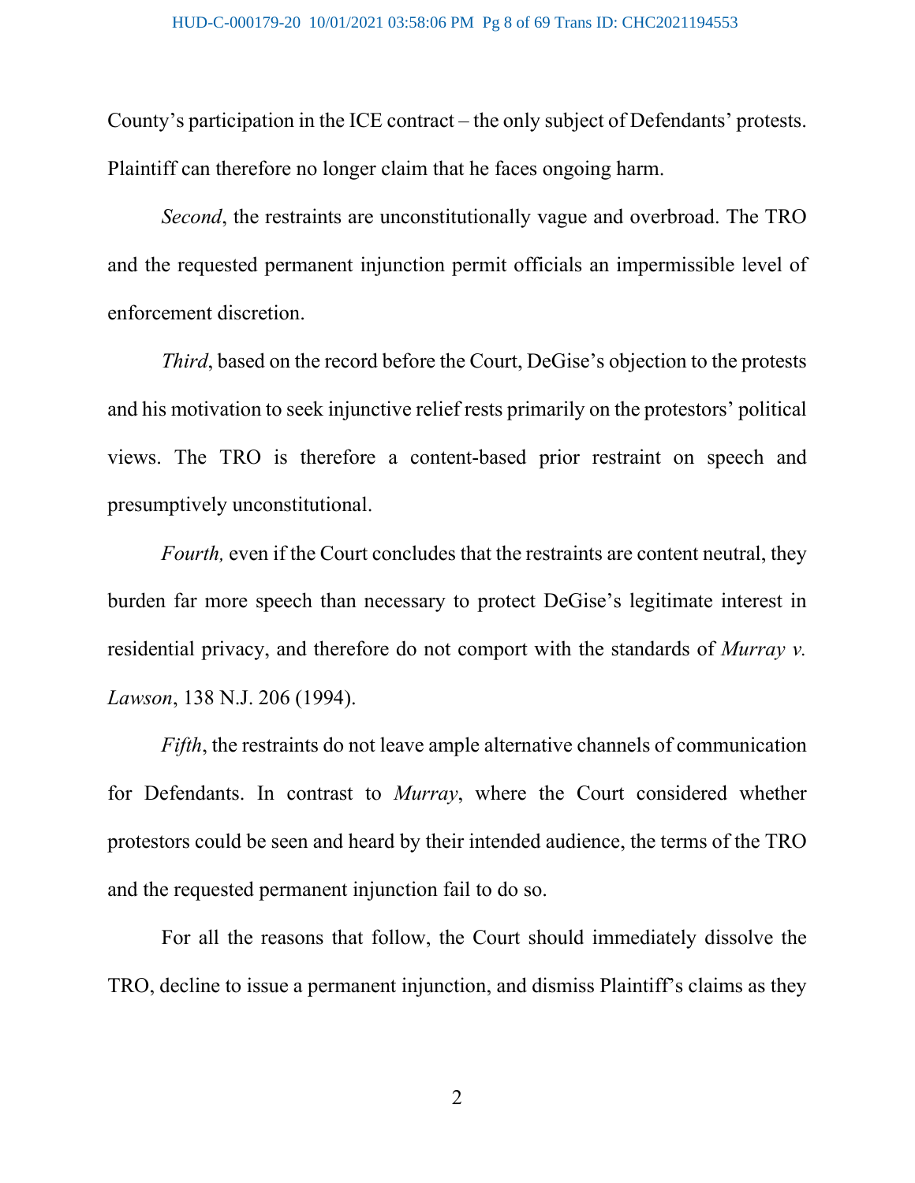County's participation in the ICE contract – the only subject of Defendants' protests. Plaintiff can therefore no longer claim that he faces ongoing harm.

*Second*, the restraints are unconstitutionally vague and overbroad. The TRO and the requested permanent injunction permit officials an impermissible level of enforcement discretion.

*Third*, based on the record before the Court, DeGise's objection to the protests and his motivation to seek injunctive relief rests primarily on the protestors' political views. The TRO is therefore a content-based prior restraint on speech and presumptively unconstitutional.

*Fourth,* even if the Court concludes that the restraints are content neutral, they burden far more speech than necessary to protect DeGise's legitimate interest in residential privacy, and therefore do not comport with the standards of *Murray v. Lawson*, 138 N.J. 206 (1994).

*Fifth*, the restraints do not leave ample alternative channels of communication for Defendants. In contrast to *Murray*, where the Court considered whether protestors could be seen and heard by their intended audience, the terms of the TRO and the requested permanent injunction fail to do so.

For all the reasons that follow, the Court should immediately dissolve the TRO, decline to issue a permanent injunction, and dismiss Plaintiff's claims as they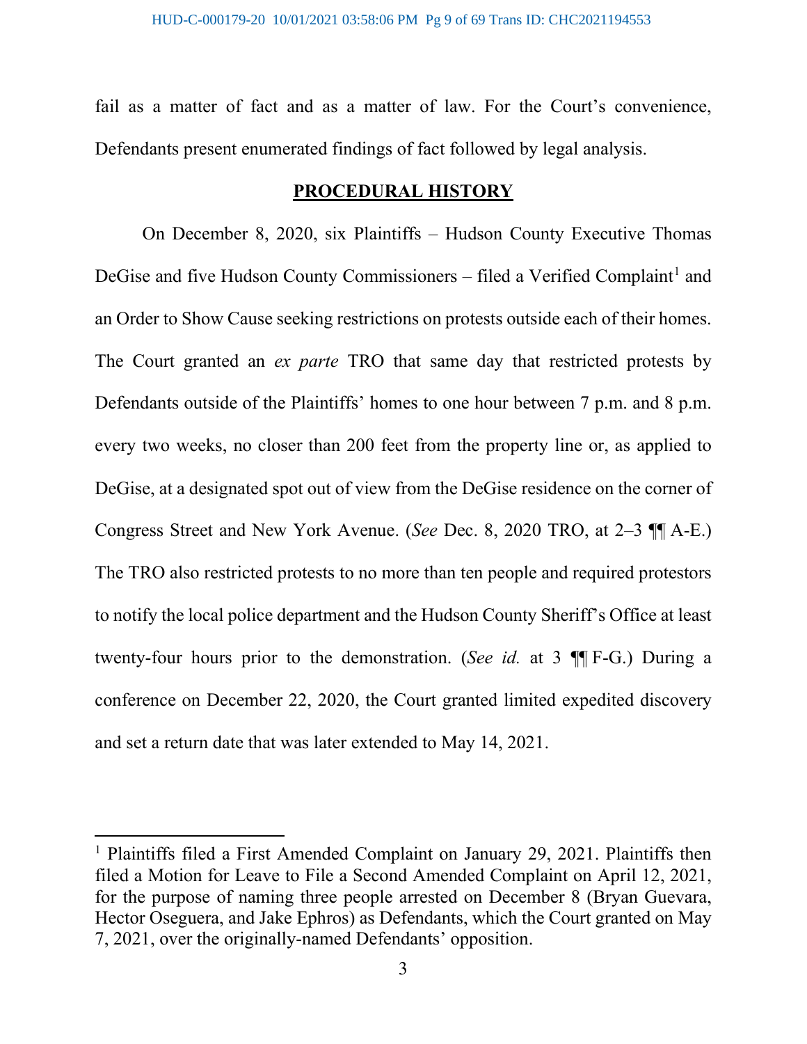fail as a matter of fact and as a matter of law. For the Court's convenience, Defendants present enumerated findings of fact followed by legal analysis.

## PROCEDURAL HISTORY

On December 8, 2020, six Plaintiffs – Hudson County Executive Thomas DeGise and five Hudson County Commissioners – filed a Verified Complaint[1] and an Order to Show Cause seeking restrictions on protests outside each of their homes. The Court granted an *ex parte* TRO that same day that restricted protests by Defendants outside of the Plaintiffs' homes to one hour between 7 p.m. and 8 p.m. every two weeks, no closer than 200 feet from the property line or, as applied to DeGise, at a designated spot out of view from the DeGise residence on the corner of Congress Street and New York Avenue. (*See* Dec. 8, 2020 TRO, at 2–3 ¶¶ A-E.) The TRO also restricted protests to no more than ten people and required protestors to notify the local police department and the Hudson County Sheriff's Office at least twenty-four hours prior to the demonstration. (*See id.* at 3 ¶¶ F-G.) During a conference on December 22, 2020, the Court granted limited expedited discovery and set a return date that was later extended to May 14, 2021.

[1] Plaintiffs filed a First Amended Complaint on January 29, 2021. Plaintiffs then filed a Motion for Leave to File a Second Amended Complaint on April 12, 2021, for the purpose of naming three people arrested on December 8 (Bryan Guevara, Hector Oseguera, and Jake Ephros) as Defendants, which the Court granted on May 7, 2021, over the originally-named Defendants' opposition.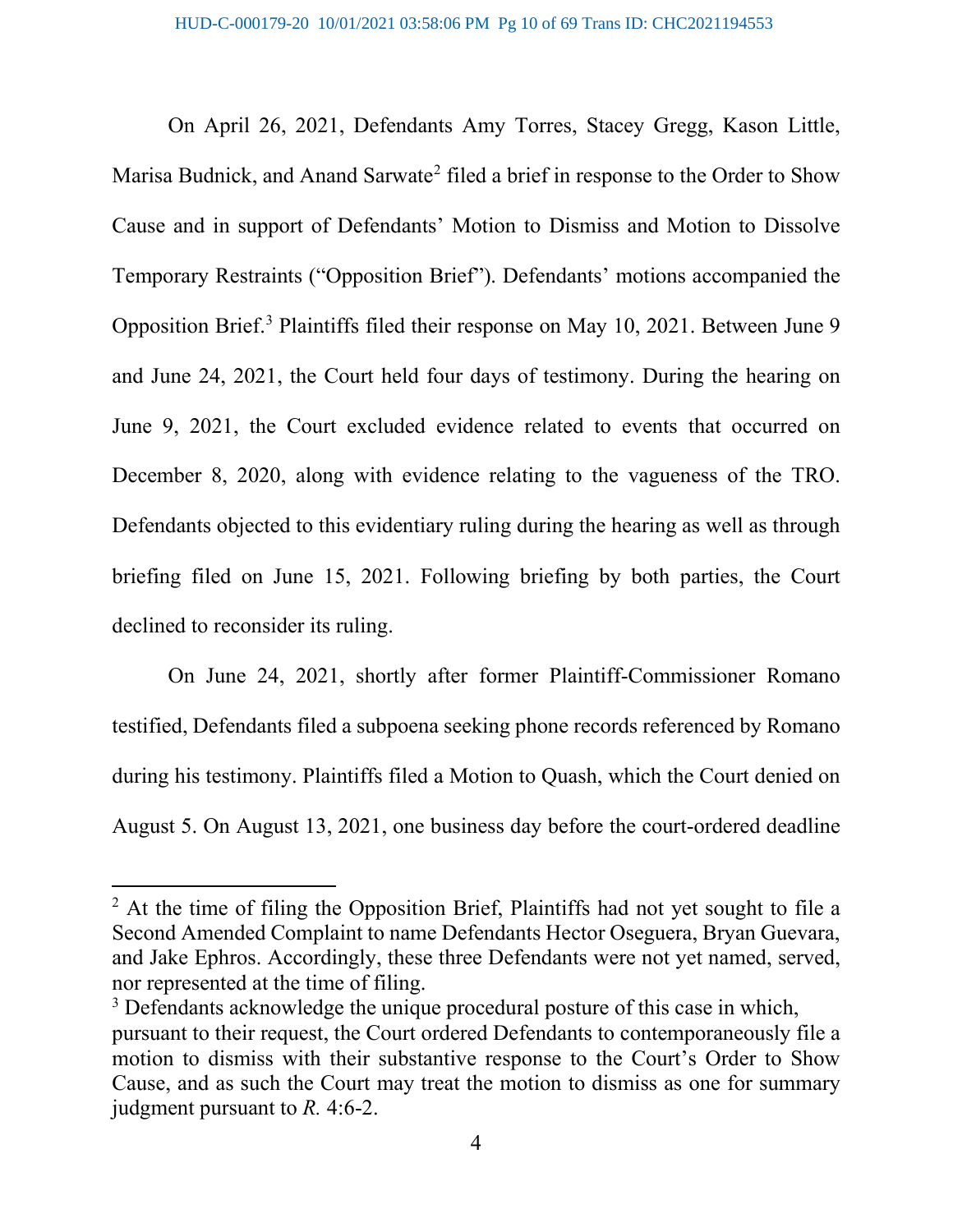On April 26, 2021, Defendants Amy Torres, Stacey Gregg, Kason Little, Marisa Budnick, and Anand Sarwate[2] filed a brief in response to the Order to Show Cause and in support of Defendants' Motion to Dismiss and Motion to Dissolve Temporary Restraints ("Opposition Brief"). Defendants' motions accompanied the Opposition Brief.[3] Plaintiffs filed their response on May 10, 2021. Between June 9 and June 24, 2021, the Court held four days of testimony. During the hearing on June 9, 2021, the Court excluded evidence related to events that occurred on December 8, 2020, along with evidence relating to the vagueness of the TRO. Defendants objected to this evidentiary ruling during the hearing as well as through briefing filed on June 15, 2021. Following briefing by both parties, the Court declined to reconsider its ruling.

On June 24, 2021, shortly after former Plaintiff-Commissioner Romano testified, Defendants filed a subpoena seeking phone records referenced by Romano during his testimony. Plaintiffs filed a Motion to Quash, which the Court denied on August 5. On August 13, 2021, one business day before the court-ordered deadline

---

[2] At the time of filing the Opposition Brief, Plaintiffs had not yet sought to file a Second Amended Complaint to name Defendants Hector Oseguera, Bryan Guevara, and Jake Ephros. Accordingly, these three Defendants were not yet named, served, nor represented at the time of filing.

[3] Defendants acknowledge the unique procedural posture of this case in which, pursuant to their request, the Court ordered Defendants to contemporaneously file a motion to dismiss with their substantive response to the Court's Order to Show Cause, and as such the Court may treat the motion to dismiss as one for summary judgment pursuant to *R.* 4:6-2.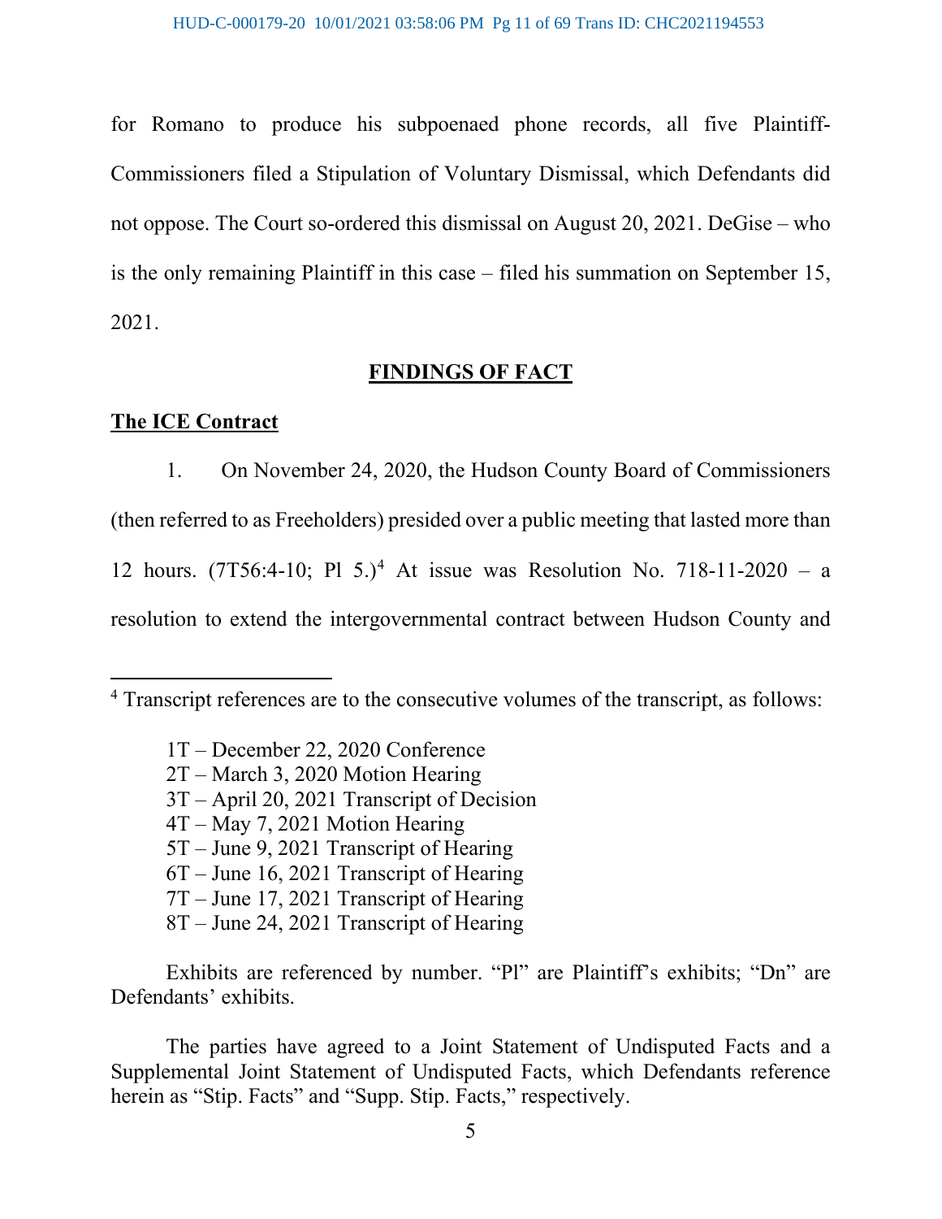for Romano to produce his subpoenaed phone records, all five Plaintiff-Commissioners filed a Stipulation of Voluntary Dismissal, which Defendants did not oppose. The Court so-ordered this dismissal on August 20, 2021. DeGise – who is the only remaining Plaintiff in this case – filed his summation on September 15, 2021.

## FINDINGS OF FACT

### The ICE Contract

1. On November 24, 2020, the Hudson County Board of Commissioners (then referred to as Freeholders) presided over a public meeting that lasted more than 12 hours. (7T56:4-10; Pl 5.)[4] At issue was Resolution No. 718-11-2020 – a resolution to extend the intergovernmental contract between Hudson County and

---

[4] Transcript references are to the consecutive volumes of the transcript, as follows:

1T – December 22, 2020 Conference
2T – March 3, 2020 Motion Hearing
3T – April 20, 2021 Transcript of Decision
4T – May 7, 2021 Motion Hearing
5T – June 9, 2021 Transcript of Hearing
6T – June 16, 2021 Transcript of Hearing
7T – June 17, 2021 Transcript of Hearing
8T – June 24, 2021 Transcript of Hearing

Exhibits are referenced by number. "Pl" are Plaintiff's exhibits; "Dn" are Defendants' exhibits.

The parties have agreed to a Joint Statement of Undisputed Facts and a Supplemental Joint Statement of Undisputed Facts, which Defendants reference herein as "Stip. Facts" and "Supp. Stip. Facts," respectively.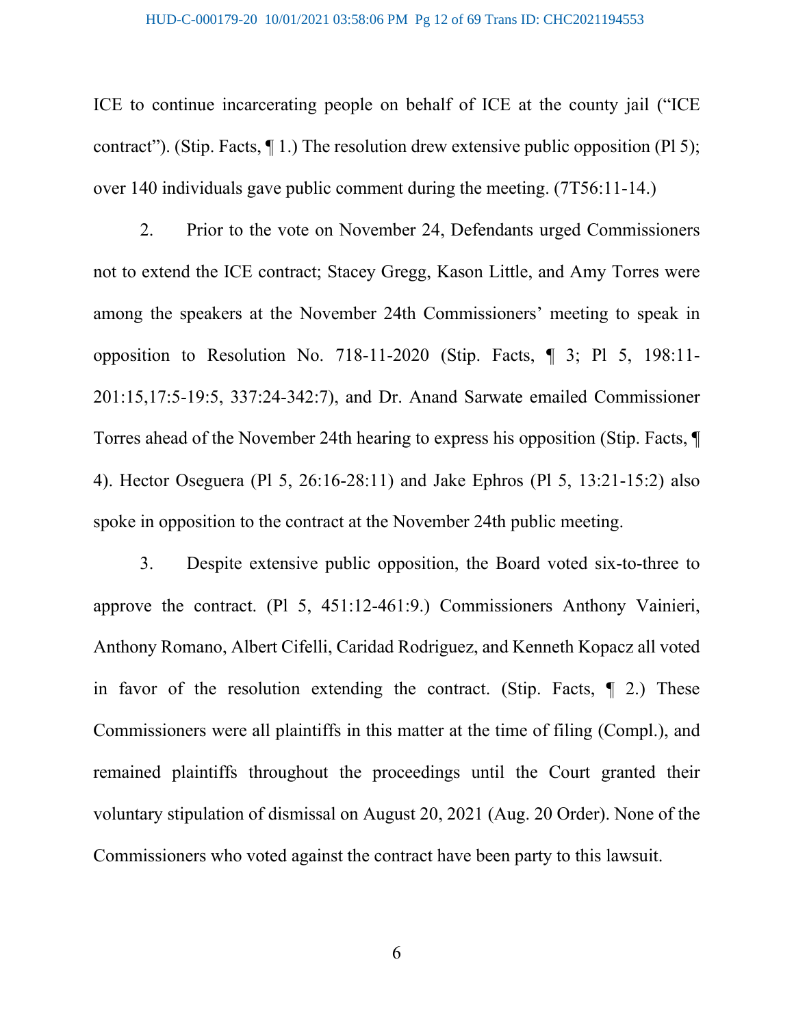ICE to continue incarcerating people on behalf of ICE at the county jail ("ICE contract"). (Stip. Facts, ¶ 1.) The resolution drew extensive public opposition (Pl 5); over 140 individuals gave public comment during the meeting. (7T56:11-14.)

2. Prior to the vote on November 24, Defendants urged Commissioners not to extend the ICE contract; Stacey Gregg, Kason Little, and Amy Torres were among the speakers at the November 24th Commissioners' meeting to speak in opposition to Resolution No. 718-11-2020 (Stip. Facts, ¶ 3; Pl 5, 198:11-201:15,17:5-19:5, 337:24-342:7), and Dr. Anand Sarwate emailed Commissioner Torres ahead of the November 24th hearing to express his opposition (Stip. Facts, ¶ 4). Hector Oseguera (Pl 5, 26:16-28:11) and Jake Ephros (Pl 5, 13:21-15:2) also spoke in opposition to the contract at the November 24th public meeting.

3. Despite extensive public opposition, the Board voted six-to-three to approve the contract. (Pl 5, 451:12-461:9.) Commissioners Anthony Vainieri, Anthony Romano, Albert Cifelli, Caridad Rodriguez, and Kenneth Kopacz all voted in favor of the resolution extending the contract. (Stip. Facts, ¶ 2.) These Commissioners were all plaintiffs in this matter at the time of filing (Compl.), and remained plaintiffs throughout the proceedings until the Court granted their voluntary stipulation of dismissal on August 20, 2021 (Aug. 20 Order). None of the Commissioners who voted against the contract have been party to this lawsuit.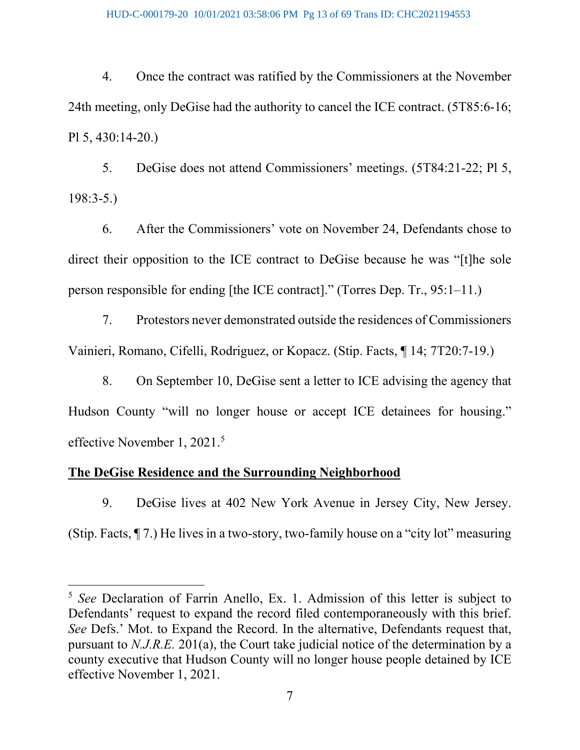4. Once the contract was ratified by the Commissioners at the November 24th meeting, only DeGise had the authority to cancel the ICE contract. (5T85:6-16; Pl 5, 430:14-20.)

5. DeGise does not attend Commissioners' meetings. (5T84:21-22; Pl 5, 198:3-5.)

6. After the Commissioners' vote on November 24, Defendants chose to direct their opposition to the ICE contract to DeGise because he was "[t]he sole person responsible for ending [the ICE contract]." (Torres Dep. Tr., 95:1–11.)

7. Protestors never demonstrated outside the residences of Commissioners Vainieri, Romano, Cifelli, Rodriguez, or Kopacz. (Stip. Facts, ¶ 14; 7T20:7-19.)

8. On September 10, DeGise sent a letter to ICE advising the agency that Hudson County "will no longer house or accept ICE detainees for housing." effective November 1, 2021.[5]

**The DeGise Residence and the Surrounding Neighborhood**

9. DeGise lives at 402 New York Avenue in Jersey City, New Jersey. (Stip. Facts, ¶ 7.) He lives in a two-story, two-family house on a "city lot" measuring

---

[5] *See* Declaration of Farrin Anello, Ex. 1. Admission of this letter is subject to Defendants' request to expand the record filed contemporaneously with this brief. *See* Defs.' Mot. to Expand the Record. In the alternative, Defendants request that, pursuant to *N.J.R.E.* 201(a), the Court take judicial notice of the determination by a county executive that Hudson County will no longer house people detained by ICE effective November 1, 2021.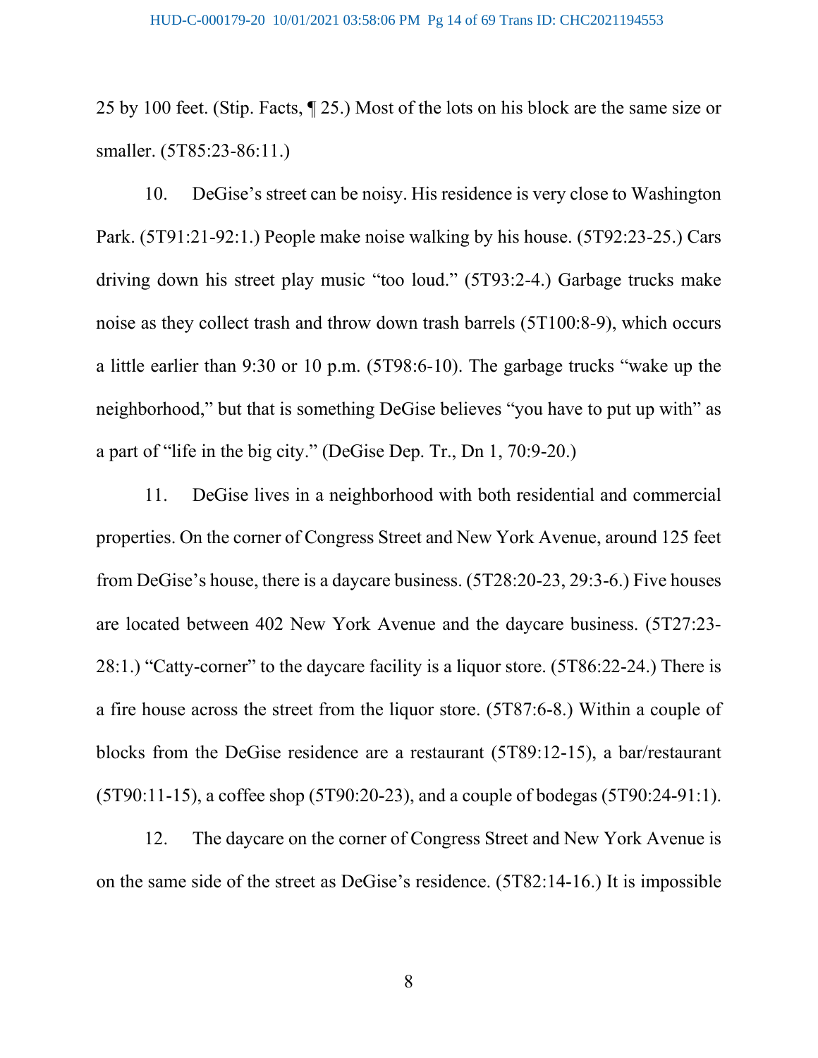25 by 100 feet. (Stip. Facts, ¶ 25.) Most of the lots on his block are the same size or smaller. (5T85:23-86:11.)

10. DeGise's street can be noisy. His residence is very close to Washington Park. (5T91:21-92:1.) People make noise walking by his house. (5T92:23-25.) Cars driving down his street play music "too loud." (5T93:2-4.) Garbage trucks make noise as they collect trash and throw down trash barrels (5T100:8-9), which occurs a little earlier than 9:30 or 10 p.m. (5T98:6-10). The garbage trucks "wake up the neighborhood," but that is something DeGise believes "you have to put up with" as a part of "life in the big city." (DeGise Dep. Tr., Dn 1, 70:9-20.)

11. DeGise lives in a neighborhood with both residential and commercial properties. On the corner of Congress Street and New York Avenue, around 125 feet from DeGise's house, there is a daycare business. (5T28:20-23, 29:3-6.) Five houses are located between 402 New York Avenue and the daycare business. (5T27:23-28:1.) "Catty-corner" to the daycare facility is a liquor store. (5T86:22-24.) There is a fire house across the street from the liquor store. (5T87:6-8.) Within a couple of blocks from the DeGise residence are a restaurant (5T89:12-15), a bar/restaurant (5T90:11-15), a coffee shop (5T90:20-23), and a couple of bodegas (5T90:24-91:1).

12. The daycare on the corner of Congress Street and New York Avenue is on the same side of the street as DeGise's residence. (5T82:14-16.) It is impossible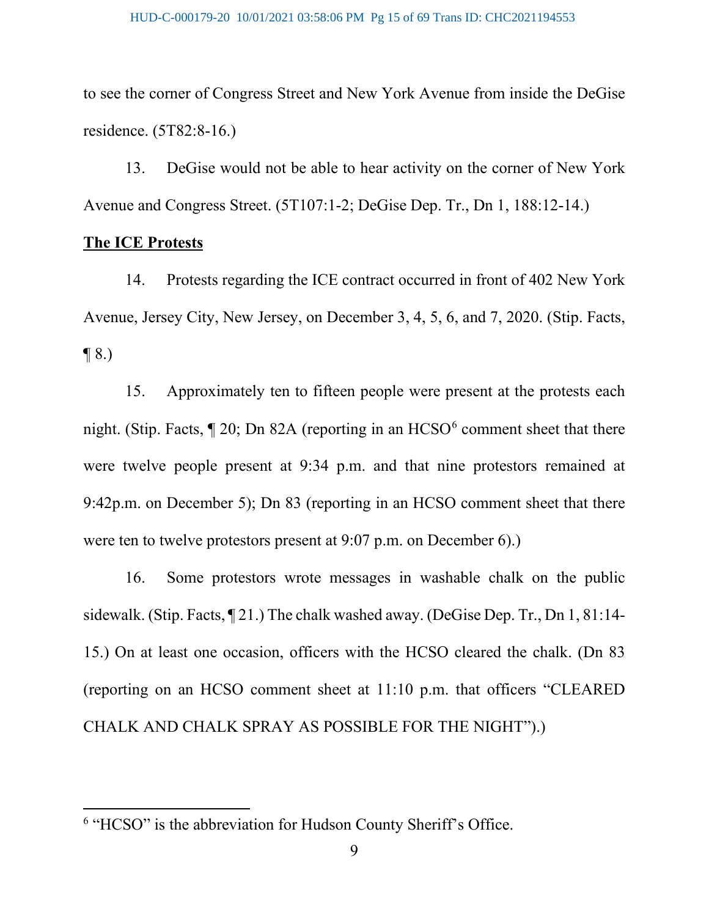to see the corner of Congress Street and New York Avenue from inside the DeGise residence. (5T82:8-16.)

13. DeGise would not be able to hear activity on the corner of New York Avenue and Congress Street. (5T107:1-2; DeGise Dep. Tr., Dn 1, 188:12-14.)

**The ICE Protests**

14. Protests regarding the ICE contract occurred in front of 402 New York Avenue, Jersey City, New Jersey, on December 3, 4, 5, 6, and 7, 2020. (Stip. Facts, ¶ 8.)

15. Approximately ten to fifteen people were present at the protests each night. (Stip. Facts, ¶ 20; Dn 82A (reporting in an HCSO[6] comment sheet that there were twelve people present at 9:34 p.m. and that nine protestors remained at 9:42p.m. on December 5); Dn 83 (reporting in an HCSO comment sheet that there were ten to twelve protestors present at 9:07 p.m. on December 6).)

16. Some protestors wrote messages in washable chalk on the public sidewalk. (Stip. Facts, ¶ 21.) The chalk washed away. (DeGise Dep. Tr., Dn 1, 81:14-15.) On at least one occasion, officers with the HCSO cleared the chalk. (Dn 83 (reporting on an HCSO comment sheet at 11:10 p.m. that officers "CLEARED CHALK AND CHALK SPRAY AS POSSIBLE FOR THE NIGHT").)

---

[6] "HCSO" is the abbreviation for Hudson County Sheriff's Office.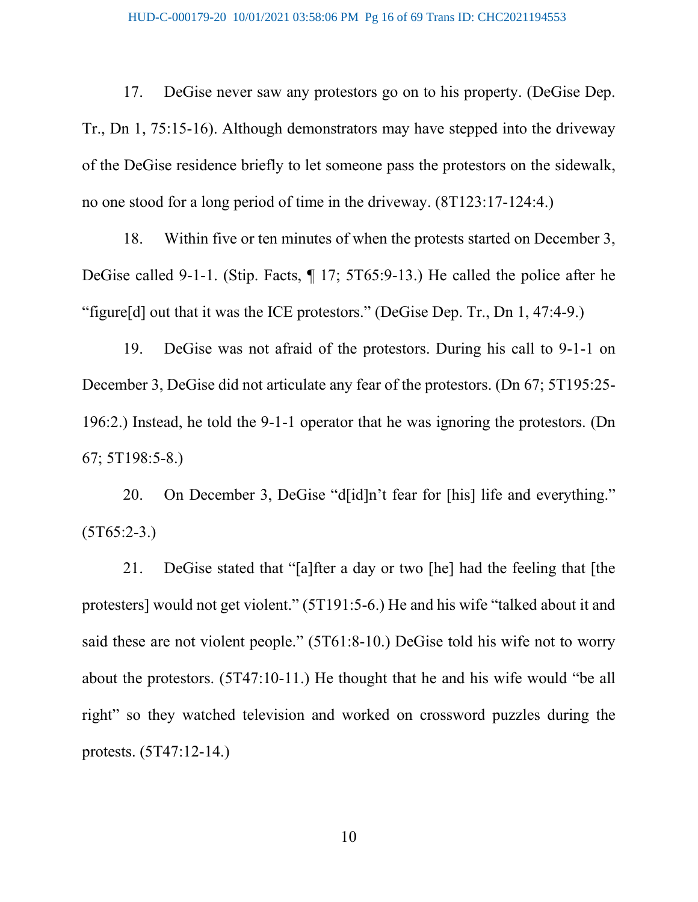17. DeGise never saw any protestors go on to his property. (DeGise Dep. Tr., Dn 1, 75:15-16). Although demonstrators may have stepped into the driveway of the DeGise residence briefly to let someone pass the protestors on the sidewalk, no one stood for a long period of time in the driveway. (8T123:17-124:4.)

18. Within five or ten minutes of when the protests started on December 3, DeGise called 9-1-1. (Stip. Facts, ¶ 17; 5T65:9-13.) He called the police after he "figure[d] out that it was the ICE protestors." (DeGise Dep. Tr., Dn 1, 47:4-9.)

19. DeGise was not afraid of the protestors. During his call to 9-1-1 on December 3, DeGise did not articulate any fear of the protestors. (Dn 67; 5T195:25-196:2.) Instead, he told the 9-1-1 operator that he was ignoring the protestors. (Dn 67; 5T198:5-8.)

20. On December 3, DeGise "d[id]n't fear for [his] life and everything." (5T65:2-3.)

21. DeGise stated that "[a]fter a day or two [he] had the feeling that [the protesters] would not get violent." (5T191:5-6.) He and his wife "talked about it and said these are not violent people." (5T61:8-10.) DeGise told his wife not to worry about the protestors. (5T47:10-11.) He thought that he and his wife would "be all right" so they watched television and worked on crossword puzzles during the protests. (5T47:12-14.)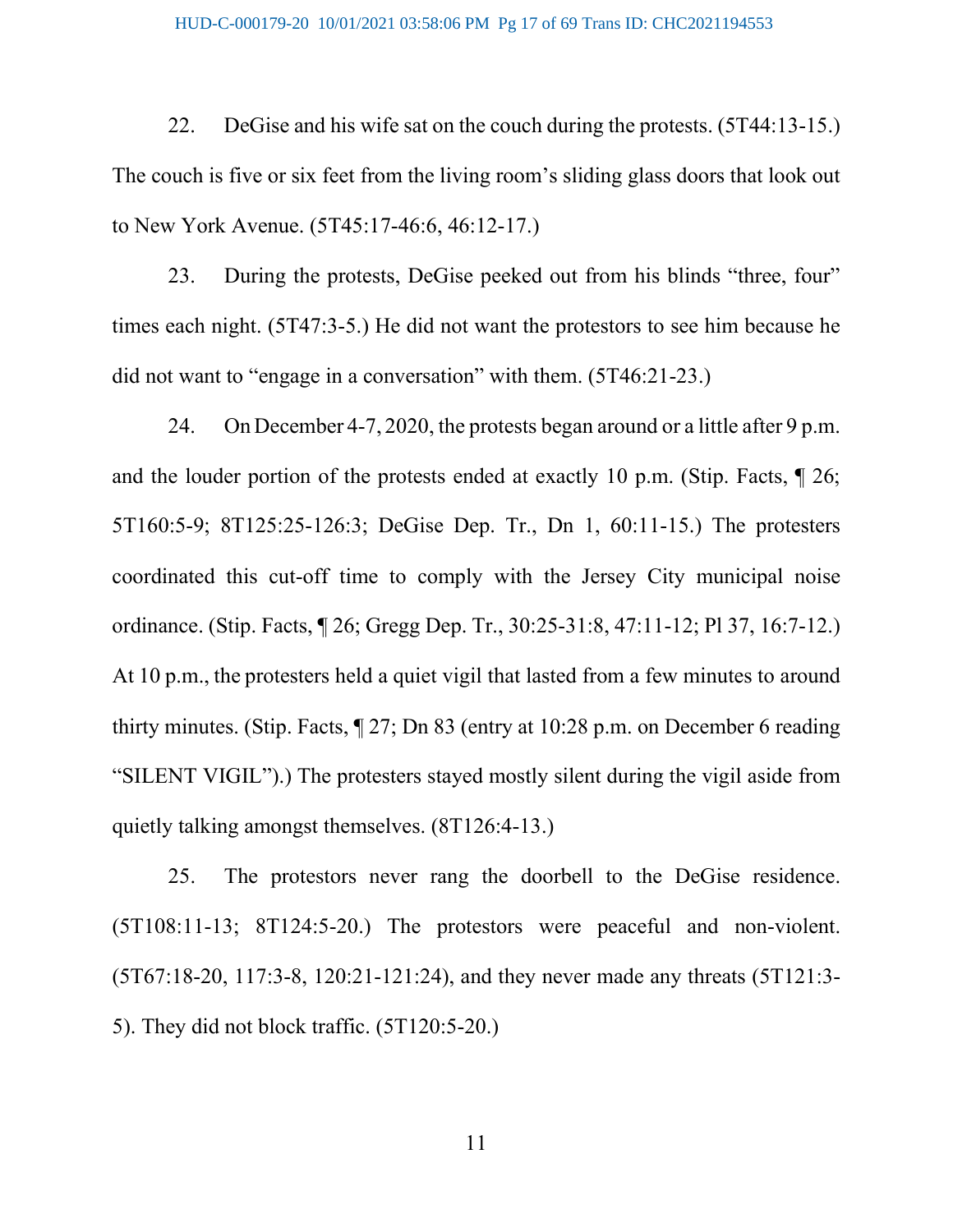22. DeGise and his wife sat on the couch during the protests. (5T44:13-15.) The couch is five or six feet from the living room's sliding glass doors that look out to New York Avenue. (5T45:17-46:6, 46:12-17.)

23. During the protests, DeGise peeked out from his blinds "three, four" times each night. (5T47:3-5.) He did not want the protestors to see him because he did not want to "engage in a conversation" with them. (5T46:21-23.)

24. On December 4-7, 2020, the protests began around or a little after 9 p.m. and the louder portion of the protests ended at exactly 10 p.m. (Stip. Facts, ¶ 26; 5T160:5-9; 8T125:25-126:3; DeGise Dep. Tr., Dn 1, 60:11-15.) The protesters coordinated this cut-off time to comply with the Jersey City municipal noise ordinance. (Stip. Facts, ¶ 26; Gregg Dep. Tr., 30:25-31:8, 47:11-12; Pl 37, 16:7-12.) At 10 p.m., the protesters held a quiet vigil that lasted from a few minutes to around thirty minutes. (Stip. Facts, ¶ 27; Dn 83 (entry at 10:28 p.m. on December 6 reading "SILENT VIGIL").) The protesters stayed mostly silent during the vigil aside from quietly talking amongst themselves. (8T126:4-13.)

25. The protestors never rang the doorbell to the DeGise residence. (5T108:11-13; 8T124:5-20.) The protestors were peaceful and non-violent. (5T67:18-20, 117:3-8, 120:21-121:24), and they never made any threats (5T121:3-5). They did not block traffic. (5T120:5-20.)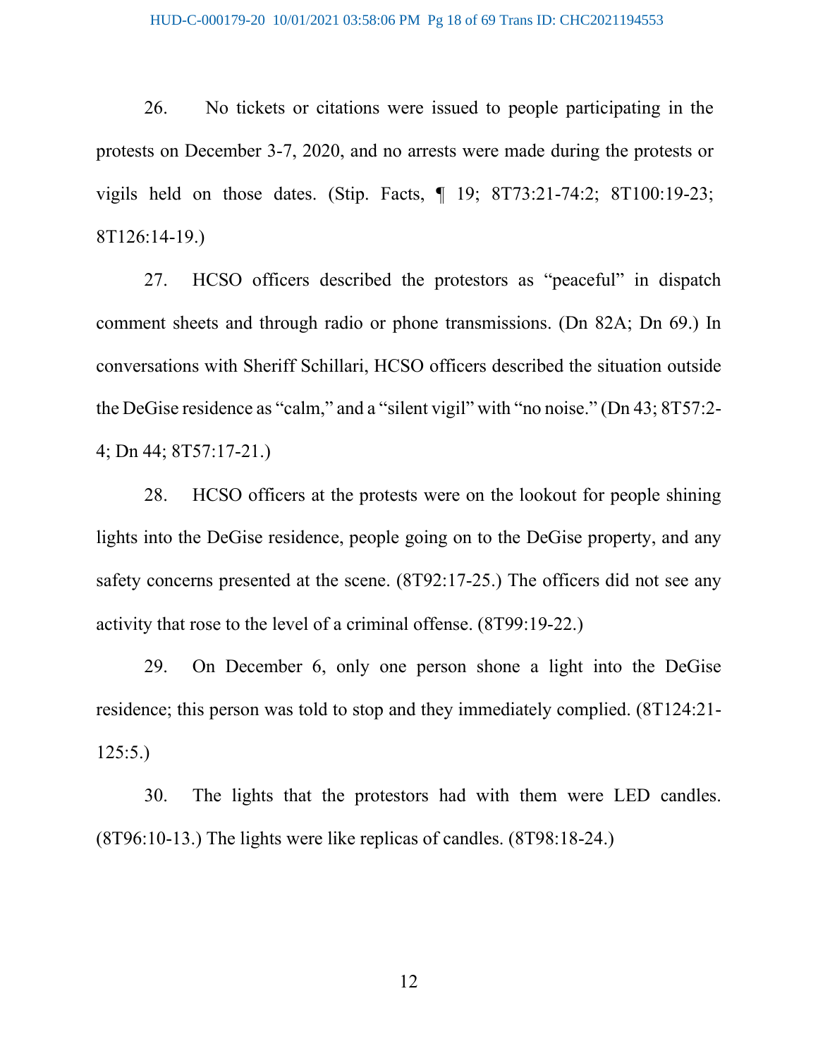26. No tickets or citations were issued to people participating in the protests on December 3-7, 2020, and no arrests were made during the protests or vigils held on those dates. (Stip. Facts, ¶ 19; 8T73:21-74:2; 8T100:19-23; 8T126:14-19.)

27. HCSO officers described the protestors as "peaceful" in dispatch comment sheets and through radio or phone transmissions. (Dn 82A; Dn 69.) In conversations with Sheriff Schillari, HCSO officers described the situation outside the DeGise residence as "calm," and a "silent vigil" with "no noise." (Dn 43; 8T57:2-4; Dn 44; 8T57:17-21.)

28. HCSO officers at the protests were on the lookout for people shining lights into the DeGise residence, people going on to the DeGise property, and any safety concerns presented at the scene. (8T92:17-25.) The officers did not see any activity that rose to the level of a criminal offense. (8T99:19-22.)

29. On December 6, only one person shone a light into the DeGise residence; this person was told to stop and they immediately complied. (8T124:21-125:5.)

30. The lights that the protestors had with them were LED candles. (8T96:10-13.) The lights were like replicas of candles. (8T98:18-24.)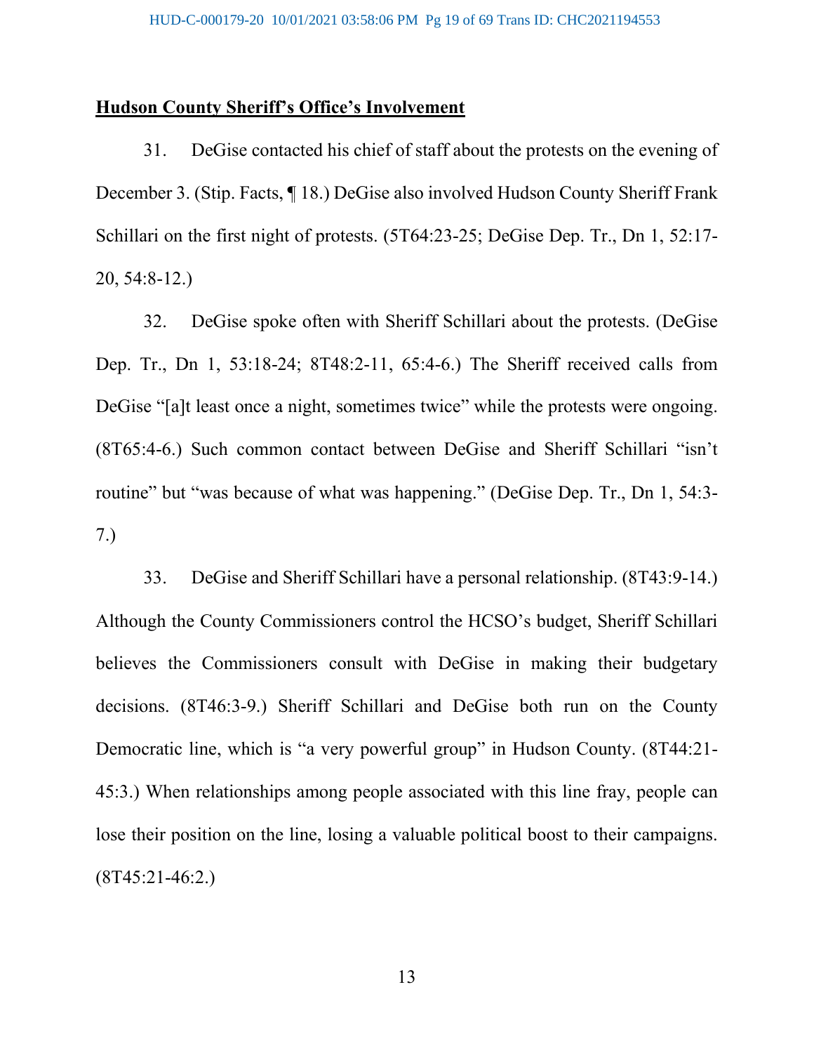**Hudson County Sheriff's Office's Involvement**

31. DeGise contacted his chief of staff about the protests on the evening of December 3. (Stip. Facts, ¶ 18.) DeGise also involved Hudson County Sheriff Frank Schillari on the first night of protests. (5T64:23-25; DeGise Dep. Tr., Dn 1, 52:17-20, 54:8-12.)

32. DeGise spoke often with Sheriff Schillari about the protests. (DeGise Dep. Tr., Dn 1, 53:18-24; 8T48:2-11, 65:4-6.) The Sheriff received calls from DeGise "[a]t least once a night, sometimes twice" while the protests were ongoing. (8T65:4-6.) Such common contact between DeGise and Sheriff Schillari "isn't routine" but "was because of what was happening." (DeGise Dep. Tr., Dn 1, 54:3-7.)

33. DeGise and Sheriff Schillari have a personal relationship. (8T43:9-14.) Although the County Commissioners control the HCSO's budget, Sheriff Schillari believes the Commissioners consult with DeGise in making their budgetary decisions. (8T46:3-9.) Sheriff Schillari and DeGise both run on the County Democratic line, which is "a very powerful group" in Hudson County. (8T44:21-45:3.) When relationships among people associated with this line fray, people can lose their position on the line, losing a valuable political boost to their campaigns. (8T45:21-46:2.)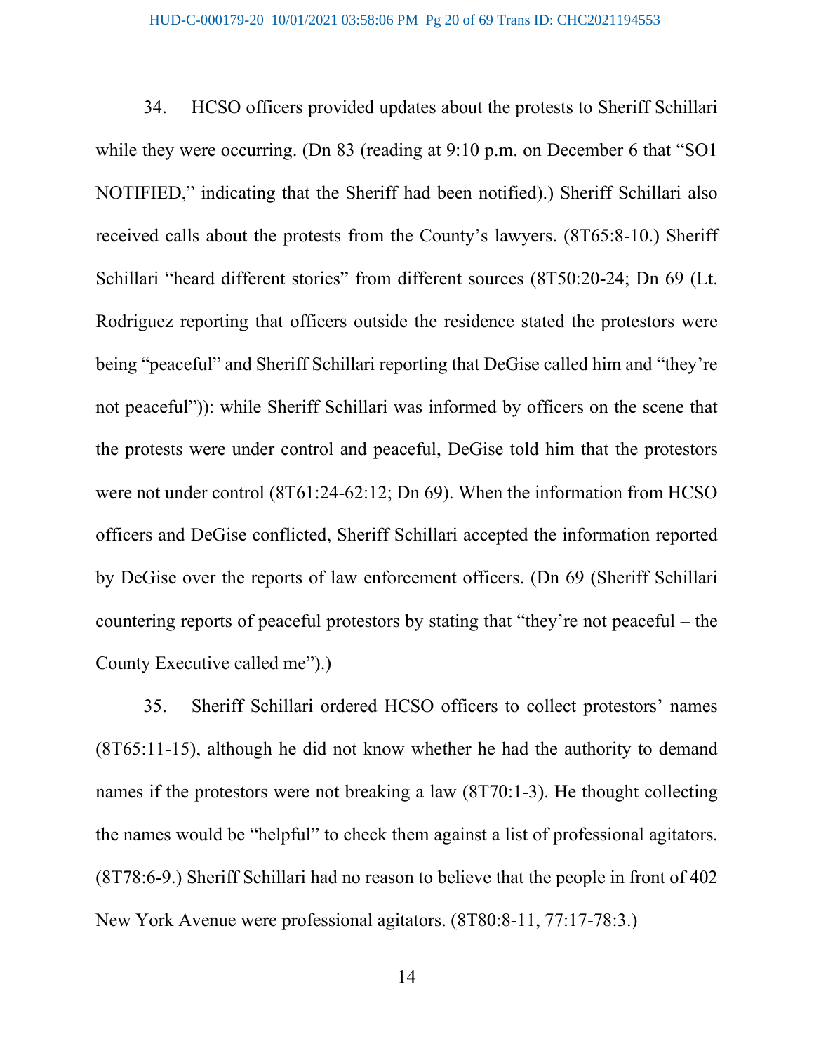34. HCSO officers provided updates about the protests to Sheriff Schillari while they were occurring. (Dn 83 (reading at 9:10 p.m. on December 6 that "SO1 NOTIFIED," indicating that the Sheriff had been notified).) Sheriff Schillari also received calls about the protests from the County's lawyers. (8T65:8-10.) Sheriff Schillari "heard different stories" from different sources (8T50:20-24; Dn 69 (Lt. Rodriguez reporting that officers outside the residence stated the protestors were being "peaceful" and Sheriff Schillari reporting that DeGise called him and "they're not peaceful")): while Sheriff Schillari was informed by officers on the scene that the protests were under control and peaceful, DeGise told him that the protestors were not under control (8T61:24-62:12; Dn 69). When the information from HCSO officers and DeGise conflicted, Sheriff Schillari accepted the information reported by DeGise over the reports of law enforcement officers. (Dn 69 (Sheriff Schillari countering reports of peaceful protestors by stating that "they're not peaceful – the County Executive called me").)

35. Sheriff Schillari ordered HCSO officers to collect protestors' names (8T65:11-15), although he did not know whether he had the authority to demand names if the protestors were not breaking a law (8T70:1-3). He thought collecting the names would be "helpful" to check them against a list of professional agitators. (8T78:6-9.) Sheriff Schillari had no reason to believe that the people in front of 402 New York Avenue were professional agitators. (8T80:8-11, 77:17-78:3.)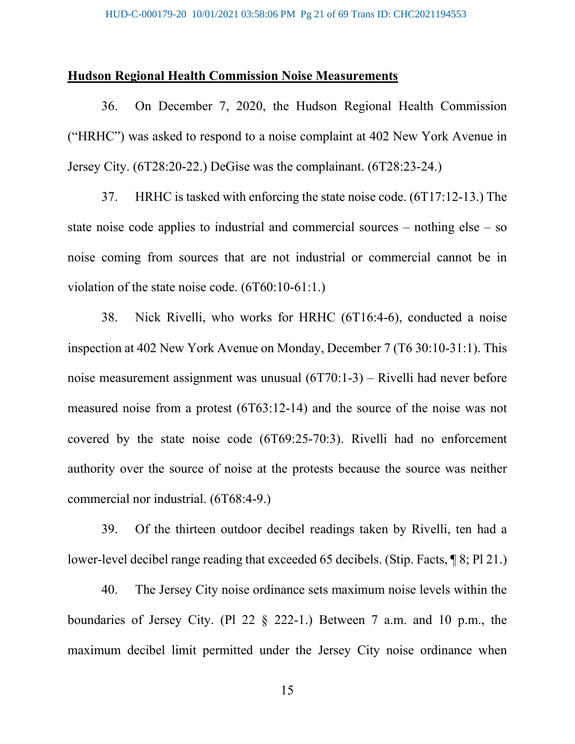**Hudson Regional Health Commission Noise Measurements**

36. On December 7, 2020, the Hudson Regional Health Commission ("HRHC") was asked to respond to a noise complaint at 402 New York Avenue in Jersey City. (6T28:20-22.) DeGise was the complainant. (6T28:23-24.)

37. HRHC is tasked with enforcing the state noise code. (6T17:12-13.) The state noise code applies to industrial and commercial sources – nothing else – so noise coming from sources that are not industrial or commercial cannot be in violation of the state noise code. (6T60:10-61:1.)

38. Nick Rivelli, who works for HRHC (6T16:4-6), conducted a noise inspection at 402 New York Avenue on Monday, December 7 (T6 30:10-31:1). This noise measurement assignment was unusual (6T70:1-3) – Rivelli had never before measured noise from a protest (6T63:12-14) and the source of the noise was not covered by the state noise code (6T69:25-70:3). Rivelli had no enforcement authority over the source of noise at the protests because the source was neither commercial nor industrial. (6T68:4-9.)

39. Of the thirteen outdoor decibel readings taken by Rivelli, ten had a lower-level decibel range reading that exceeded 65 decibels. (Stip. Facts, ¶ 8; Pl 21.)

40. The Jersey City noise ordinance sets maximum noise levels within the boundaries of Jersey City. (Pl 22 § 222-1.) Between 7 a.m. and 10 p.m., the maximum decibel limit permitted under the Jersey City noise ordinance when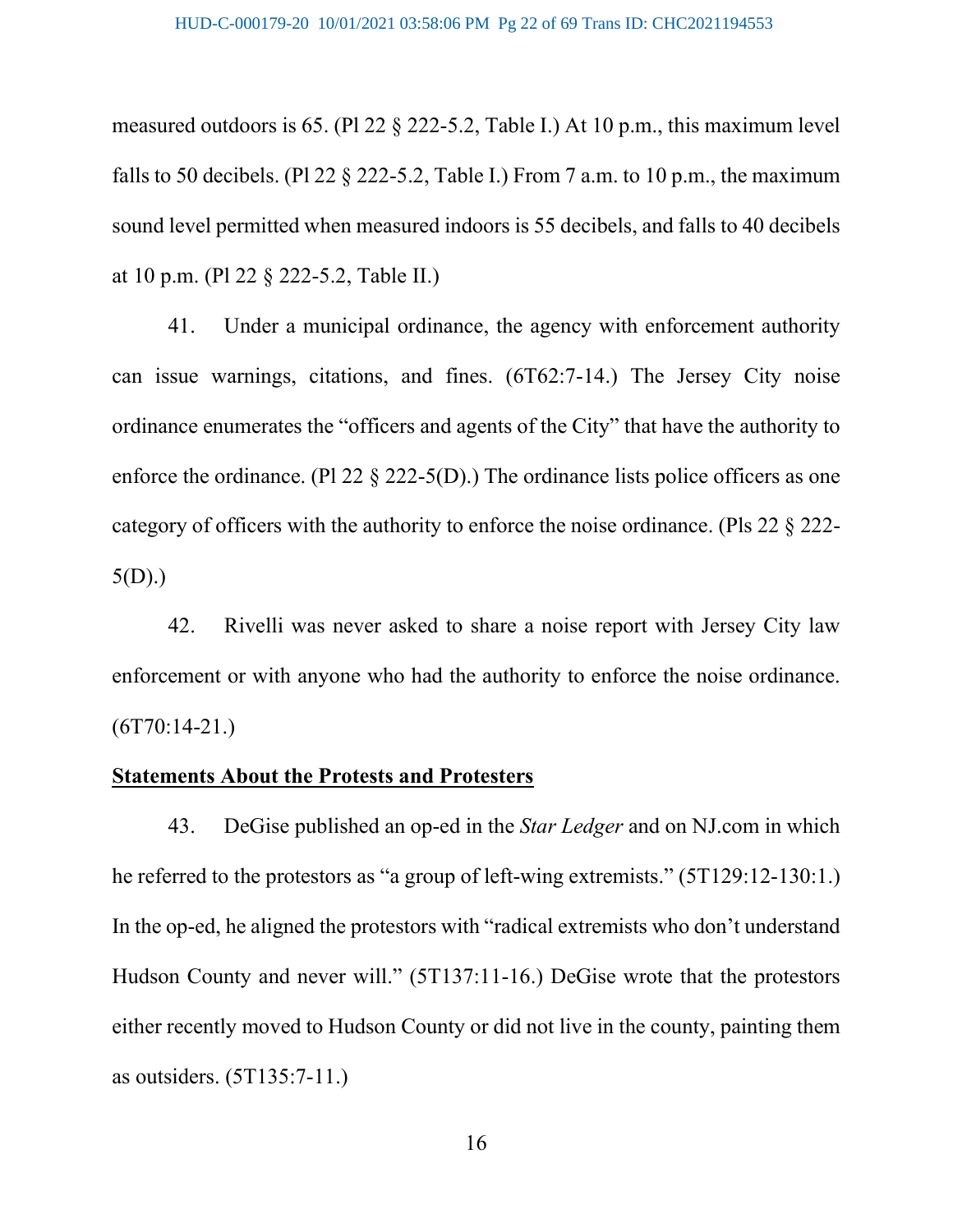measured outdoors is 65. (Pl 22 § 222-5.2, Table I.) At 10 p.m., this maximum level falls to 50 decibels. (Pl 22 § 222-5.2, Table I.) From 7 a.m. to 10 p.m., the maximum sound level permitted when measured indoors is 55 decibels, and falls to 40 decibels at 10 p.m. (Pl 22 § 222-5.2, Table II.)

41. Under a municipal ordinance, the agency with enforcement authority can issue warnings, citations, and fines. (6T62:7-14.) The Jersey City noise ordinance enumerates the "officers and agents of the City" that have the authority to enforce the ordinance. (Pl 22 § 222-5(D).) The ordinance lists police officers as one category of officers with the authority to enforce the noise ordinance. (Pls 22 § 222-5(D).)

42. Rivelli was never asked to share a noise report with Jersey City law enforcement or with anyone who had the authority to enforce the noise ordinance. (6T70:14-21.)

**Statements About the Protests and Protesters**

43. DeGise published an op-ed in the *Star Ledger* and on NJ.com in which he referred to the protestors as "a group of left-wing extremists." (5T129:12-130:1.) In the op-ed, he aligned the protestors with "radical extremists who don't understand Hudson County and never will." (5T137:11-16.) DeGise wrote that the protestors either recently moved to Hudson County or did not live in the county, painting them as outsiders. (5T135:7-11.)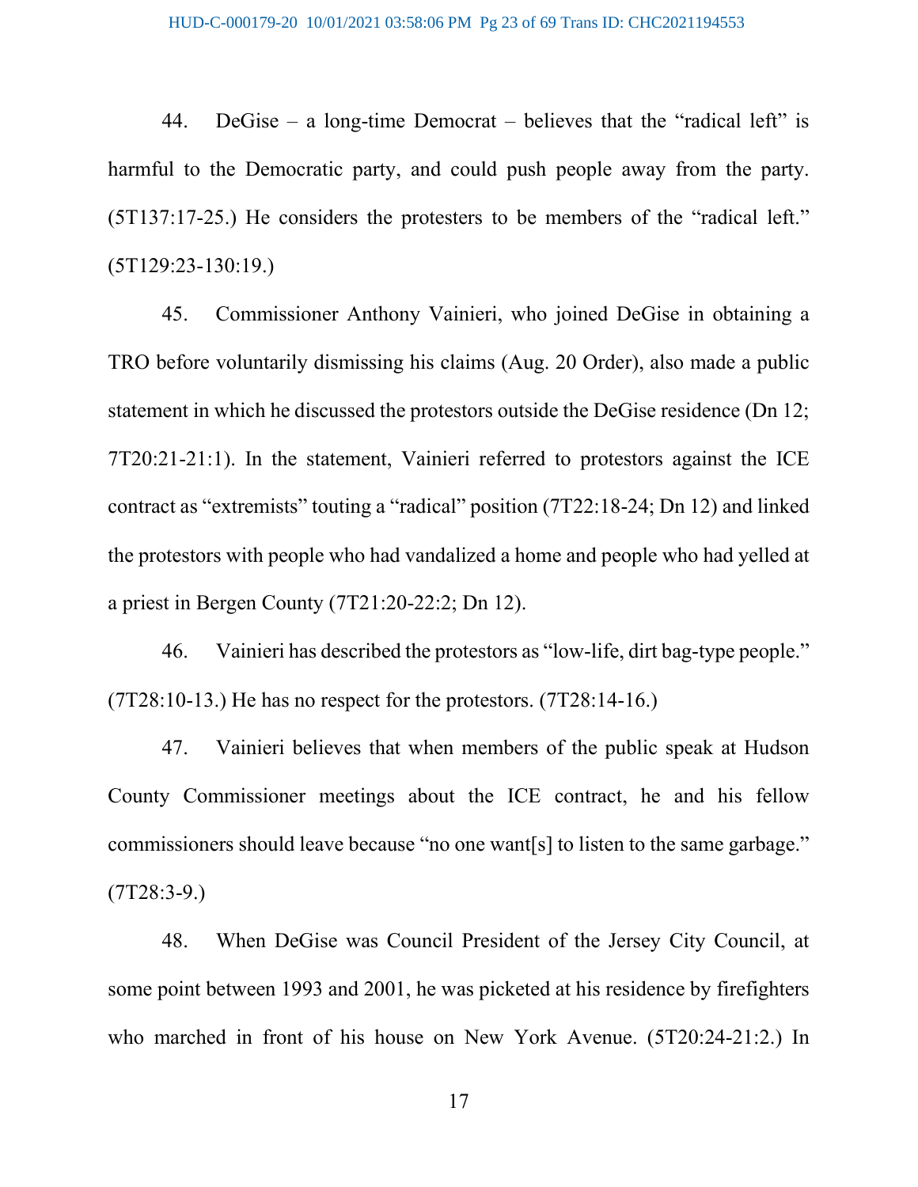44. DeGise – a long-time Democrat – believes that the "radical left" is harmful to the Democratic party, and could push people away from the party. (5T137:17-25.) He considers the protesters to be members of the "radical left." (5T129:23-130:19.)

45. Commissioner Anthony Vainieri, who joined DeGise in obtaining a TRO before voluntarily dismissing his claims (Aug. 20 Order), also made a public statement in which he discussed the protestors outside the DeGise residence (Dn 12; 7T20:21-21:1). In the statement, Vainieri referred to protestors against the ICE contract as "extremists" touting a "radical" position (7T22:18-24; Dn 12) and linked the protestors with people who had vandalized a home and people who had yelled at a priest in Bergen County (7T21:20-22:2; Dn 12).

46. Vainieri has described the protestors as "low-life, dirt bag-type people." (7T28:10-13.) He has no respect for the protestors. (7T28:14-16.)

47. Vainieri believes that when members of the public speak at Hudson County Commissioner meetings about the ICE contract, he and his fellow commissioners should leave because "no one want[s] to listen to the same garbage." (7T28:3-9.)

48. When DeGise was Council President of the Jersey City Council, at some point between 1993 and 2001, he was picketed at his residence by firefighters who marched in front of his house on New York Avenue. (5T20:24-21:2.) In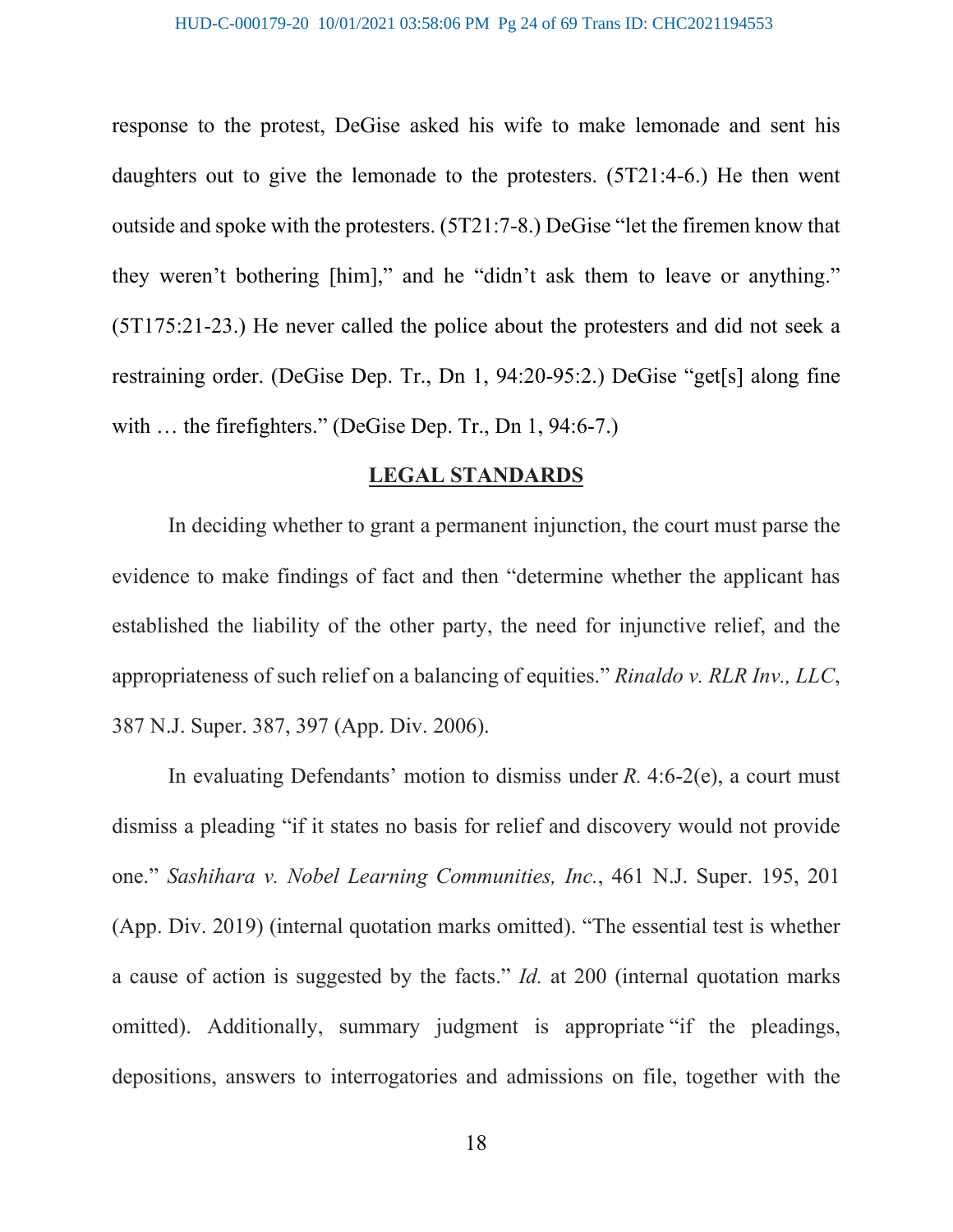response to the protest, DeGise asked his wife to make lemonade and sent his daughters out to give the lemonade to the protesters. (5T21:4-6.) He then went outside and spoke with the protesters. (5T21:7-8.) DeGise "let the firemen know that they weren't bothering [him]," and he "didn't ask them to leave or anything." (5T175:21-23.) He never called the police about the protesters and did not seek a restraining order. (DeGise Dep. Tr., Dn 1, 94:20-95:2.) DeGise "get[s] along fine with … the firefighters." (DeGise Dep. Tr., Dn 1, 94:6-7.)

## LEGAL STANDARDS

In deciding whether to grant a permanent injunction, the court must parse the evidence to make findings of fact and then "determine whether the applicant has established the liability of the other party, the need for injunctive relief, and the appropriateness of such relief on a balancing of equities." *Rinaldo v. RLR Inv., LLC*, 387 N.J. Super. 387, 397 (App. Div. 2006).

In evaluating Defendants' motion to dismiss under *R.* 4:6-2(e), a court must dismiss a pleading "if it states no basis for relief and discovery would not provide one." *Sashihara v. Nobel Learning Communities, Inc.*, 461 N.J. Super. 195, 201 (App. Div. 2019) (internal quotation marks omitted). "The essential test is whether a cause of action is suggested by the facts." *Id.* at 200 (internal quotation marks omitted). Additionally, summary judgment is appropriate "if the pleadings, depositions, answers to interrogatories and admissions on file, together with the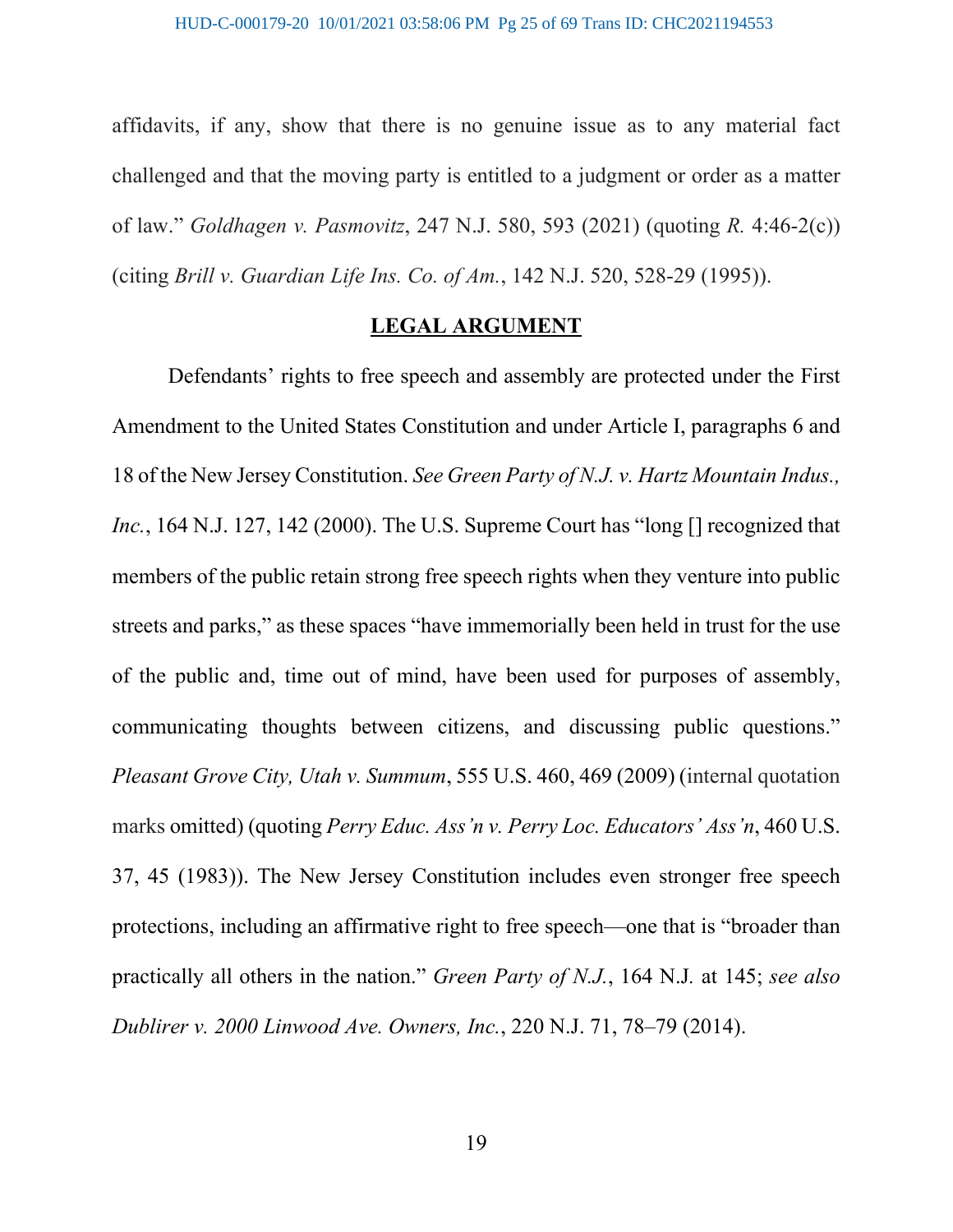affidavits, if any, show that there is no genuine issue as to any material fact challenged and that the moving party is entitled to a judgment or order as a matter of law." *Goldhagen v. Pasmovitz*, 247 N.J. 580, 593 (2021) (quoting *R.* 4:46-2(c)) (citing *Brill v. Guardian Life Ins. Co. of Am.*, 142 N.J. 520, 528-29 (1995)).

## **LEGAL ARGUMENT**

Defendants' rights to free speech and assembly are protected under the First Amendment to the United States Constitution and under Article I, paragraphs 6 and 18 of the New Jersey Constitution. *See Green Party of N.J. v. Hartz Mountain Indus., Inc.*, 164 N.J. 127, 142 (2000). The U.S. Supreme Court has "long [] recognized that members of the public retain strong free speech rights when they venture into public streets and parks," as these spaces "have immemorially been held in trust for the use of the public and, time out of mind, have been used for purposes of assembly, communicating thoughts between citizens, and discussing public questions." *Pleasant Grove City, Utah v. Summum*, 555 U.S. 460, 469 (2009) (internal quotation marks omitted) (quoting *Perry Educ. Ass'n v. Perry Loc. Educators' Ass'n*, 460 U.S. 37, 45 (1983)). The New Jersey Constitution includes even stronger free speech protections, including an affirmative right to free speech—one that is "broader than practically all others in the nation." *Green Party of N.J.*, 164 N.J. at 145; *see also Dublirer v. 2000 Linwood Ave. Owners, Inc.*, 220 N.J. 71, 78–79 (2014).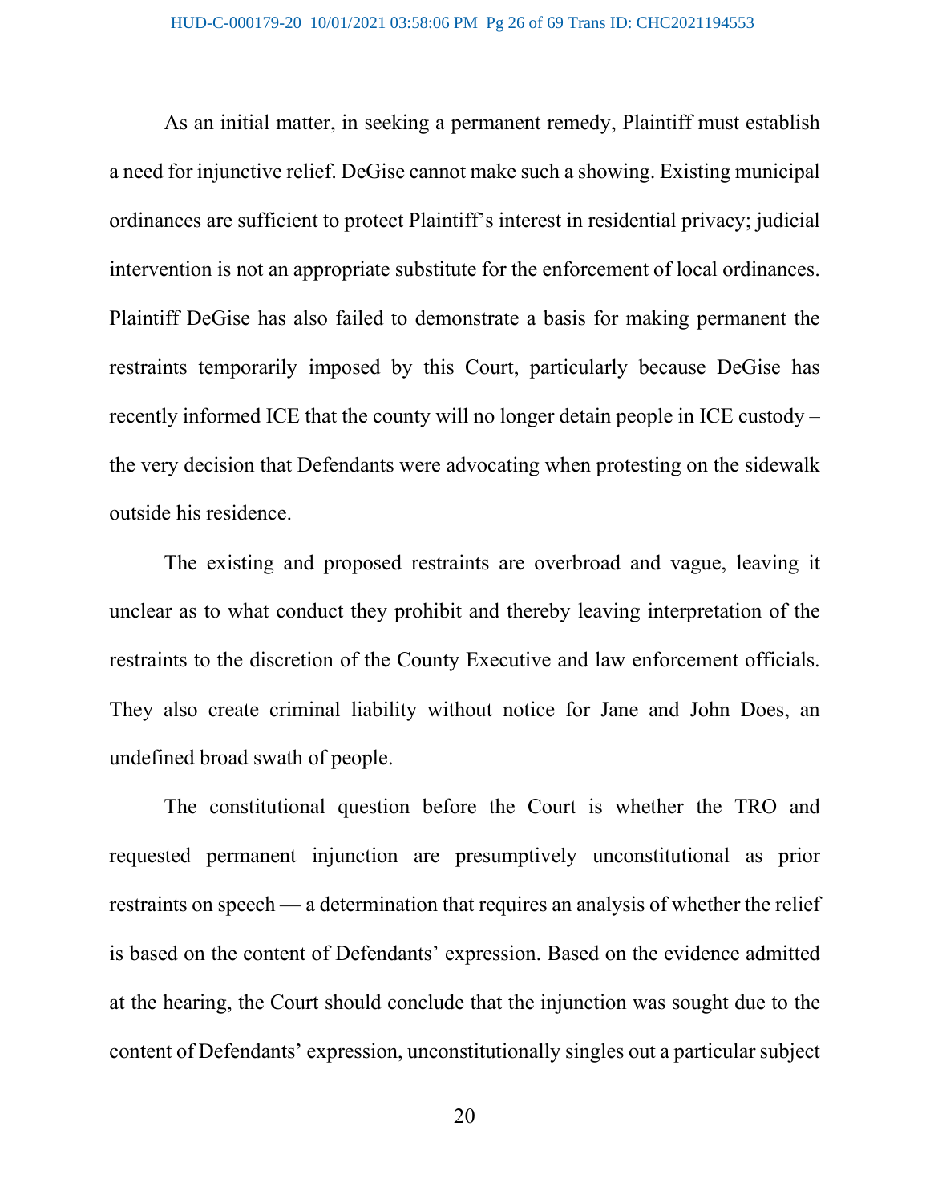As an initial matter, in seeking a permanent remedy, Plaintiff must establish a need for injunctive relief. DeGise cannot make such a showing. Existing municipal ordinances are sufficient to protect Plaintiff's interest in residential privacy; judicial intervention is not an appropriate substitute for the enforcement of local ordinances. Plaintiff DeGise has also failed to demonstrate a basis for making permanent the restraints temporarily imposed by this Court, particularly because DeGise has recently informed ICE that the county will no longer detain people in ICE custody – the very decision that Defendants were advocating when protesting on the sidewalk outside his residence.

The existing and proposed restraints are overbroad and vague, leaving it unclear as to what conduct they prohibit and thereby leaving interpretation of the restraints to the discretion of the County Executive and law enforcement officials. They also create criminal liability without notice for Jane and John Does, an undefined broad swath of people.

The constitutional question before the Court is whether the TRO and requested permanent injunction are presumptively unconstitutional as prior restraints on speech — a determination that requires an analysis of whether the relief is based on the content of Defendants' expression. Based on the evidence admitted at the hearing, the Court should conclude that the injunction was sought due to the content of Defendants' expression, unconstitutionally singles out a particular subject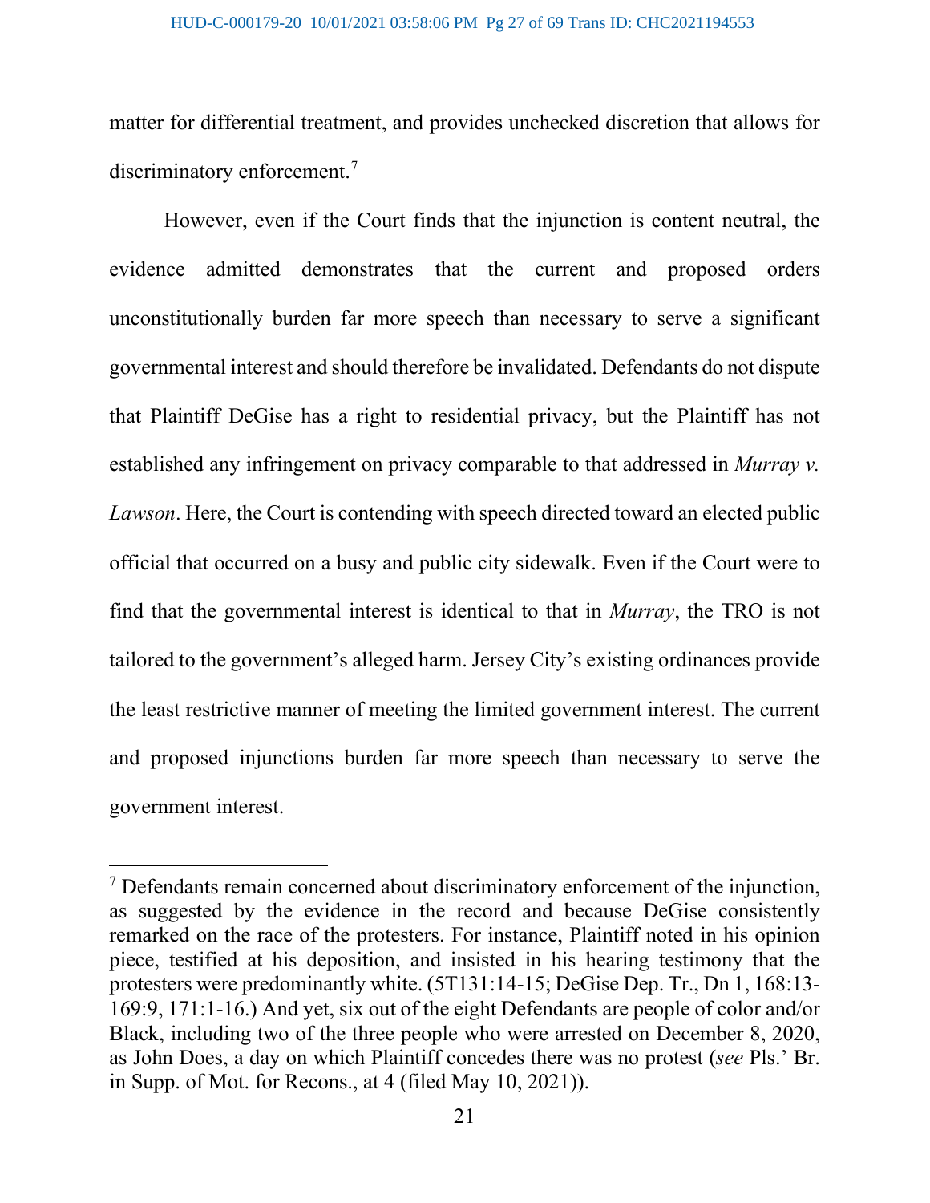matter for differential treatment, and provides unchecked discretion that allows for discriminatory enforcement.[7]

However, even if the Court finds that the injunction is content neutral, the evidence admitted demonstrates that the current and proposed orders unconstitutionally burden far more speech than necessary to serve a significant governmental interest and should therefore be invalidated. Defendants do not dispute that Plaintiff DeGise has a right to residential privacy, but the Plaintiff has not established any infringement on privacy comparable to that addressed in *Murray v. Lawson*. Here, the Court is contending with speech directed toward an elected public official that occurred on a busy and public city sidewalk. Even if the Court were to find that the governmental interest is identical to that in *Murray*, the TRO is not tailored to the government's alleged harm. Jersey City's existing ordinances provide the least restrictive manner of meeting the limited government interest. The current and proposed injunctions burden far more speech than necessary to serve the government interest.

---

[7] Defendants remain concerned about discriminatory enforcement of the injunction, as suggested by the evidence in the record and because DeGise consistently remarked on the race of the protesters. For instance, Plaintiff noted in his opinion piece, testified at his deposition, and insisted in his hearing testimony that the protesters were predominantly white. (5T131:14-15; DeGise Dep. Tr., Dn 1, 168:13-169:9, 171:1-16.) And yet, six out of the eight Defendants are people of color and/or Black, including two of the three people who were arrested on December 8, 2020, as John Does, a day on which Plaintiff concedes there was no protest (*see* Pls.' Br. in Supp. of Mot. for Recons., at 4 (filed May 10, 2021)).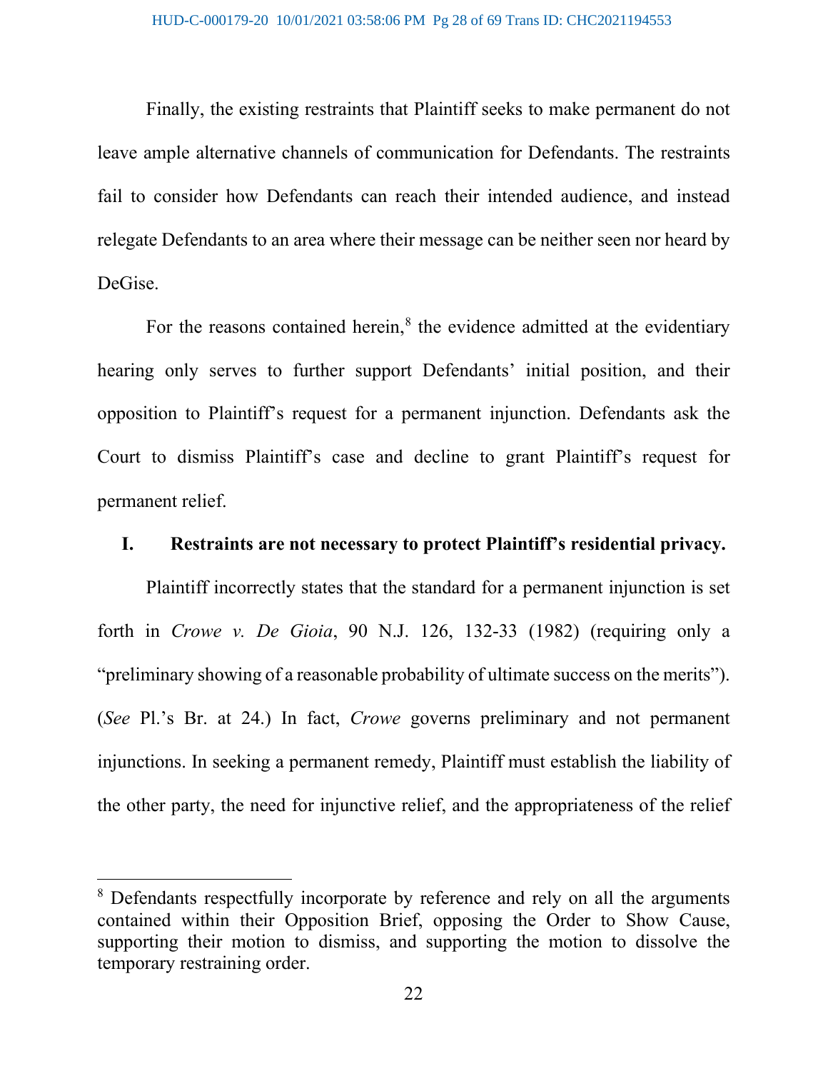Finally, the existing restraints that Plaintiff seeks to make permanent do not leave ample alternative channels of communication for Defendants. The restraints fail to consider how Defendants can reach their intended audience, and instead relegate Defendants to an area where their message can be neither seen nor heard by DeGise.

For the reasons contained herein,[8] the evidence admitted at the evidentiary hearing only serves to further support Defendants' initial position, and their opposition to Plaintiff's request for a permanent injunction. Defendants ask the Court to dismiss Plaintiff's case and decline to grant Plaintiff's request for permanent relief.

## I. Restraints are not necessary to protect Plaintiff's residential privacy.

Plaintiff incorrectly states that the standard for a permanent injunction is set forth in *Crowe v. De Gioia*, 90 N.J. 126, 132-33 (1982) (requiring only a "preliminary showing of a reasonable probability of ultimate success on the merits"). (*See* Pl.'s Br. at 24.) In fact, *Crowe* governs preliminary and not permanent injunctions. In seeking a permanent remedy, Plaintiff must establish the liability of the other party, the need for injunctive relief, and the appropriateness of the relief

---

[8] Defendants respectfully incorporate by reference and rely on all the arguments contained within their Opposition Brief, opposing the Order to Show Cause, supporting their motion to dismiss, and supporting the motion to dissolve the temporary restraining order.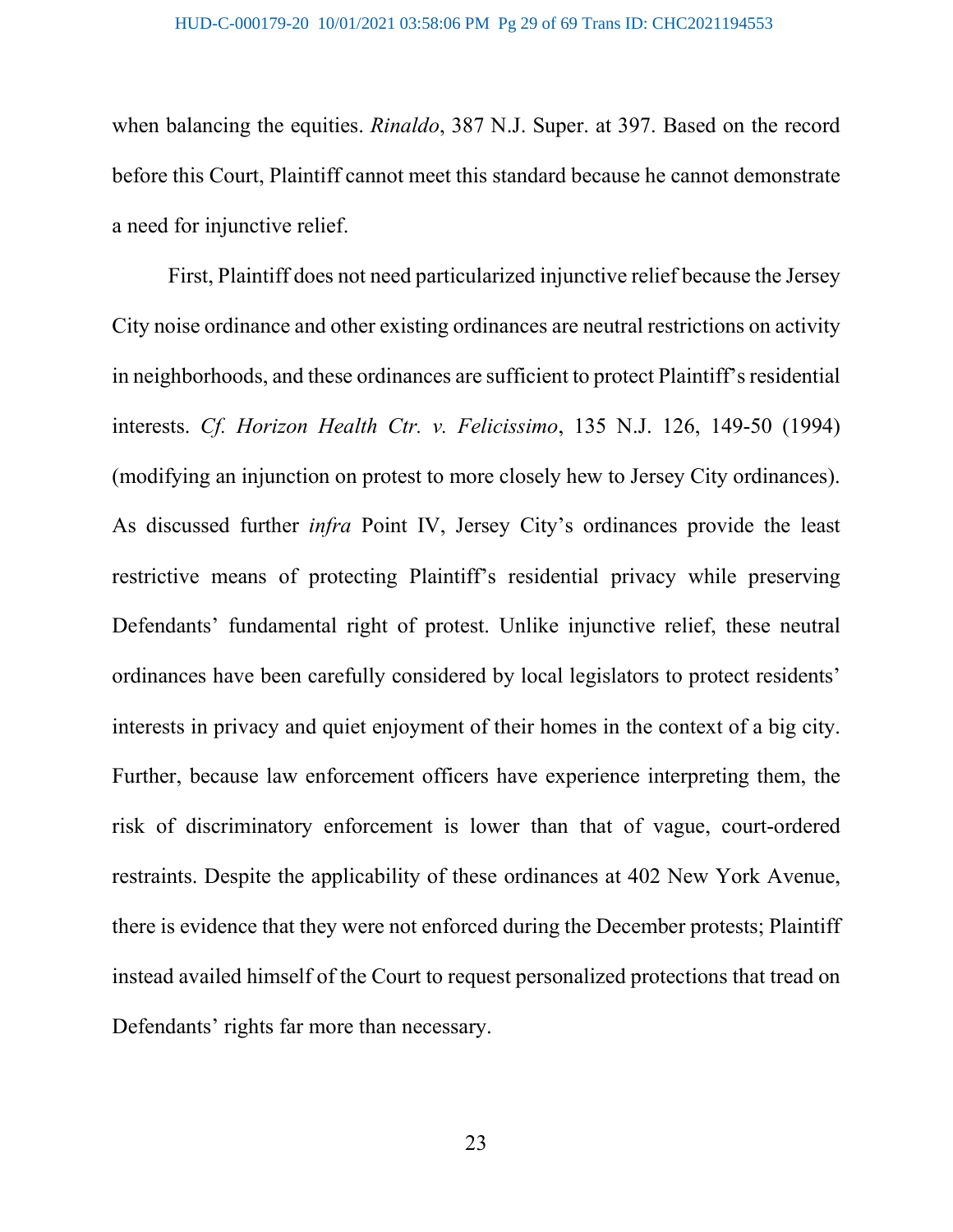when balancing the equities. *Rinaldo*, 387 N.J. Super. at 397. Based on the record before this Court, Plaintiff cannot meet this standard because he cannot demonstrate a need for injunctive relief.

First, Plaintiff does not need particularized injunctive relief because the Jersey City noise ordinance and other existing ordinances are neutral restrictions on activity in neighborhoods, and these ordinances are sufficient to protect Plaintiff's residential interests. *Cf. Horizon Health Ctr. v. Felicissimo*, 135 N.J. 126, 149-50 (1994) (modifying an injunction on protest to more closely hew to Jersey City ordinances). As discussed further *infra* Point IV, Jersey City's ordinances provide the least restrictive means of protecting Plaintiff's residential privacy while preserving Defendants' fundamental right of protest. Unlike injunctive relief, these neutral ordinances have been carefully considered by local legislators to protect residents' interests in privacy and quiet enjoyment of their homes in the context of a big city. Further, because law enforcement officers have experience interpreting them, the risk of discriminatory enforcement is lower than that of vague, court-ordered restraints. Despite the applicability of these ordinances at 402 New York Avenue, there is evidence that they were not enforced during the December protests; Plaintiff instead availed himself of the Court to request personalized protections that tread on Defendants' rights far more than necessary.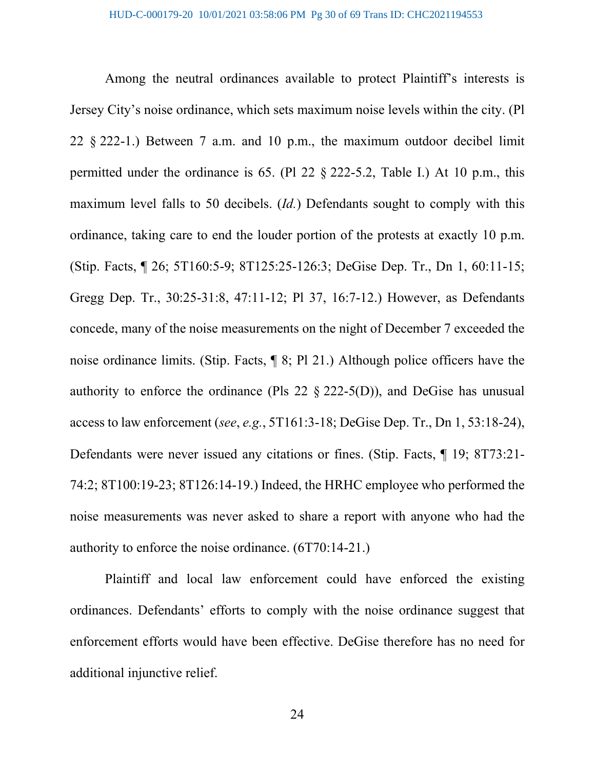Among the neutral ordinances available to protect Plaintiff's interests is Jersey City's noise ordinance, which sets maximum noise levels within the city. (Pl 22 § 222-1.) Between 7 a.m. and 10 p.m., the maximum outdoor decibel limit permitted under the ordinance is 65. (Pl 22 § 222-5.2, Table I.) At 10 p.m., this maximum level falls to 50 decibels. (*Id.*) Defendants sought to comply with this ordinance, taking care to end the louder portion of the protests at exactly 10 p.m. (Stip. Facts, ¶ 26; 5T160:5-9; 8T125:25-126:3; DeGise Dep. Tr., Dn 1, 60:11-15; Gregg Dep. Tr., 30:25-31:8, 47:11-12; Pl 37, 16:7-12.) However, as Defendants concede, many of the noise measurements on the night of December 7 exceeded the noise ordinance limits. (Stip. Facts, ¶ 8; Pl 21.) Although police officers have the authority to enforce the ordinance (Pls 22 § 222-5(D)), and DeGise has unusual access to law enforcement (*see*, *e.g.*, 5T161:3-18; DeGise Dep. Tr., Dn 1, 53:18-24), Defendants were never issued any citations or fines. (Stip. Facts, ¶ 19; 8T73:21-74:2; 8T100:19-23; 8T126:14-19.) Indeed, the HRHC employee who performed the noise measurements was never asked to share a report with anyone who had the authority to enforce the noise ordinance. (6T70:14-21.)

Plaintiff and local law enforcement could have enforced the existing ordinances. Defendants' efforts to comply with the noise ordinance suggest that enforcement efforts would have been effective. DeGise therefore has no need for additional injunctive relief.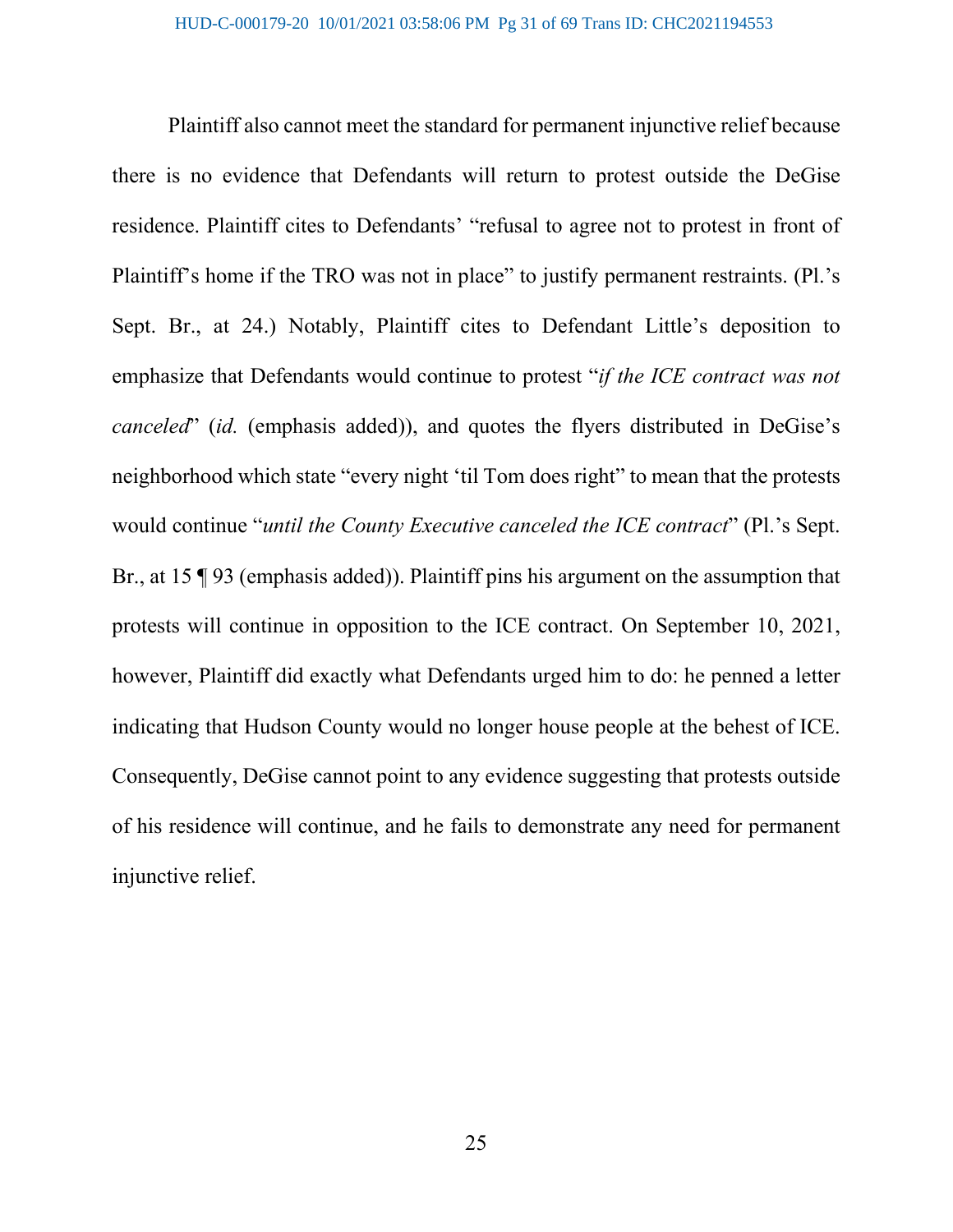Plaintiff also cannot meet the standard for permanent injunctive relief because there is no evidence that Defendants will return to protest outside the DeGise residence. Plaintiff cites to Defendants' "refusal to agree not to protest in front of Plaintiff's home if the TRO was not in place" to justify permanent restraints. (Pl.'s Sept. Br., at 24.) Notably, Plaintiff cites to Defendant Little's deposition to emphasize that Defendants would continue to protest "*if the ICE contract was not canceled*" (*id.* (emphasis added)), and quotes the flyers distributed in DeGise's neighborhood which state "every night 'til Tom does right" to mean that the protests would continue "*until the County Executive canceled the ICE contract*" (Pl.'s Sept. Br., at 15 ¶ 93 (emphasis added)). Plaintiff pins his argument on the assumption that protests will continue in opposition to the ICE contract. On September 10, 2021, however, Plaintiff did exactly what Defendants urged him to do: he penned a letter indicating that Hudson County would no longer house people at the behest of ICE. Consequently, DeGise cannot point to any evidence suggesting that protests outside of his residence will continue, and he fails to demonstrate any need for permanent injunctive relief.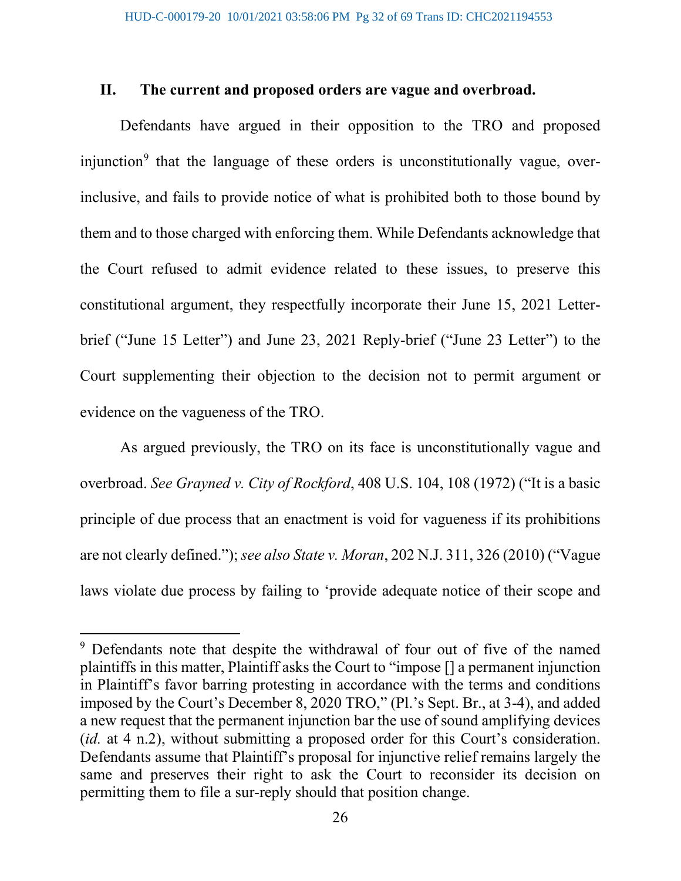## II. The current and proposed orders are vague and overbroad.

Defendants have argued in their opposition to the TRO and proposed injunction[9] that the language of these orders is unconstitutionally vague, over-inclusive, and fails to provide notice of what is prohibited both to those bound by them and to those charged with enforcing them. While Defendants acknowledge that the Court refused to admit evidence related to these issues, to preserve this constitutional argument, they respectfully incorporate their June 15, 2021 Letter-brief ("June 15 Letter") and June 23, 2021 Reply-brief ("June 23 Letter") to the Court supplementing their objection to the decision not to permit argument or evidence on the vagueness of the TRO.

As argued previously, the TRO on its face is unconstitutionally vague and overbroad. *See Grayned v. City of Rockford*, 408 U.S. 104, 108 (1972) ("It is a basic principle of due process that an enactment is void for vagueness if its prohibitions are not clearly defined."); *see also State v. Moran*, 202 N.J. 311, 326 (2010) ("Vague laws violate due process by failing to 'provide adequate notice of their scope and

---

[9] Defendants note that despite the withdrawal of four out of five of the named plaintiffs in this matter, Plaintiff asks the Court to "impose [] a permanent injunction in Plaintiff's favor barring protesting in accordance with the terms and conditions imposed by the Court's December 8, 2020 TRO," (Pl.'s Sept. Br., at 3-4), and added a new request that the permanent injunction bar the use of sound amplifying devices (*id.* at 4 n.2), without submitting a proposed order for this Court's consideration. Defendants assume that Plaintiff's proposal for injunctive relief remains largely the same and preserves their right to ask the Court to reconsider its decision on permitting them to file a sur-reply should that position change.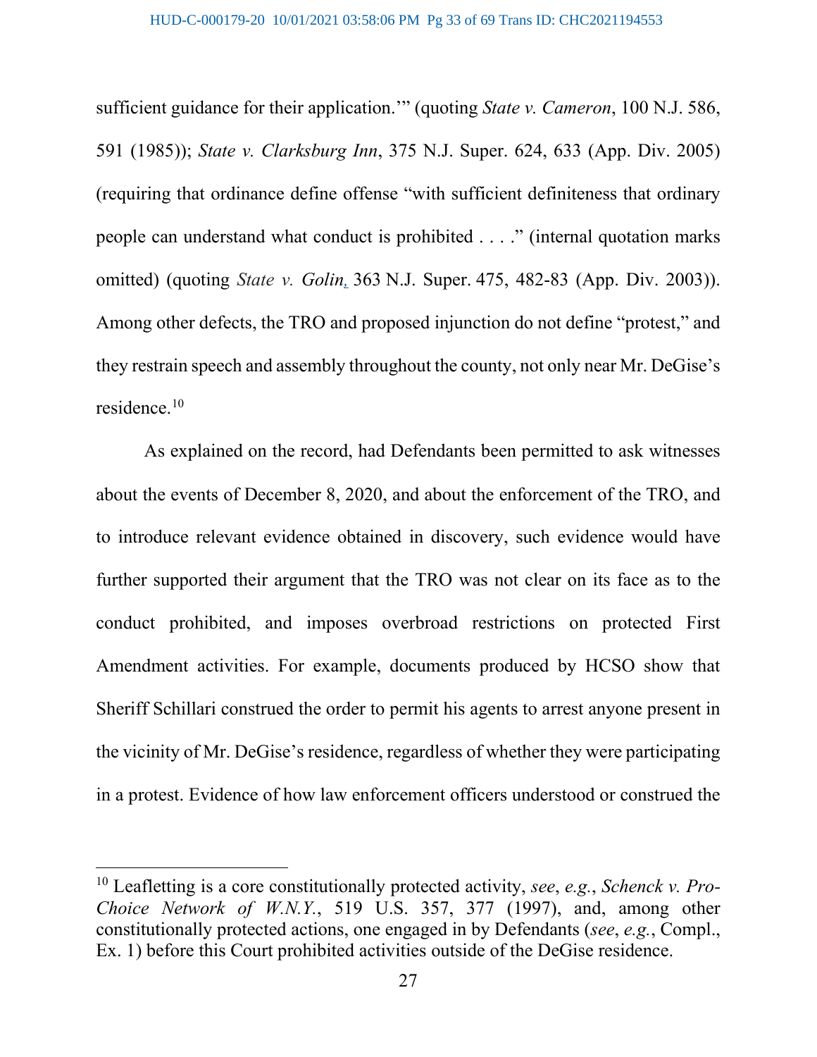sufficient guidance for their application.'" (quoting *State v. Cameron*, 100 N.J. 586, 591 (1985)); *State v. Clarksburg Inn*, 375 N.J. Super. 624, 633 (App. Div. 2005) (requiring that ordinance define offense "with sufficient definiteness that ordinary people can understand what conduct is prohibited . . . ." (internal quotation marks omitted) (quoting *State v. Golin*, 363 N.J. Super. 475, 482-83 (App. Div. 2003)). Among other defects, the TRO and proposed injunction do not define "protest," and they restrain speech and assembly throughout the county, not only near Mr. DeGise's residence.[10]

As explained on the record, had Defendants been permitted to ask witnesses about the events of December 8, 2020, and about the enforcement of the TRO, and to introduce relevant evidence obtained in discovery, such evidence would have further supported their argument that the TRO was not clear on its face as to the conduct prohibited, and imposes overbroad restrictions on protected First Amendment activities. For example, documents produced by HCSO show that Sheriff Schillari construed the order to permit his agents to arrest anyone present in the vicinity of Mr. DeGise's residence, regardless of whether they were participating in a protest. Evidence of how law enforcement officers understood or construed the

---

[10] Leafletting is a core constitutionally protected activity, *see*, *e.g.*, *Schenck v. Pro-Choice Network of W.N.Y.*, 519 U.S. 357, 377 (1997), and, among other constitutionally protected actions, one engaged in by Defendants (*see*, *e.g.*, Compl., Ex. 1) before this Court prohibited activities outside of the DeGise residence.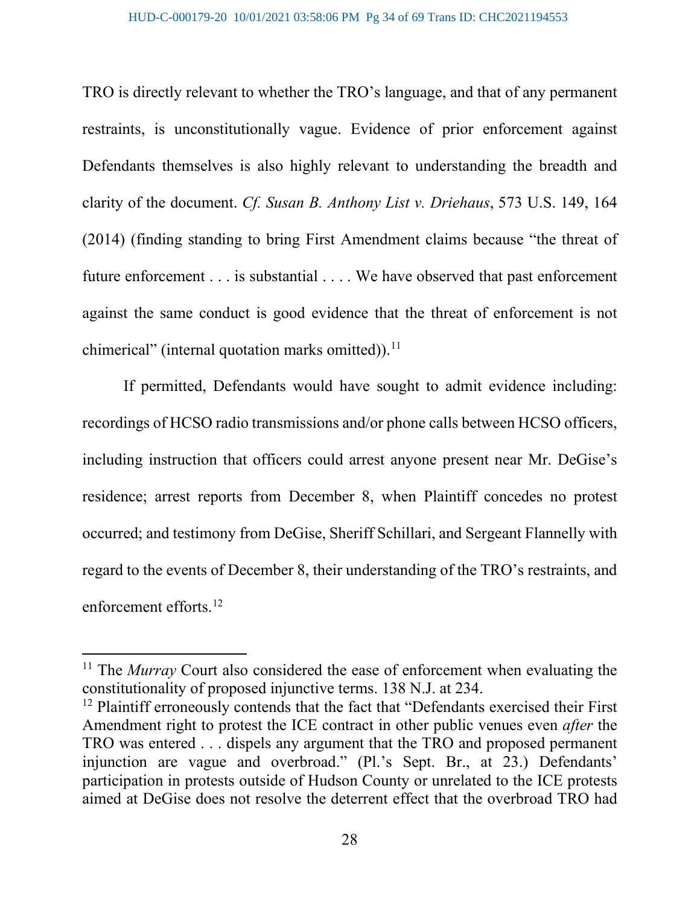TRO is directly relevant to whether the TRO's language, and that of any permanent restraints, is unconstitutionally vague. Evidence of prior enforcement against Defendants themselves is also highly relevant to understanding the breadth and clarity of the document. *Cf. Susan B. Anthony List v. Driehaus*, 573 U.S. 149, 164 (2014) (finding standing to bring First Amendment claims because "the threat of future enforcement . . . is substantial . . . . We have observed that past enforcement against the same conduct is good evidence that the threat of enforcement is not chimerical" (internal quotation marks omitted)).[11]

If permitted, Defendants would have sought to admit evidence including: recordings of HCSO radio transmissions and/or phone calls between HCSO officers, including instruction that officers could arrest anyone present near Mr. DeGise's residence; arrest reports from December 8, when Plaintiff concedes no protest occurred; and testimony from DeGise, Sheriff Schillari, and Sergeant Flannelly with regard to the events of December 8, their understanding of the TRO's restraints, and enforcement efforts.[12]

---

[11] The *Murray* Court also considered the ease of enforcement when evaluating the constitutionality of proposed injunctive terms. 138 N.J. at 234.

[12] Plaintiff erroneously contends that the fact that "Defendants exercised their First Amendment right to protest the ICE contract in other public venues even *after* the TRO was entered . . . dispels any argument that the TRO and proposed permanent injunction are vague and overbroad." (Pl.'s Sept. Br., at 23.) Defendants' participation in protests outside of Hudson County or unrelated to the ICE protests aimed at DeGise does not resolve the deterrent effect that the overbroad TRO had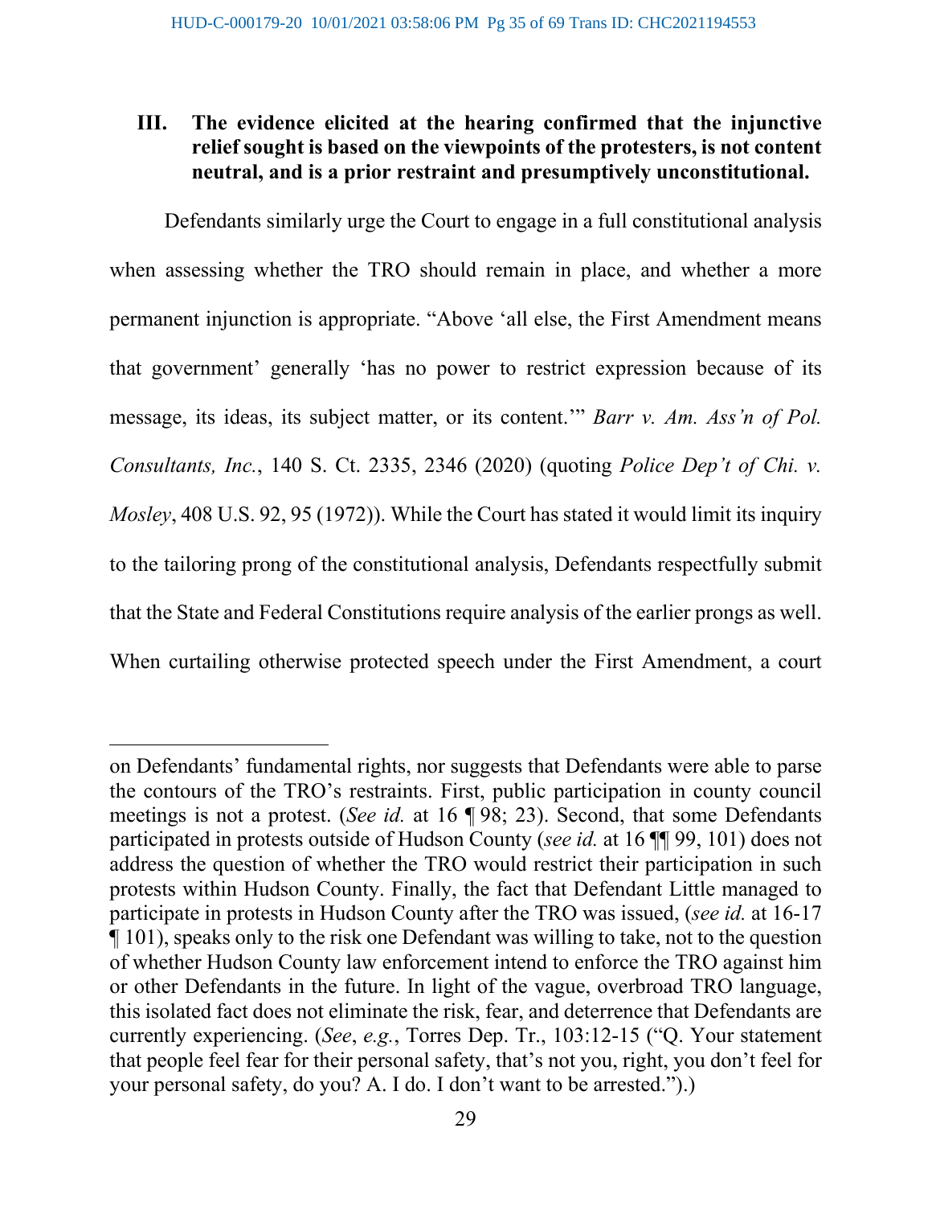### III. The evidence elicited at the hearing confirmed that the injunctive relief sought is based on the viewpoints of the protesters, is not content neutral, and is a prior restraint and presumptively unconstitutional.

Defendants similarly urge the Court to engage in a full constitutional analysis when assessing whether the TRO should remain in place, and whether a more permanent injunction is appropriate. "Above 'all else, the First Amendment means that government' generally 'has no power to restrict expression because of its message, its ideas, its subject matter, or its content.'" *Barr v. Am. Ass'n of Pol. Consultants, Inc.*, 140 S. Ct. 2335, 2346 (2020) (quoting *Police Dep't of Chi. v. Mosley*, 408 U.S. 92, 95 (1972)). While the Court has stated it would limit its inquiry to the tailoring prong of the constitutional analysis, Defendants respectfully submit that the State and Federal Constitutions require analysis of the earlier prongs as well. When curtailing otherwise protected speech under the First Amendment, a court

---

on Defendants' fundamental rights, nor suggests that Defendants were able to parse the contours of the TRO's restraints. First, public participation in county council meetings is not a protest. (*See id.* at 16 ¶ 98; 23). Second, that some Defendants participated in protests outside of Hudson County (*see id.* at 16 ¶¶ 99, 101) does not address the question of whether the TRO would restrict their participation in such protests within Hudson County. Finally, the fact that Defendant Little managed to participate in protests in Hudson County after the TRO was issued, (*see id.* at 16-17 ¶ 101), speaks only to the risk one Defendant was willing to take, not to the question of whether Hudson County law enforcement intend to enforce the TRO against him or other Defendants in the future. In light of the vague, overbroad TRO language, this isolated fact does not eliminate the risk, fear, and deterrence that Defendants are currently experiencing. (*See*, *e.g.*, Torres Dep. Tr., 103:12-15 ("Q. Your statement that people feel fear for their personal safety, that's not you, right, you don't feel for your personal safety, do you? A. I do. I don't want to be arrested.").)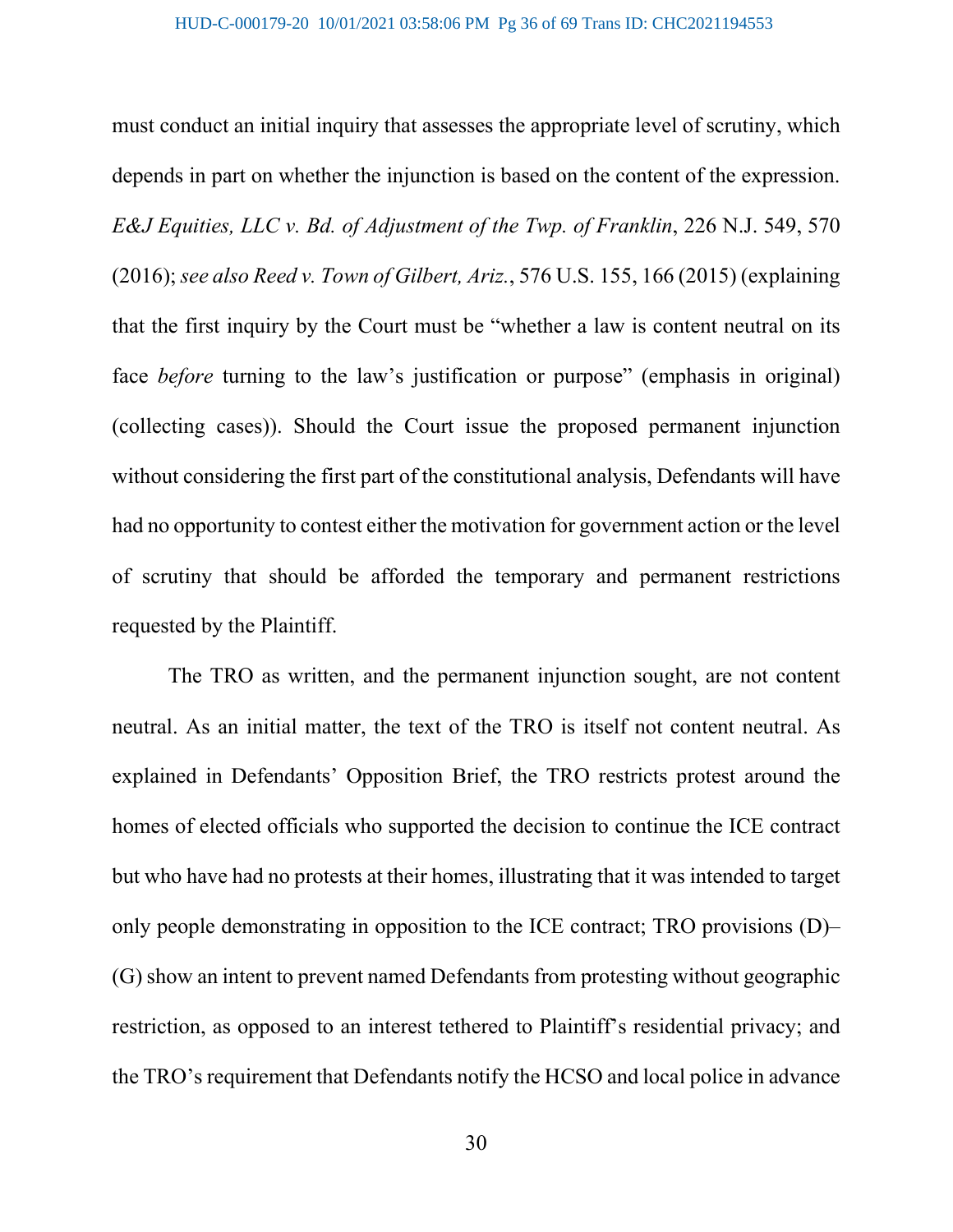must conduct an initial inquiry that assesses the appropriate level of scrutiny, which depends in part on whether the injunction is based on the content of the expression. *E&J Equities, LLC v. Bd. of Adjustment of the Twp. of Franklin*, 226 N.J. 549, 570 (2016); *see also Reed v. Town of Gilbert, Ariz.*, 576 U.S. 155, 166 (2015) (explaining that the first inquiry by the Court must be "whether a law is content neutral on its face *before* turning to the law's justification or purpose" (emphasis in original) (collecting cases)). Should the Court issue the proposed permanent injunction without considering the first part of the constitutional analysis, Defendants will have had no opportunity to contest either the motivation for government action or the level of scrutiny that should be afforded the temporary and permanent restrictions requested by the Plaintiff.

The TRO as written, and the permanent injunction sought, are not content neutral. As an initial matter, the text of the TRO is itself not content neutral. As explained in Defendants' Opposition Brief, the TRO restricts protest around the homes of elected officials who supported the decision to continue the ICE contract but who have had no protests at their homes, illustrating that it was intended to target only people demonstrating in opposition to the ICE contract; TRO provisions (D)–(G) show an intent to prevent named Defendants from protesting without geographic restriction, as opposed to an interest tethered to Plaintiff's residential privacy; and the TRO's requirement that Defendants notify the HCSO and local police in advance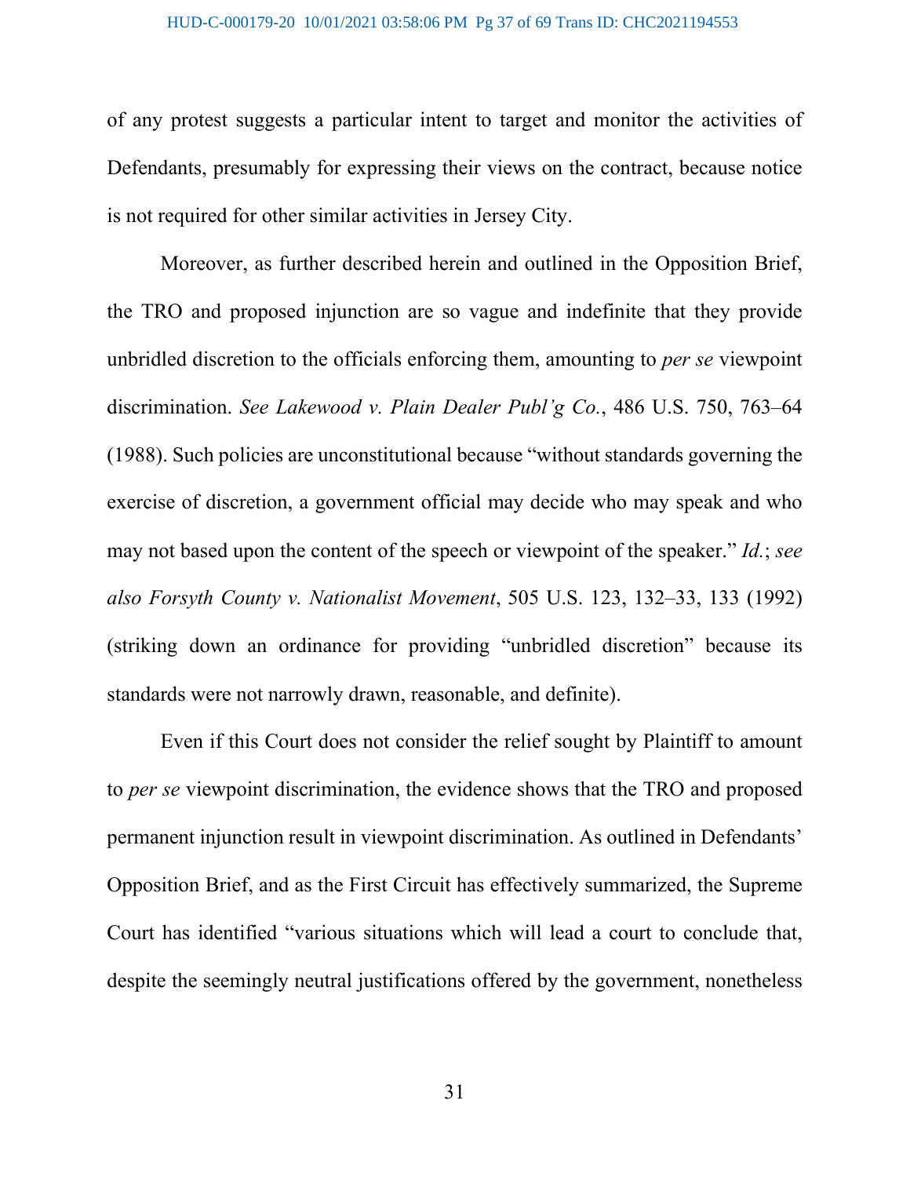of any protest suggests a particular intent to target and monitor the activities of Defendants, presumably for expressing their views on the contract, because notice is not required for other similar activities in Jersey City.

Moreover, as further described herein and outlined in the Opposition Brief, the TRO and proposed injunction are so vague and indefinite that they provide unbridled discretion to the officials enforcing them, amounting to *per se* viewpoint discrimination. *See Lakewood v. Plain Dealer Publ'g Co.*, 486 U.S. 750, 763–64 (1988). Such policies are unconstitutional because "without standards governing the exercise of discretion, a government official may decide who may speak and who may not based upon the content of the speech or viewpoint of the speaker." *Id.*; *see also Forsyth County v. Nationalist Movement*, 505 U.S. 123, 132–33, 133 (1992) (striking down an ordinance for providing "unbridled discretion" because its standards were not narrowly drawn, reasonable, and definite).

Even if this Court does not consider the relief sought by Plaintiff to amount to *per se* viewpoint discrimination, the evidence shows that the TRO and proposed permanent injunction result in viewpoint discrimination. As outlined in Defendants' Opposition Brief, and as the First Circuit has effectively summarized, the Supreme Court has identified "various situations which will lead a court to conclude that, despite the seemingly neutral justifications offered by the government, nonetheless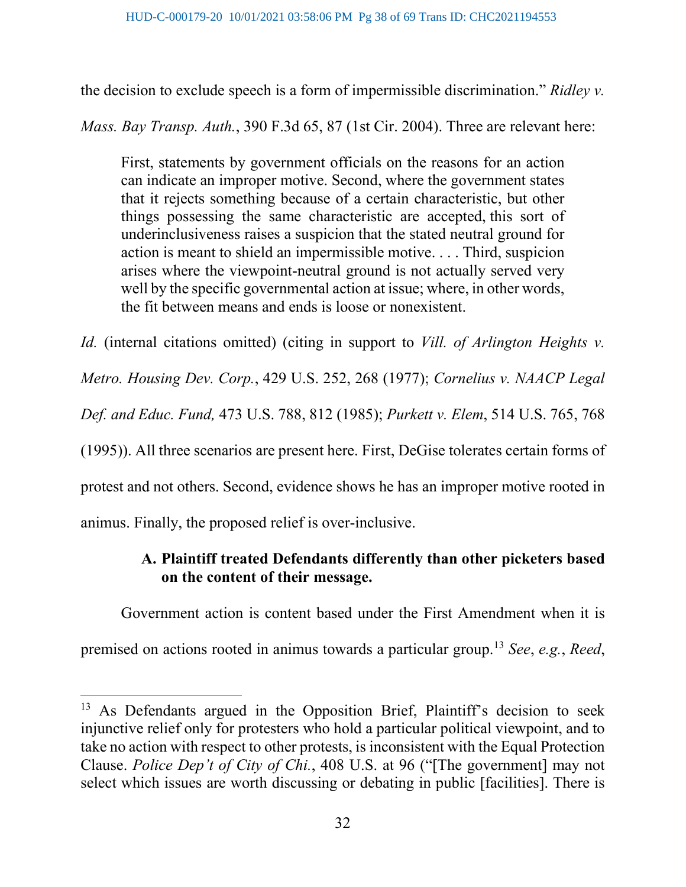the decision to exclude speech is a form of impermissible discrimination." *Ridley v. Mass. Bay Transp. Auth.*, 390 F.3d 65, 87 (1st Cir. 2004). Three are relevant here:

> First, statements by government officials on the reasons for an action can indicate an improper motive. Second, where the government states that it rejects something because of a certain characteristic, but other things possessing the same characteristic are accepted, this sort of underinclusiveness raises a suspicion that the stated neutral ground for action is meant to shield an impermissible motive. . . . Third, suspicion arises where the viewpoint-neutral ground is not actually served very well by the specific governmental action at issue; where, in other words, the fit between means and ends is loose or nonexistent.

*Id.* (internal citations omitted) (citing in support to *Vill. of Arlington Heights v. Metro. Housing Dev. Corp.*, 429 U.S. 252, 268 (1977); *Cornelius v. NAACP Legal Def. and Educ. Fund,* 473 U.S. 788, 812 (1985); *Purkett v. Elem*, 514 U.S. 765, 768 (1995)). All three scenarios are present here. First, DeGise tolerates certain forms of protest and not others. Second, evidence shows he has an improper motive rooted in animus. Finally, the proposed relief is over-inclusive.

### A. Plaintiff treated Defendants differently than other picketers based on the content of their message.

Government action is content based under the First Amendment when it is premised on actions rooted in animus towards a particular group.[13] *See*, *e.g.*, *Reed*,

---

[13] As Defendants argued in the Opposition Brief, Plaintiff's decision to seek injunctive relief only for protesters who hold a particular political viewpoint, and to take no action with respect to other protests, is inconsistent with the Equal Protection Clause. *Police Dep't of City of Chi.*, 408 U.S. at 96 ("[The government] may not select which issues are worth discussing or debating in public [facilities]. There is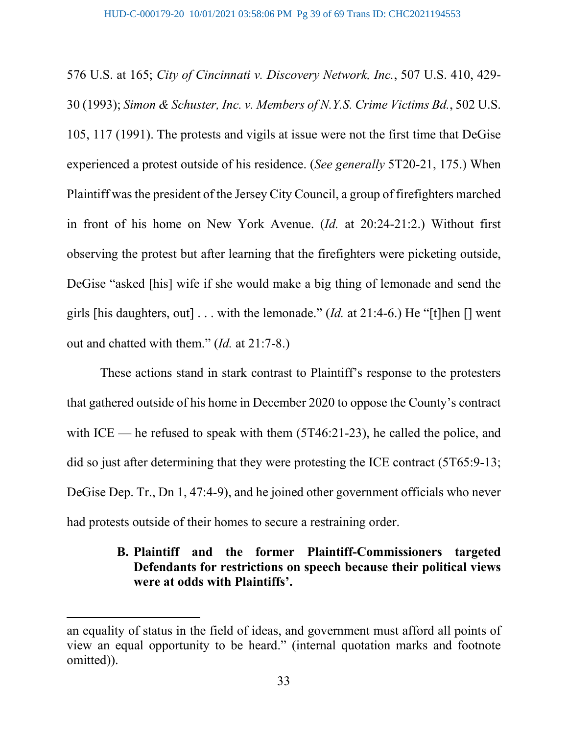576 U.S. at 165; *City of Cincinnati v. Discovery Network, Inc.*, 507 U.S. 410, 429-30 (1993); *Simon & Schuster, Inc. v. Members of N.Y.S. Crime Victims Bd.*, 502 U.S. 105, 117 (1991). The protests and vigils at issue were not the first time that DeGise experienced a protest outside of his residence. (*See generally* 5T20-21, 175.) When Plaintiff was the president of the Jersey City Council, a group of firefighters marched in front of his home on New York Avenue. (*Id.* at 20:24-21:2.) Without first observing the protest but after learning that the firefighters were picketing outside, DeGise "asked [his] wife if she would make a big thing of lemonade and send the girls [his daughters, out] . . . with the lemonade." (*Id.* at 21:4-6.) He "[t]hen [] went out and chatted with them." (*Id.* at 21:7-8.)

These actions stand in stark contrast to Plaintiff's response to the protesters that gathered outside of his home in December 2020 to oppose the County's contract with ICE — he refused to speak with them (5T46:21-23), he called the police, and did so just after determining that they were protesting the ICE contract (5T65:9-13; DeGise Dep. Tr., Dn 1, 47:4-9), and he joined other government officials who never had protests outside of their homes to secure a restraining order.

**B. Plaintiff and the former Plaintiff-Commissioners targeted Defendants for restrictions on speech because their political views were at odds with Plaintiffs'.**

---

an equality of status in the field of ideas, and government must afford all points of view an equal opportunity to be heard." (internal quotation marks and footnote omitted)).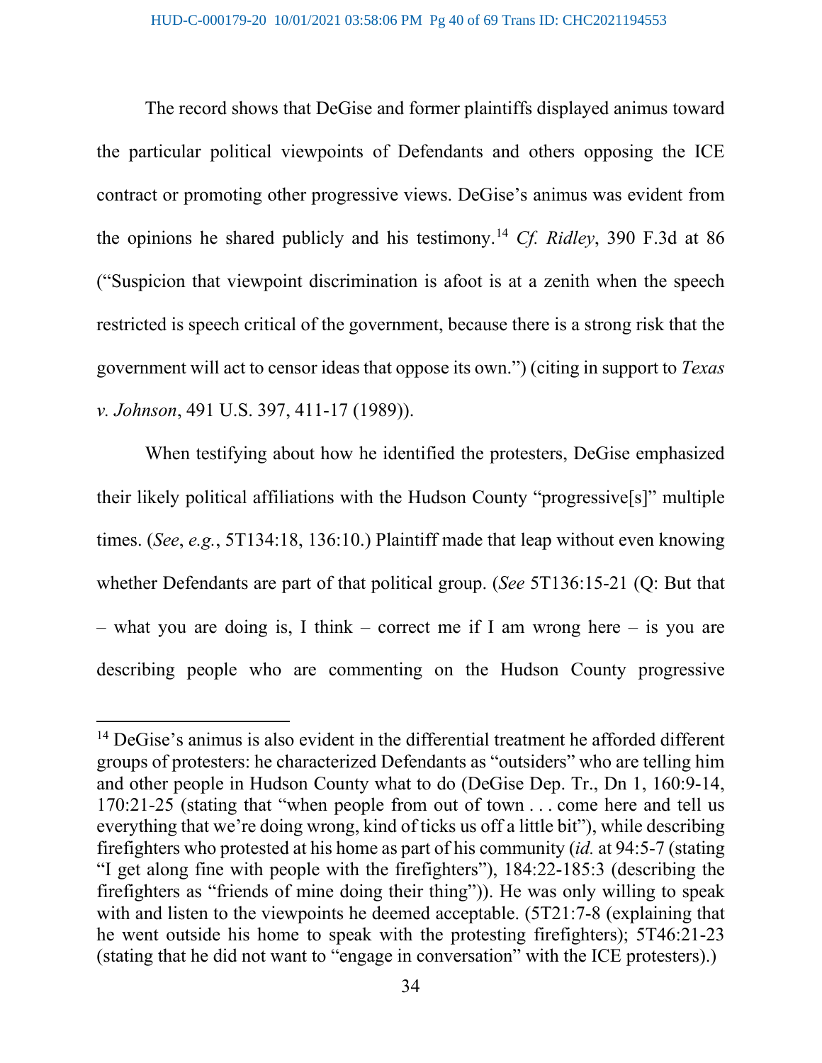The record shows that DeGise and former plaintiffs displayed animus toward the particular political viewpoints of Defendants and others opposing the ICE contract or promoting other progressive views. DeGise's animus was evident from the opinions he shared publicly and his testimony.[14] *Cf. Ridley*, 390 F.3d at 86 ("Suspicion that viewpoint discrimination is afoot is at a zenith when the speech restricted is speech critical of the government, because there is a strong risk that the government will act to censor ideas that oppose its own.") (citing in support to *Texas v. Johnson*, 491 U.S. 397, 411-17 (1989)).

When testifying about how he identified the protesters, DeGise emphasized their likely political affiliations with the Hudson County "progressive[s]" multiple times. (*See*, *e.g.*, 5T134:18, 136:10.) Plaintiff made that leap without even knowing whether Defendants are part of that political group. (*See* 5T136:15-21 (Q: But that – what you are doing is, I think – correct me if I am wrong here – is you are describing people who are commenting on the Hudson County progressive

---

[14] DeGise's animus is also evident in the differential treatment he afforded different groups of protesters: he characterized Defendants as "outsiders" who are telling him and other people in Hudson County what to do (DeGise Dep. Tr., Dn 1, 160:9-14, 170:21-25 (stating that "when people from out of town . . . come here and tell us everything that we're doing wrong, kind of ticks us off a little bit"), while describing firefighters who protested at his home as part of his community (*id.* at 94:5-7 (stating "I get along fine with people with the firefighters"), 184:22-185:3 (describing the firefighters as "friends of mine doing their thing")). He was only willing to speak with and listen to the viewpoints he deemed acceptable. (5T21:7-8 (explaining that he went outside his home to speak with the protesting firefighters); 5T46:21-23 (stating that he did not want to "engage in conversation" with the ICE protesters).)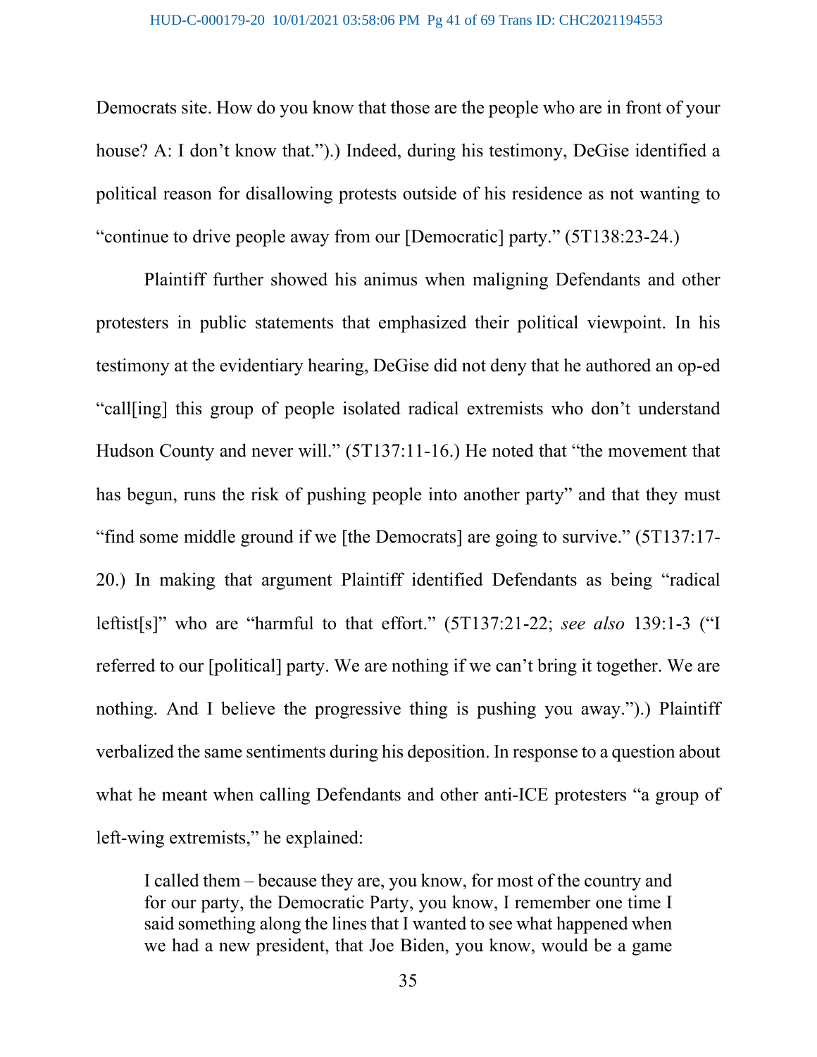Democrats site. How do you know that those are the people who are in front of your house? A: I don't know that.").) Indeed, during his testimony, DeGise identified a political reason for disallowing protests outside of his residence as not wanting to "continue to drive people away from our [Democratic] party." (5T138:23-24.)

Plaintiff further showed his animus when maligning Defendants and other protesters in public statements that emphasized their political viewpoint. In his testimony at the evidentiary hearing, DeGise did not deny that he authored an op-ed "call[ing] this group of people isolated radical extremists who don't understand Hudson County and never will." (5T137:11-16.) He noted that "the movement that has begun, runs the risk of pushing people into another party" and that they must "find some middle ground if we [the Democrats] are going to survive." (5T137:17-20.) In making that argument Plaintiff identified Defendants as being "radical leftist[s]" who are "harmful to that effort." (5T137:21-22; *see also* 139:1-3 ("I referred to our [political] party. We are nothing if we can't bring it together. We are nothing. And I believe the progressive thing is pushing you away.").) Plaintiff verbalized the same sentiments during his deposition. In response to a question about what he meant when calling Defendants and other anti-ICE protesters "a group of left-wing extremists," he explained:

> I called them – because they are, you know, for most of the country and for our party, the Democratic Party, you know, I remember one time I said something along the lines that I wanted to see what happened when we had a new president, that Joe Biden, you know, would be a game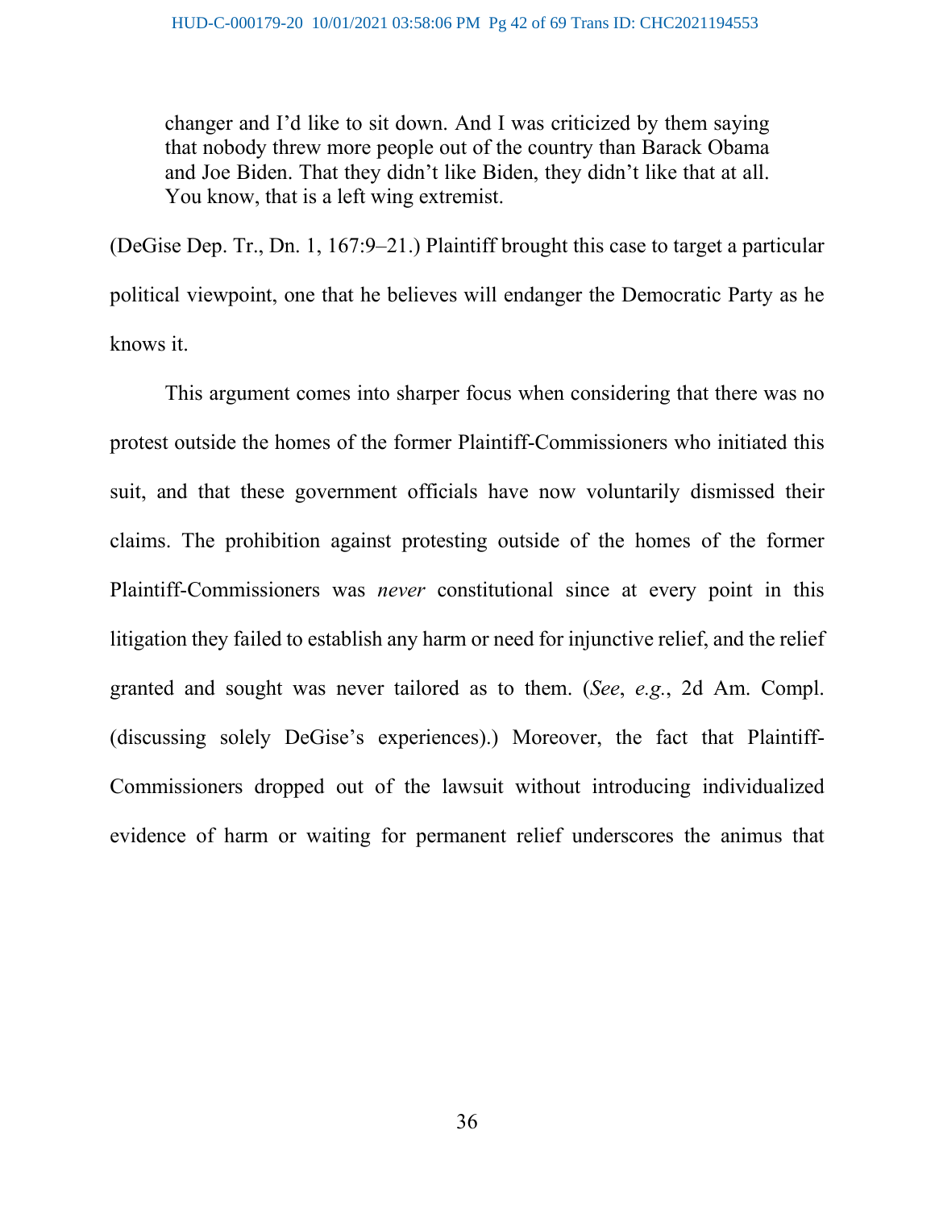> changer and I'd like to sit down. And I was criticized by them saying that nobody threw more people out of the country than Barack Obama and Joe Biden. That they didn't like Biden, they didn't like that at all. You know, that is a left wing extremist.

(DeGise Dep. Tr., Dn. 1, 167:9–21.) Plaintiff brought this case to target a particular political viewpoint, one that he believes will endanger the Democratic Party as he knows it.

This argument comes into sharper focus when considering that there was no protest outside the homes of the former Plaintiff-Commissioners who initiated this suit, and that these government officials have now voluntarily dismissed their claims. The prohibition against protesting outside of the homes of the former Plaintiff-Commissioners was *never* constitutional since at every point in this litigation they failed to establish any harm or need for injunctive relief, and the relief granted and sought was never tailored as to them. (*See*, *e.g.*, 2d Am. Compl. (discussing solely DeGise's experiences).) Moreover, the fact that Plaintiff-Commissioners dropped out of the lawsuit without introducing individualized evidence of harm or waiting for permanent relief underscores the animus that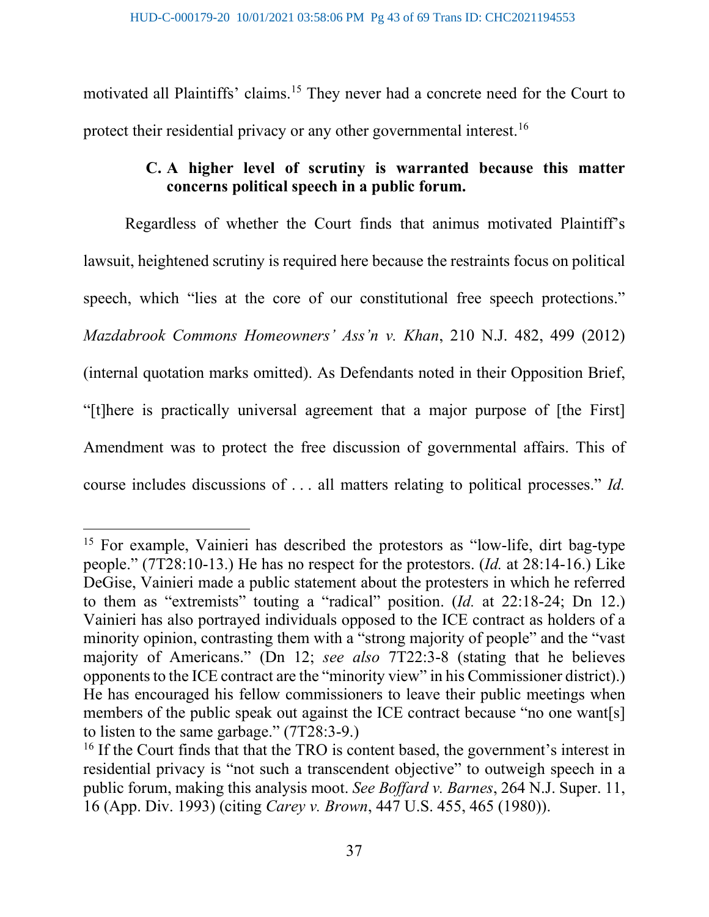motivated all Plaintiffs' claims.[15] They never had a concrete need for the Court to protect their residential privacy or any other governmental interest.[16]

### C. A higher level of scrutiny is warranted because this matter concerns political speech in a public forum.

Regardless of whether the Court finds that animus motivated Plaintiff's lawsuit, heightened scrutiny is required here because the restraints focus on political speech, which "lies at the core of our constitutional free speech protections." *Mazdabrook Commons Homeowners' Ass'n v. Khan*, 210 N.J. 482, 499 (2012) (internal quotation marks omitted). As Defendants noted in their Opposition Brief, "[t]here is practically universal agreement that a major purpose of [the First] Amendment was to protect the free discussion of governmental affairs. This of course includes discussions of . . . all matters relating to political processes." *Id.*

---

[15] For example, Vainieri has described the protestors as "low-life, dirt bag-type people." (7T28:10-13.) He has no respect for the protestors. (*Id.* at 28:14-16.) Like DeGise, Vainieri made a public statement about the protesters in which he referred to them as "extremists" touting a "radical" position. (*Id.* at 22:18-24; Dn 12.) Vainieri has also portrayed individuals opposed to the ICE contract as holders of a minority opinion, contrasting them with a "strong majority of people" and the "vast majority of Americans." (Dn 12; *see also* 7T22:3-8 (stating that he believes opponents to the ICE contract are the "minority view" in his Commissioner district).) He has encouraged his fellow commissioners to leave their public meetings when members of the public speak out against the ICE contract because "no one want[s] to listen to the same garbage." (7T28:3-9.)

[16] If the Court finds that that the TRO is content based, the government's interest in residential privacy is "not such a transcendent objective" to outweigh speech in a public forum, making this analysis moot. *See Boffard v. Barnes*, 264 N.J. Super. 11, 16 (App. Div. 1993) (citing *Carey v. Brown*, 447 U.S. 455, 465 (1980)).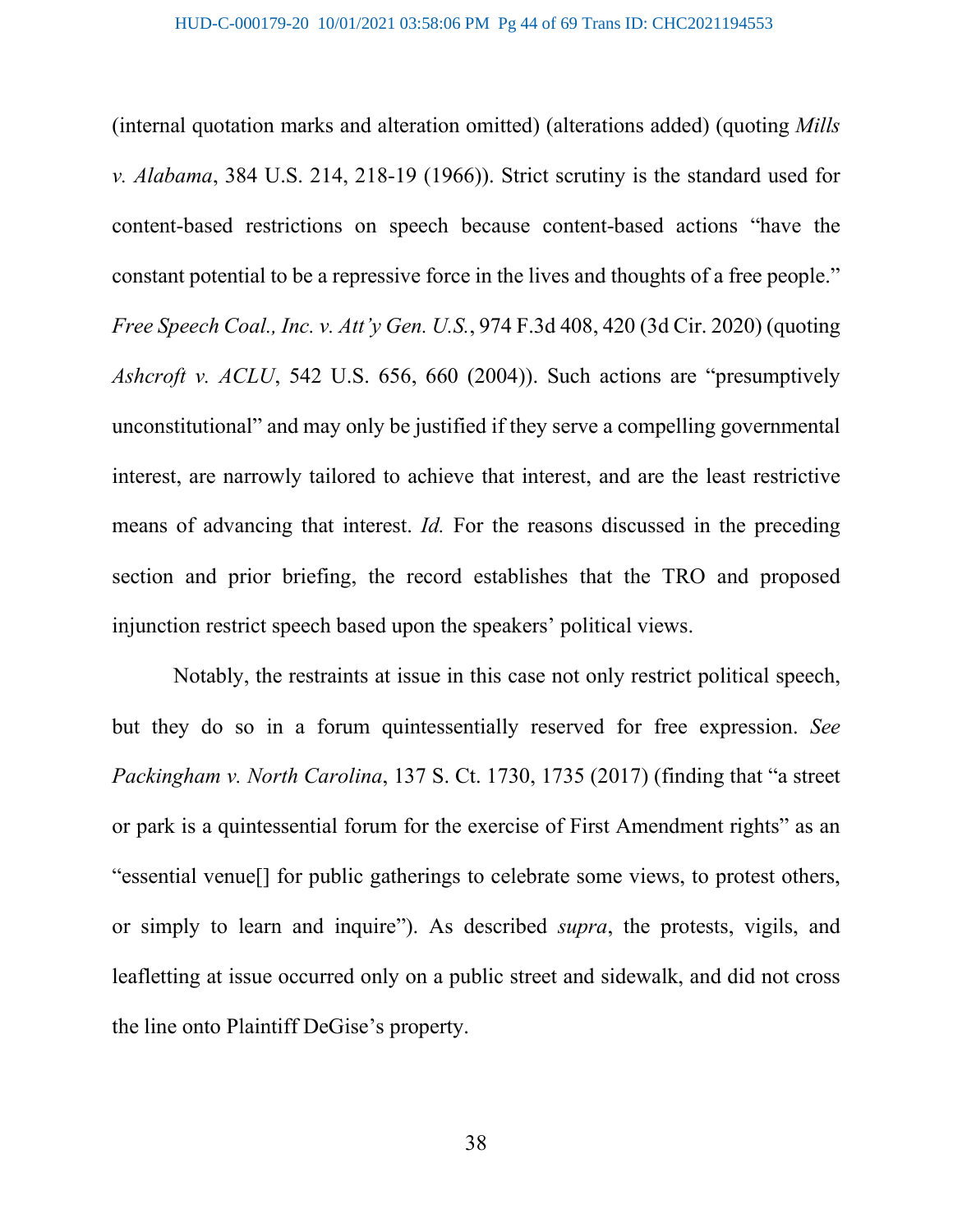(internal quotation marks and alteration omitted) (alterations added) (quoting *Mills v. Alabama*, 384 U.S. 214, 218-19 (1966)). Strict scrutiny is the standard used for content-based restrictions on speech because content-based actions "have the constant potential to be a repressive force in the lives and thoughts of a free people." *Free Speech Coal., Inc. v. Att'y Gen. U.S.*, 974 F.3d 408, 420 (3d Cir. 2020) (quoting *Ashcroft v. ACLU*, 542 U.S. 656, 660 (2004)). Such actions are "presumptively unconstitutional" and may only be justified if they serve a compelling governmental interest, are narrowly tailored to achieve that interest, and are the least restrictive means of advancing that interest. *Id.* For the reasons discussed in the preceding section and prior briefing, the record establishes that the TRO and proposed injunction restrict speech based upon the speakers' political views.

Notably, the restraints at issue in this case not only restrict political speech, but they do so in a forum quintessentially reserved for free expression. *See Packingham v. North Carolina*, 137 S. Ct. 1730, 1735 (2017) (finding that "a street or park is a quintessential forum for the exercise of First Amendment rights" as an "essential venue[] for public gatherings to celebrate some views, to protest others, or simply to learn and inquire"). As described *supra*, the protests, vigils, and leafletting at issue occurred only on a public street and sidewalk, and did not cross the line onto Plaintiff DeGise's property.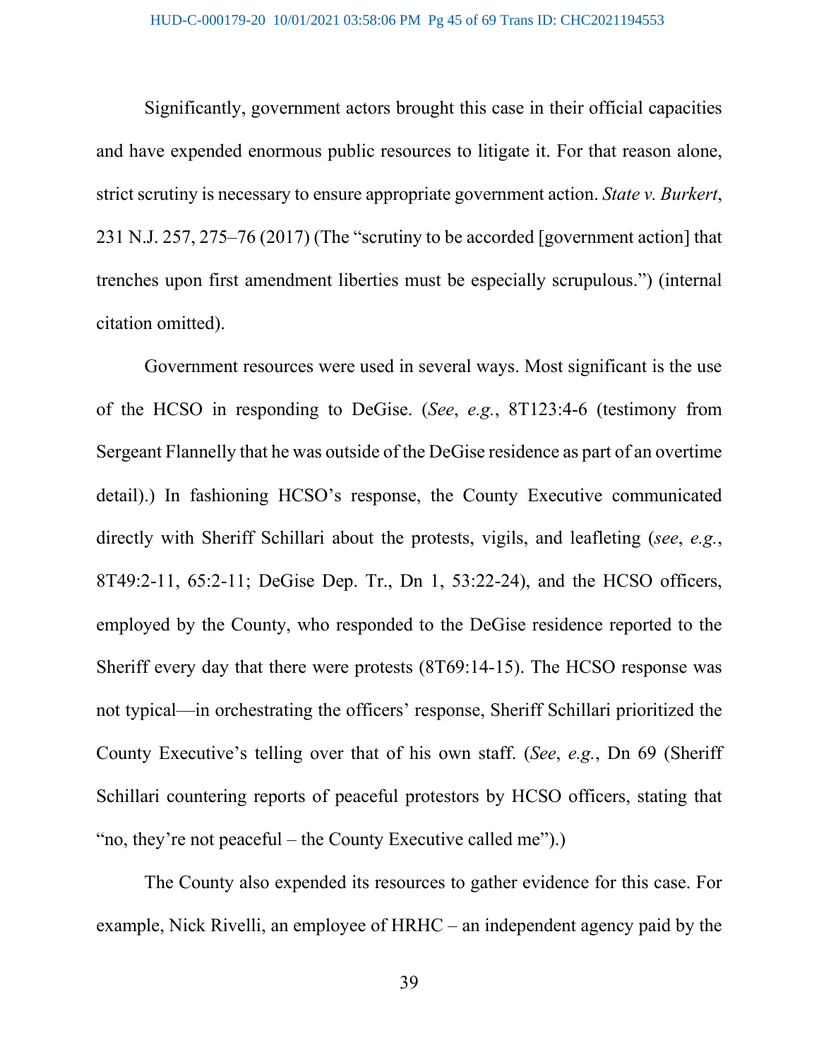Significantly, government actors brought this case in their official capacities and have expended enormous public resources to litigate it. For that reason alone, strict scrutiny is necessary to ensure appropriate government action. *State v. Burkert*, 231 N.J. 257, 275–76 (2017) (The "scrutiny to be accorded [government action] that trenches upon first amendment liberties must be especially scrupulous.") (internal citation omitted).

Government resources were used in several ways. Most significant is the use of the HCSO in responding to DeGise. (*See*, *e.g.*, 8T123:4-6 (testimony from Sergeant Flannelly that he was outside of the DeGise residence as part of an overtime detail).) In fashioning HCSO's response, the County Executive communicated directly with Sheriff Schillari about the protests, vigils, and leafleting (*see*, *e.g.*, 8T49:2-11, 65:2-11; DeGise Dep. Tr., Dn 1, 53:22-24), and the HCSO officers, employed by the County, who responded to the DeGise residence reported to the Sheriff every day that there were protests (8T69:14-15). The HCSO response was not typical—in orchestrating the officers' response, Sheriff Schillari prioritized the County Executive's telling over that of his own staff. (*See*, *e.g.*, Dn 69 (Sheriff Schillari countering reports of peaceful protestors by HCSO officers, stating that "no, they're not peaceful – the County Executive called me").)

The County also expended its resources to gather evidence for this case. For example, Nick Rivelli, an employee of HRHC – an independent agency paid by the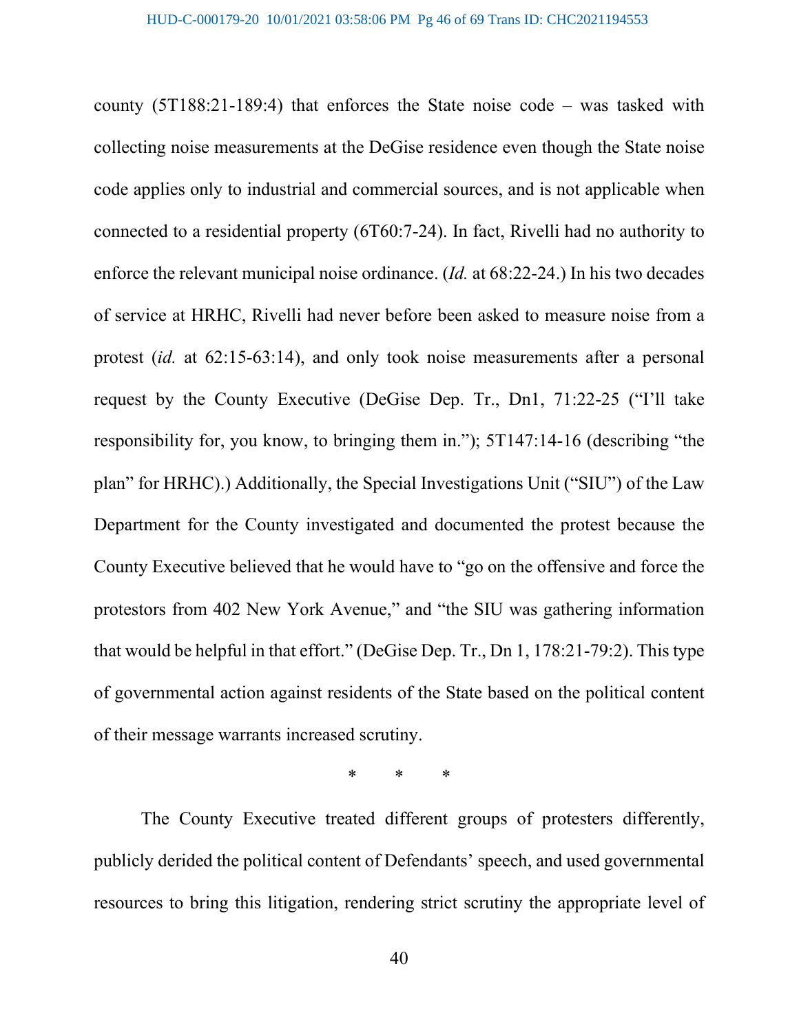county (5T188:21-189:4) that enforces the State noise code – was tasked with collecting noise measurements at the DeGise residence even though the State noise code applies only to industrial and commercial sources, and is not applicable when connected to a residential property (6T60:7-24). In fact, Rivelli had no authority to enforce the relevant municipal noise ordinance. (*Id.* at 68:22-24.) In his two decades of service at HRHC, Rivelli had never before been asked to measure noise from a protest (*id.* at 62:15-63:14), and only took noise measurements after a personal request by the County Executive (DeGise Dep. Tr., Dn1, 71:22-25 ("I'll take responsibility for, you know, to bringing them in."); 5T147:14-16 (describing "the plan" for HRHC).) Additionally, the Special Investigations Unit ("SIU") of the Law Department for the County investigated and documented the protest because the County Executive believed that he would have to "go on the offensive and force the protestors from 402 New York Avenue," and "the SIU was gathering information that would be helpful in that effort." (DeGise Dep. Tr., Dn 1, 178:21-79:2). This type of governmental action against residents of the State based on the political content of their message warrants increased scrutiny.

\*     \*     \*

The County Executive treated different groups of protesters differently, publicly derided the political content of Defendants' speech, and used governmental resources to bring this litigation, rendering strict scrutiny the appropriate level of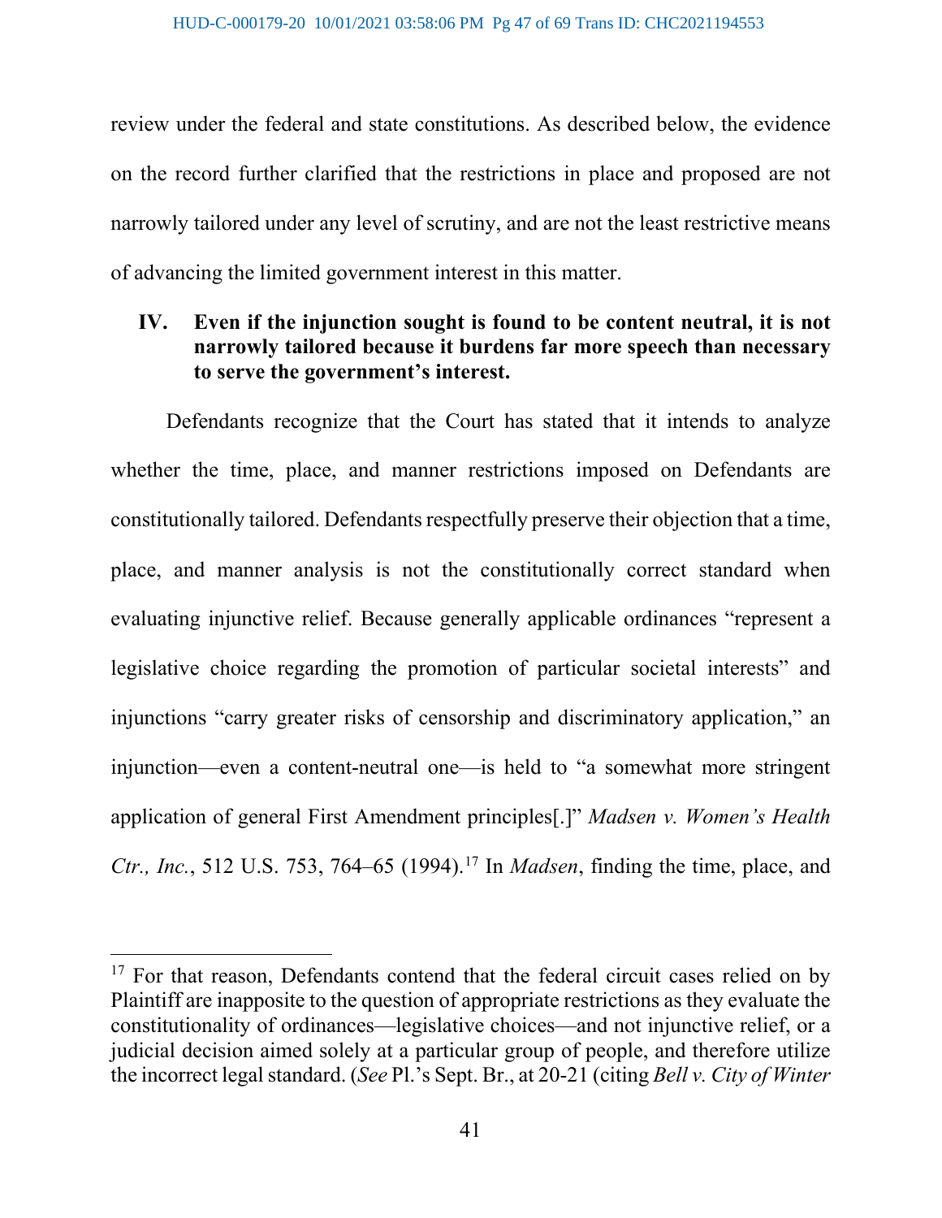review under the federal and state constitutions. As described below, the evidence on the record further clarified that the restrictions in place and proposed are not narrowly tailored under any level of scrutiny, and are not the least restrictive means of advancing the limited government interest in this matter.

## IV. Even if the injunction sought is found to be content neutral, it is not narrowly tailored because it burdens far more speech than necessary to serve the government's interest.

Defendants recognize that the Court has stated that it intends to analyze whether the time, place, and manner restrictions imposed on Defendants are constitutionally tailored. Defendants respectfully preserve their objection that a time, place, and manner analysis is not the constitutionally correct standard when evaluating injunctive relief. Because generally applicable ordinances "represent a legislative choice regarding the promotion of particular societal interests" and injunctions "carry greater risks of censorship and discriminatory application," an injunction—even a content-neutral one—is held to "a somewhat more stringent application of general First Amendment principles[.]" *Madsen v. Women's Health Ctr., Inc.*, 512 U.S. 753, 764–65 (1994).[17] In *Madsen*, finding the time, place, and

[17] For that reason, Defendants contend that the federal circuit cases relied on by Plaintiff are inapposite to the question of appropriate restrictions as they evaluate the constitutionality of ordinances—legislative choices—and not injunctive relief, or a judicial decision aimed solely at a particular group of people, and therefore utilize the incorrect legal standard. (*See* Pl.'s Sept. Br., at 20-21 (citing *Bell v. City of Winter*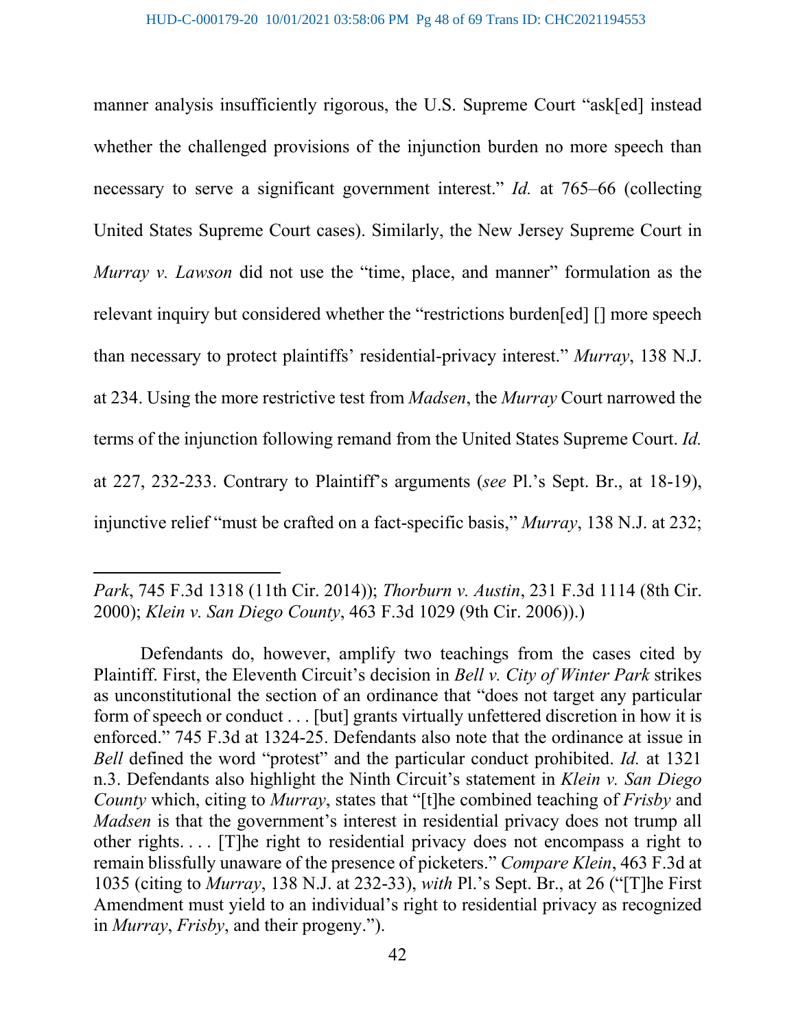manner analysis insufficiently rigorous, the U.S. Supreme Court "ask[ed] instead whether the challenged provisions of the injunction burden no more speech than necessary to serve a significant government interest." *Id.* at 765–66 (collecting United States Supreme Court cases). Similarly, the New Jersey Supreme Court in *Murray v. Lawson* did not use the "time, place, and manner" formulation as the relevant inquiry but considered whether the "restrictions burden[ed] [] more speech than necessary to protect plaintiffs' residential-privacy interest." *Murray*, 138 N.J. at 234. Using the more restrictive test from *Madsen*, the *Murray* Court narrowed the terms of the injunction following remand from the United States Supreme Court. *Id.* at 227, 232-233. Contrary to Plaintiff's arguments (*see* Pl.'s Sept. Br., at 18-19), injunctive relief "must be crafted on a fact-specific basis," *Murray*, 138 N.J. at 232;

---

*Park*, 745 F.3d 1318 (11th Cir. 2014)); *Thorburn v. Austin*, 231 F.3d 1114 (8th Cir. 2000); *Klein v. San Diego County*, 463 F.3d 1029 (9th Cir. 2006)).)

Defendants do, however, amplify two teachings from the cases cited by Plaintiff. First, the Eleventh Circuit's decision in *Bell v. City of Winter Park* strikes as unconstitutional the section of an ordinance that "does not target any particular form of speech or conduct . . . [but] grants virtually unfettered discretion in how it is enforced." 745 F.3d at 1324-25. Defendants also note that the ordinance at issue in *Bell* defined the word "protest" and the particular conduct prohibited. *Id.* at 1321 n.3. Defendants also highlight the Ninth Circuit's statement in *Klein v. San Diego County* which, citing to *Murray*, states that "[t]he combined teaching of *Frisby* and *Madsen* is that the government's interest in residential privacy does not trump all other rights. . . . [T]he right to residential privacy does not encompass a right to remain blissfully unaware of the presence of picketers." *Compare Klein*, 463 F.3d at 1035 (citing to *Murray*, 138 N.J. at 232-33), *with* Pl.'s Sept. Br., at 26 ("[T]he First Amendment must yield to an individual's right to residential privacy as recognized in *Murray*, *Frisby*, and their progeny.").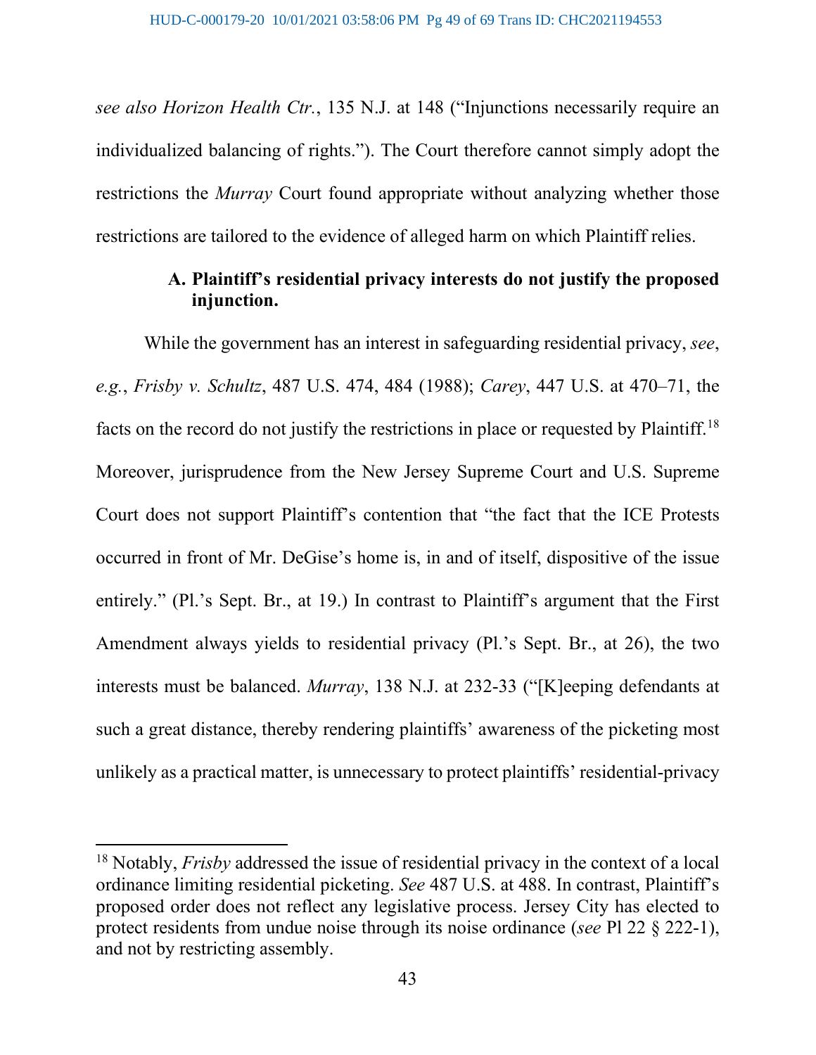*see also Horizon Health Ctr.*, 135 N.J. at 148 ("Injunctions necessarily require an individualized balancing of rights."). The Court therefore cannot simply adopt the restrictions the *Murray* Court found appropriate without analyzing whether those restrictions are tailored to the evidence of alleged harm on which Plaintiff relies.

### A. Plaintiff's residential privacy interests do not justify the proposed injunction.

While the government has an interest in safeguarding residential privacy, *see*, *e.g.*, *Frisby v. Schultz*, 487 U.S. 474, 484 (1988); *Carey*, 447 U.S. at 470–71, the facts on the record do not justify the restrictions in place or requested by Plaintiff.[18] Moreover, jurisprudence from the New Jersey Supreme Court and U.S. Supreme Court does not support Plaintiff's contention that "the fact that the ICE Protests occurred in front of Mr. DeGise's home is, in and of itself, dispositive of the issue entirely." (Pl.'s Sept. Br., at 19.) In contrast to Plaintiff's argument that the First Amendment always yields to residential privacy (Pl.'s Sept. Br., at 26), the two interests must be balanced. *Murray*, 138 N.J. at 232-33 ("[K]eeping defendants at such a great distance, thereby rendering plaintiffs' awareness of the picketing most unlikely as a practical matter, is unnecessary to protect plaintiffs' residential-privacy

---

[18] Notably, *Frisby* addressed the issue of residential privacy in the context of a local ordinance limiting residential picketing. *See* 487 U.S. at 488. In contrast, Plaintiff's proposed order does not reflect any legislative process. Jersey City has elected to protect residents from undue noise through its noise ordinance (*see* Pl 22 § 222-1), and not by restricting assembly.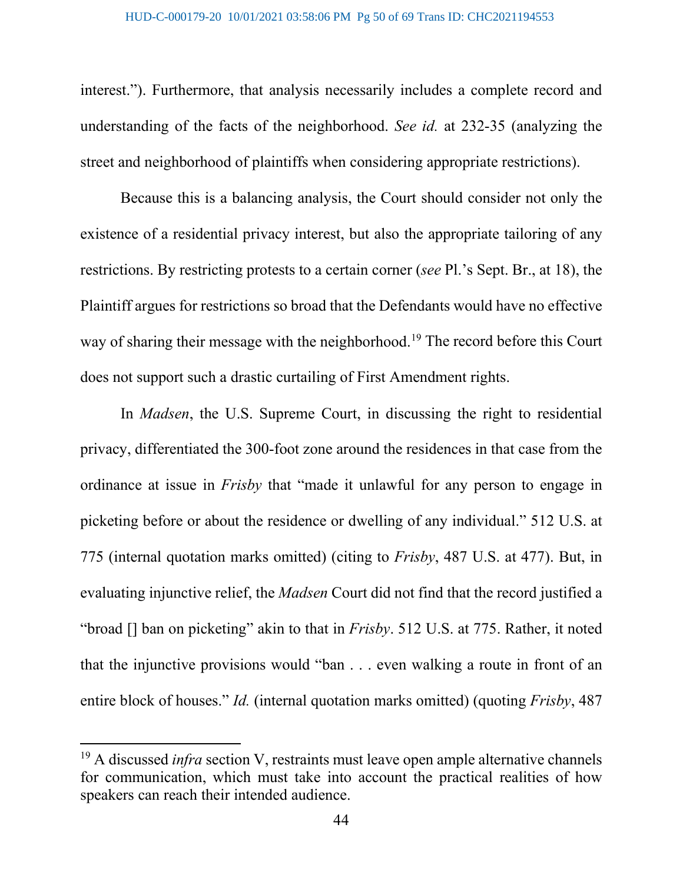interest."). Furthermore, that analysis necessarily includes a complete record and understanding of the facts of the neighborhood. *See id.* at 232-35 (analyzing the street and neighborhood of plaintiffs when considering appropriate restrictions).

Because this is a balancing analysis, the Court should consider not only the existence of a residential privacy interest, but also the appropriate tailoring of any restrictions. By restricting protests to a certain corner (*see* Pl.'s Sept. Br., at 18), the Plaintiff argues for restrictions so broad that the Defendants would have no effective way of sharing their message with the neighborhood.[19] The record before this Court does not support such a drastic curtailing of First Amendment rights.

In *Madsen*, the U.S. Supreme Court, in discussing the right to residential privacy, differentiated the 300-foot zone around the residences in that case from the ordinance at issue in *Frisby* that "made it unlawful for any person to engage in picketing before or about the residence or dwelling of any individual." 512 U.S. at 775 (internal quotation marks omitted) (citing to *Frisby*, 487 U.S. at 477). But, in evaluating injunctive relief, the *Madsen* Court did not find that the record justified a "broad [] ban on picketing" akin to that in *Frisby*. 512 U.S. at 775. Rather, it noted that the injunctive provisions would "ban . . . even walking a route in front of an entire block of houses." *Id.* (internal quotation marks omitted) (quoting *Frisby*, 487

---

[19] A discussed *infra* section V, restraints must leave open ample alternative channels for communication, which must take into account the practical realities of how speakers can reach their intended audience.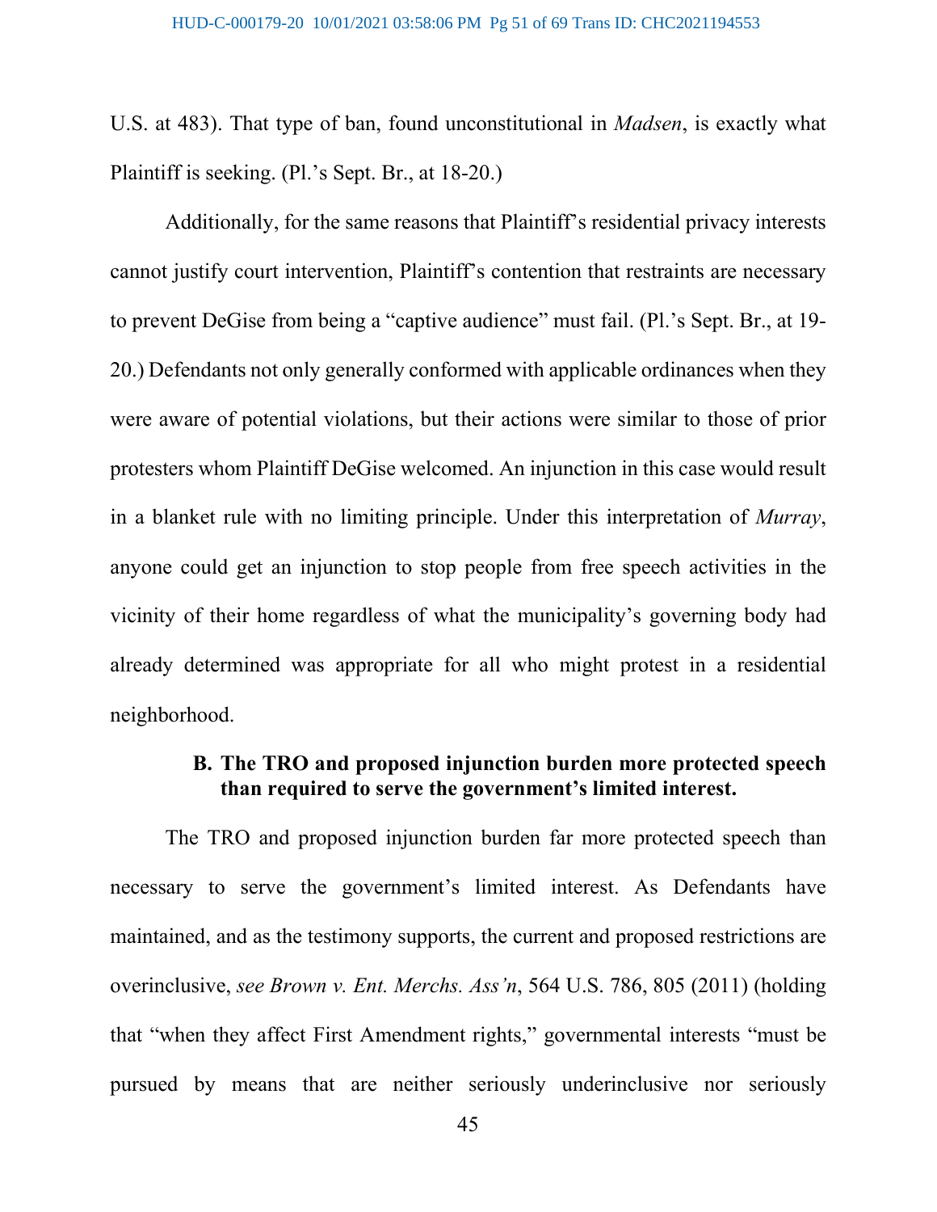U.S. at 483). That type of ban, found unconstitutional in *Madsen*, is exactly what Plaintiff is seeking. (Pl.'s Sept. Br., at 18-20.)

Additionally, for the same reasons that Plaintiff's residential privacy interests cannot justify court intervention, Plaintiff's contention that restraints are necessary to prevent DeGise from being a "captive audience" must fail. (Pl.'s Sept. Br., at 19-20.) Defendants not only generally conformed with applicable ordinances when they were aware of potential violations, but their actions were similar to those of prior protesters whom Plaintiff DeGise welcomed. An injunction in this case would result in a blanket rule with no limiting principle. Under this interpretation of *Murray*, anyone could get an injunction to stop people from free speech activities in the vicinity of their home regardless of what the municipality's governing body had already determined was appropriate for all who might protest in a residential neighborhood.

### B. The TRO and proposed injunction burden more protected speech than required to serve the government's limited interest.

The TRO and proposed injunction burden far more protected speech than necessary to serve the government's limited interest. As Defendants have maintained, and as the testimony supports, the current and proposed restrictions are overinclusive, *see Brown v. Ent. Merchs. Ass'n*, 564 U.S. 786, 805 (2011) (holding that "when they affect First Amendment rights," governmental interests "must be pursued by means that are neither seriously underinclusive nor seriously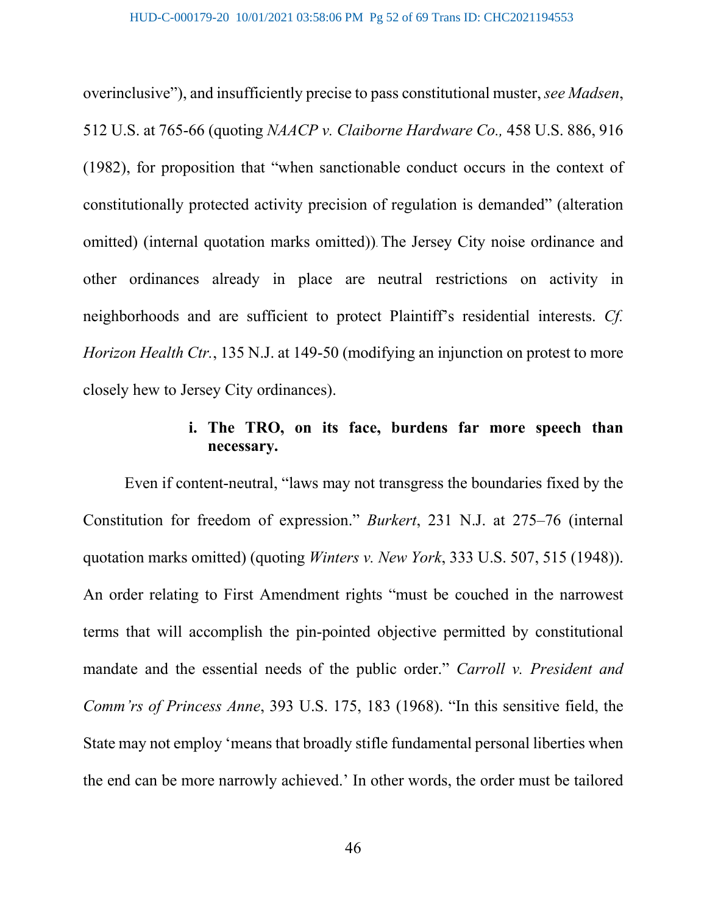overinclusive"), and insufficiently precise to pass constitutional muster, *see Madsen*, 512 U.S. at 765-66 (quoting *NAACP v. Claiborne Hardware Co.,* 458 U.S. 886, 916 (1982), for proposition that "when sanctionable conduct occurs in the context of constitutionally protected activity precision of regulation is demanded" (alteration omitted) (internal quotation marks omitted)). The Jersey City noise ordinance and other ordinances already in place are neutral restrictions on activity in neighborhoods and are sufficient to protect Plaintiff's residential interests. *Cf. Horizon Health Ctr.*, 135 N.J. at 149-50 (modifying an injunction on protest to more closely hew to Jersey City ordinances).

**i. The TRO, on its face, burdens far more speech than necessary.**

Even if content-neutral, "laws may not transgress the boundaries fixed by the Constitution for freedom of expression." *Burkert*, 231 N.J. at 275–76 (internal quotation marks omitted) (quoting *Winters v. New York*, 333 U.S. 507, 515 (1948)). An order relating to First Amendment rights "must be couched in the narrowest terms that will accomplish the pin-pointed objective permitted by constitutional mandate and the essential needs of the public order." *Carroll v. President and Comm'rs of Princess Anne*, 393 U.S. 175, 183 (1968). "In this sensitive field, the State may not employ 'means that broadly stifle fundamental personal liberties when the end can be more narrowly achieved.' In other words, the order must be tailored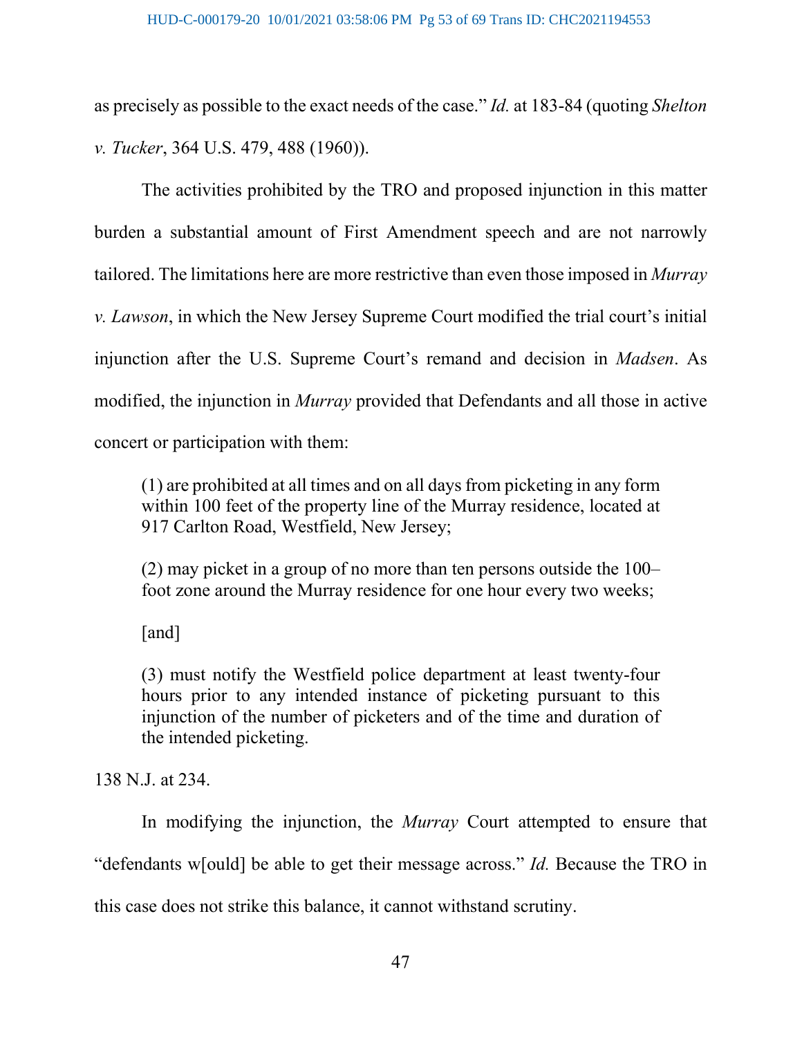as precisely as possible to the exact needs of the case." *Id.* at 183-84 (quoting *Shelton v. Tucker*, 364 U.S. 479, 488 (1960)).

The activities prohibited by the TRO and proposed injunction in this matter burden a substantial amount of First Amendment speech and are not narrowly tailored. The limitations here are more restrictive than even those imposed in *Murray v. Lawson*, in which the New Jersey Supreme Court modified the trial court's initial injunction after the U.S. Supreme Court's remand and decision in *Madsen*. As modified, the injunction in *Murray* provided that Defendants and all those in active concert or participation with them:

> (1) are prohibited at all times and on all days from picketing in any form within 100 feet of the property line of the Murray residence, located at 917 Carlton Road, Westfield, New Jersey;
>
> (2) may picket in a group of no more than ten persons outside the 100–foot zone around the Murray residence for one hour every two weeks;
>
> [and]
>
> (3) must notify the Westfield police department at least twenty-four hours prior to any intended instance of picketing pursuant to this injunction of the number of picketers and of the time and duration of the intended picketing.

138 N.J. at 234.

In modifying the injunction, the *Murray* Court attempted to ensure that "defendants w[ould] be able to get their message across." *Id.* Because the TRO in this case does not strike this balance, it cannot withstand scrutiny.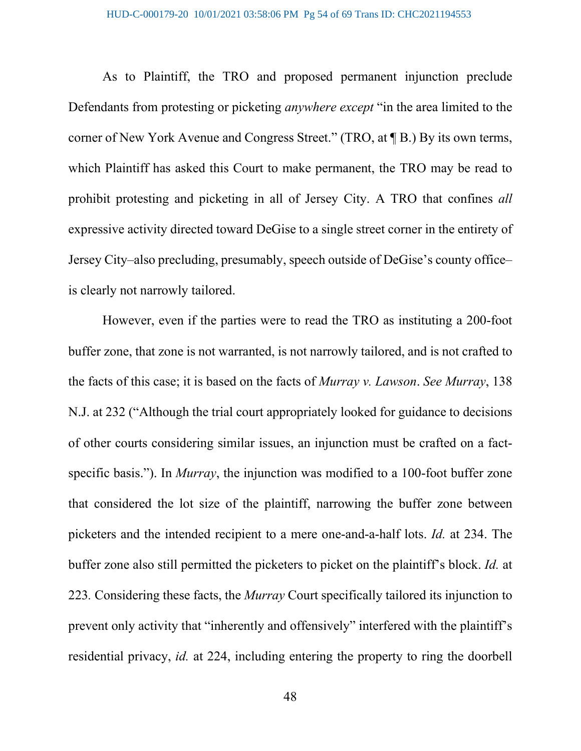As to Plaintiff, the TRO and proposed permanent injunction preclude Defendants from protesting or picketing *anywhere except* "in the area limited to the corner of New York Avenue and Congress Street." (TRO, at ¶ B.) By its own terms, which Plaintiff has asked this Court to make permanent, the TRO may be read to prohibit protesting and picketing in all of Jersey City. A TRO that confines *all* expressive activity directed toward DeGise to a single street corner in the entirety of Jersey City–also precluding, presumably, speech outside of DeGise's county office–is clearly not narrowly tailored.

However, even if the parties were to read the TRO as instituting a 200-foot buffer zone, that zone is not warranted, is not narrowly tailored, and is not crafted to the facts of this case; it is based on the facts of *Murray v. Lawson*. *See Murray*, 138 N.J. at 232 ("Although the trial court appropriately looked for guidance to decisions of other courts considering similar issues, an injunction must be crafted on a fact-specific basis."). In *Murray*, the injunction was modified to a 100-foot buffer zone that considered the lot size of the plaintiff, narrowing the buffer zone between picketers and the intended recipient to a mere one-and-a-half lots. *Id.* at 234. The buffer zone also still permitted the picketers to picket on the plaintiff's block. *Id.* at 223. Considering these facts, the *Murray* Court specifically tailored its injunction to prevent only activity that "inherently and offensively" interfered with the plaintiff's residential privacy, *id.* at 224, including entering the property to ring the doorbell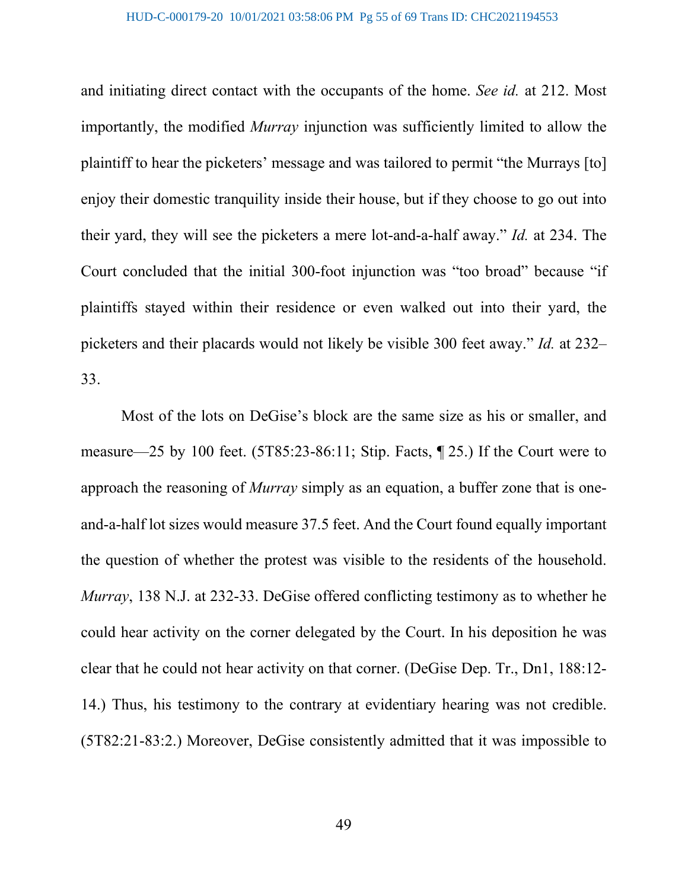and initiating direct contact with the occupants of the home. *See id.* at 212. Most importantly, the modified *Murray* injunction was sufficiently limited to allow the plaintiff to hear the picketers' message and was tailored to permit "the Murrays [to] enjoy their domestic tranquility inside their house, but if they choose to go out into their yard, they will see the picketers a mere lot-and-a-half away." *Id.* at 234. The Court concluded that the initial 300-foot injunction was "too broad" because "if plaintiffs stayed within their residence or even walked out into their yard, the picketers and their placards would not likely be visible 300 feet away." *Id.* at 232–33.

Most of the lots on DeGise's block are the same size as his or smaller, and measure—25 by 100 feet. (5T85:23-86:11; Stip. Facts, ¶ 25.) If the Court were to approach the reasoning of *Murray* simply as an equation, a buffer zone that is one-and-a-half lot sizes would measure 37.5 feet. And the Court found equally important the question of whether the protest was visible to the residents of the household. *Murray*, 138 N.J. at 232-33. DeGise offered conflicting testimony as to whether he could hear activity on the corner delegated by the Court. In his deposition he was clear that he could not hear activity on that corner. (DeGise Dep. Tr., Dn1, 188:12-14.) Thus, his testimony to the contrary at evidentiary hearing was not credible. (5T82:21-83:2.) Moreover, DeGise consistently admitted that it was impossible to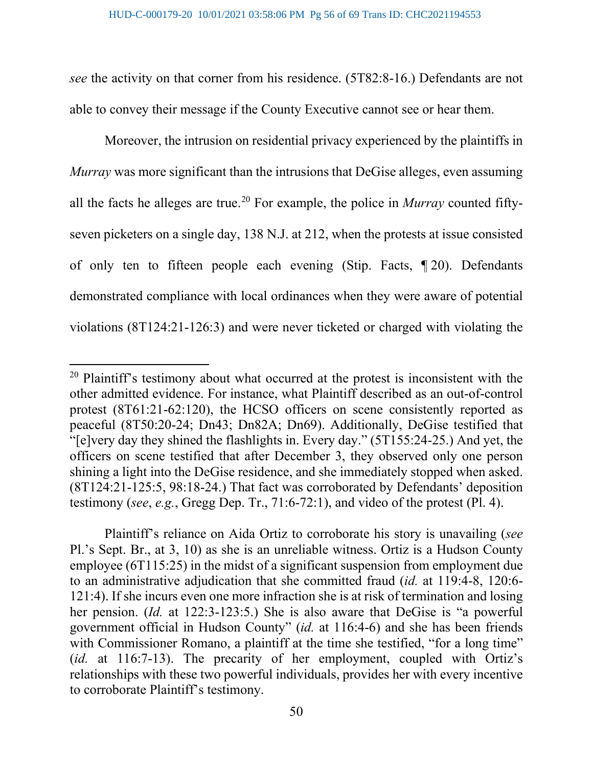*see* the activity on that corner from his residence. (5T82:8-16.) Defendants are not able to convey their message if the County Executive cannot see or hear them.

Moreover, the intrusion on residential privacy experienced by the plaintiffs in *Murray* was more significant than the intrusions that DeGise alleges, even assuming all the facts he alleges are true.[20] For example, the police in *Murray* counted fifty-seven picketers on a single day, 138 N.J. at 212, when the protests at issue consisted of only ten to fifteen people each evening (Stip. Facts, ¶ 20). Defendants demonstrated compliance with local ordinances when they were aware of potential violations (8T124:21-126:3) and were never ticketed or charged with violating the

---

[20] Plaintiff's testimony about what occurred at the protest is inconsistent with the other admitted evidence. For instance, what Plaintiff described as an out-of-control protest (8T61:21-62:120), the HCSO officers on scene consistently reported as peaceful (8T50:20-24; Dn43; Dn82A; Dn69). Additionally, DeGise testified that "[e]very day they shined the flashlights in. Every day." (5T155:24-25.) And yet, the officers on scene testified that after December 3, they observed only one person shining a light into the DeGise residence, and she immediately stopped when asked. (8T124:21-125:5, 98:18-24.) That fact was corroborated by Defendants' deposition testimony (*see*, *e.g.*, Gregg Dep. Tr., 71:6-72:1), and video of the protest (Pl. 4).

Plaintiff's reliance on Aida Ortiz to corroborate his story is unavailing (*see* Pl.'s Sept. Br., at 3, 10) as she is an unreliable witness. Ortiz is a Hudson County employee (6T115:25) in the midst of a significant suspension from employment due to an administrative adjudication that she committed fraud (*id.* at 119:4-8, 120:6-121:4). If she incurs even one more infraction she is at risk of termination and losing her pension. (*Id.* at 122:3-123:5.) She is also aware that DeGise is "a powerful government official in Hudson County" (*id.* at 116:4-6) and she has been friends with Commissioner Romano, a plaintiff at the time she testified, "for a long time" (*id.* at 116:7-13). The precarity of her employment, coupled with Ortiz's relationships with these two powerful individuals, provides her with every incentive to corroborate Plaintiff's testimony.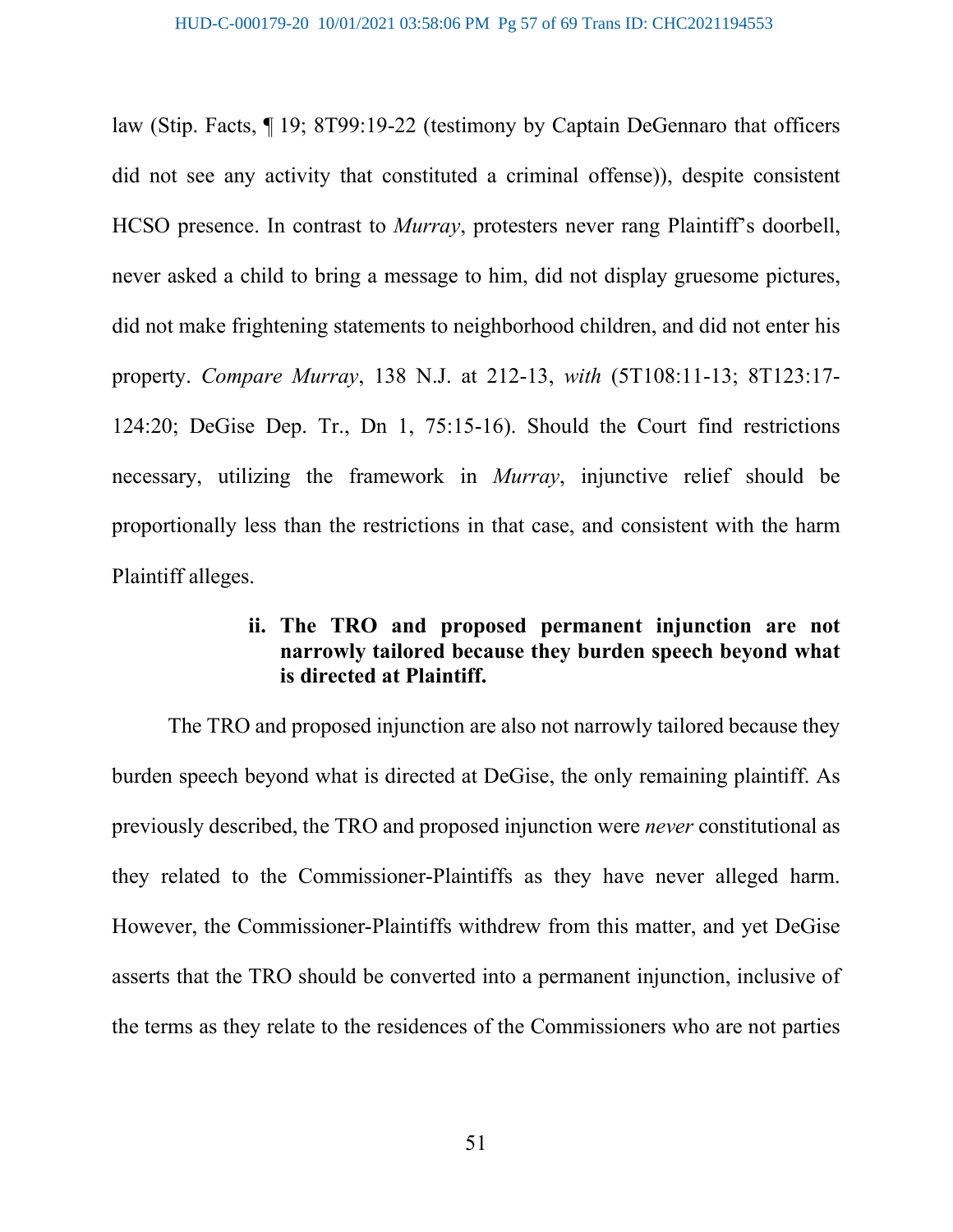law (Stip. Facts, ¶ 19; 8T99:19-22 (testimony by Captain DeGennaro that officers did not see any activity that constituted a criminal offense)), despite consistent HCSO presence. In contrast to *Murray*, protesters never rang Plaintiff's doorbell, never asked a child to bring a message to him, did not display gruesome pictures, did not make frightening statements to neighborhood children, and did not enter his property. *Compare Murray*, 138 N.J. at 212-13, *with* (5T108:11-13; 8T123:17-124:20; DeGise Dep. Tr., Dn 1, 75:15-16). Should the Court find restrictions necessary, utilizing the framework in *Murray*, injunctive relief should be proportionally less than the restrictions in that case, and consistent with the harm Plaintiff alleges.

**ii. The TRO and proposed permanent injunction are not narrowly tailored because they burden speech beyond what is directed at Plaintiff.**

The TRO and proposed injunction are also not narrowly tailored because they burden speech beyond what is directed at DeGise, the only remaining plaintiff. As previously described, the TRO and proposed injunction were *never* constitutional as they related to the Commissioner-Plaintiffs as they have never alleged harm. However, the Commissioner-Plaintiffs withdrew from this matter, and yet DeGise asserts that the TRO should be converted into a permanent injunction, inclusive of the terms as they relate to the residences of the Commissioners who are not parties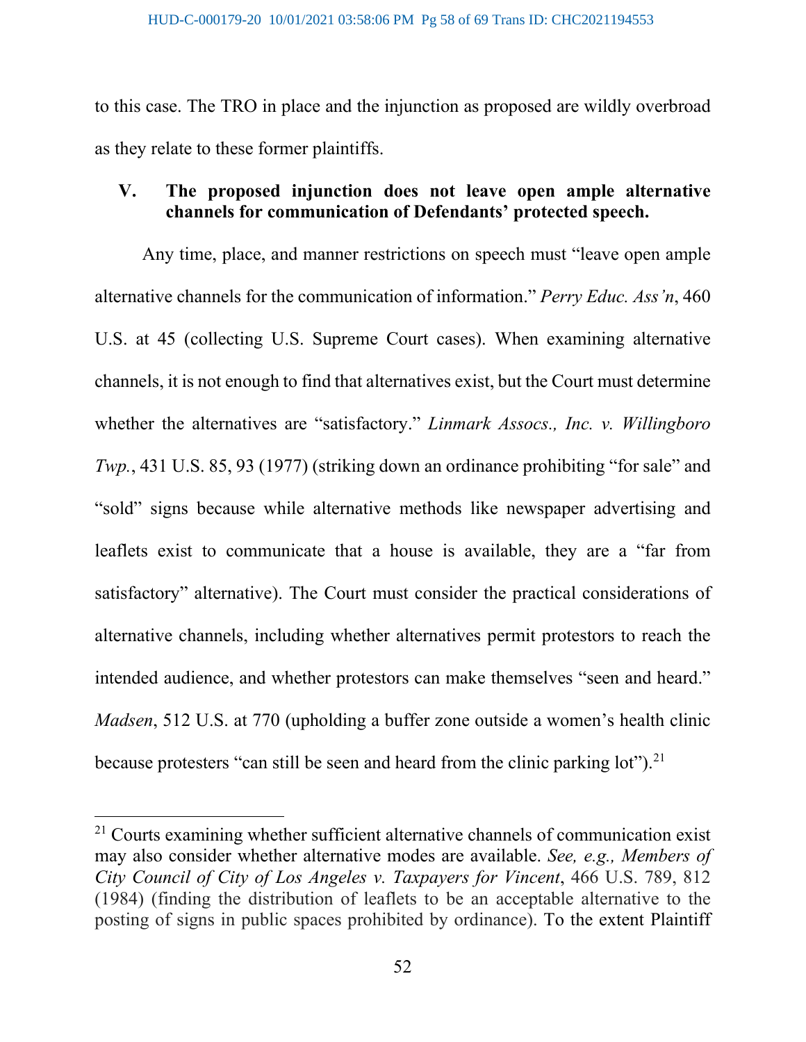to this case. The TRO in place and the injunction as proposed are wildly overbroad as they relate to these former plaintiffs.

## V. The proposed injunction does not leave open ample alternative channels for communication of Defendants' protected speech.

Any time, place, and manner restrictions on speech must "leave open ample alternative channels for the communication of information." *Perry Educ. Ass'n*, 460 U.S. at 45 (collecting U.S. Supreme Court cases). When examining alternative channels, it is not enough to find that alternatives exist, but the Court must determine whether the alternatives are "satisfactory." *Linmark Assocs., Inc. v. Willingboro Twp.*, 431 U.S. 85, 93 (1977) (striking down an ordinance prohibiting "for sale" and "sold" signs because while alternative methods like newspaper advertising and leaflets exist to communicate that a house is available, they are a "far from satisfactory" alternative). The Court must consider the practical considerations of alternative channels, including whether alternatives permit protestors to reach the intended audience, and whether protestors can make themselves "seen and heard." *Madsen*, 512 U.S. at 770 (upholding a buffer zone outside a women's health clinic because protesters "can still be seen and heard from the clinic parking lot").[21]

---

[21] Courts examining whether sufficient alternative channels of communication exist may also consider whether alternative modes are available. *See, e.g., Members of City Council of City of Los Angeles v. Taxpayers for Vincent*, 466 U.S. 789, 812 (1984) (finding the distribution of leaflets to be an acceptable alternative to the posting of signs in public spaces prohibited by ordinance). To the extent Plaintiff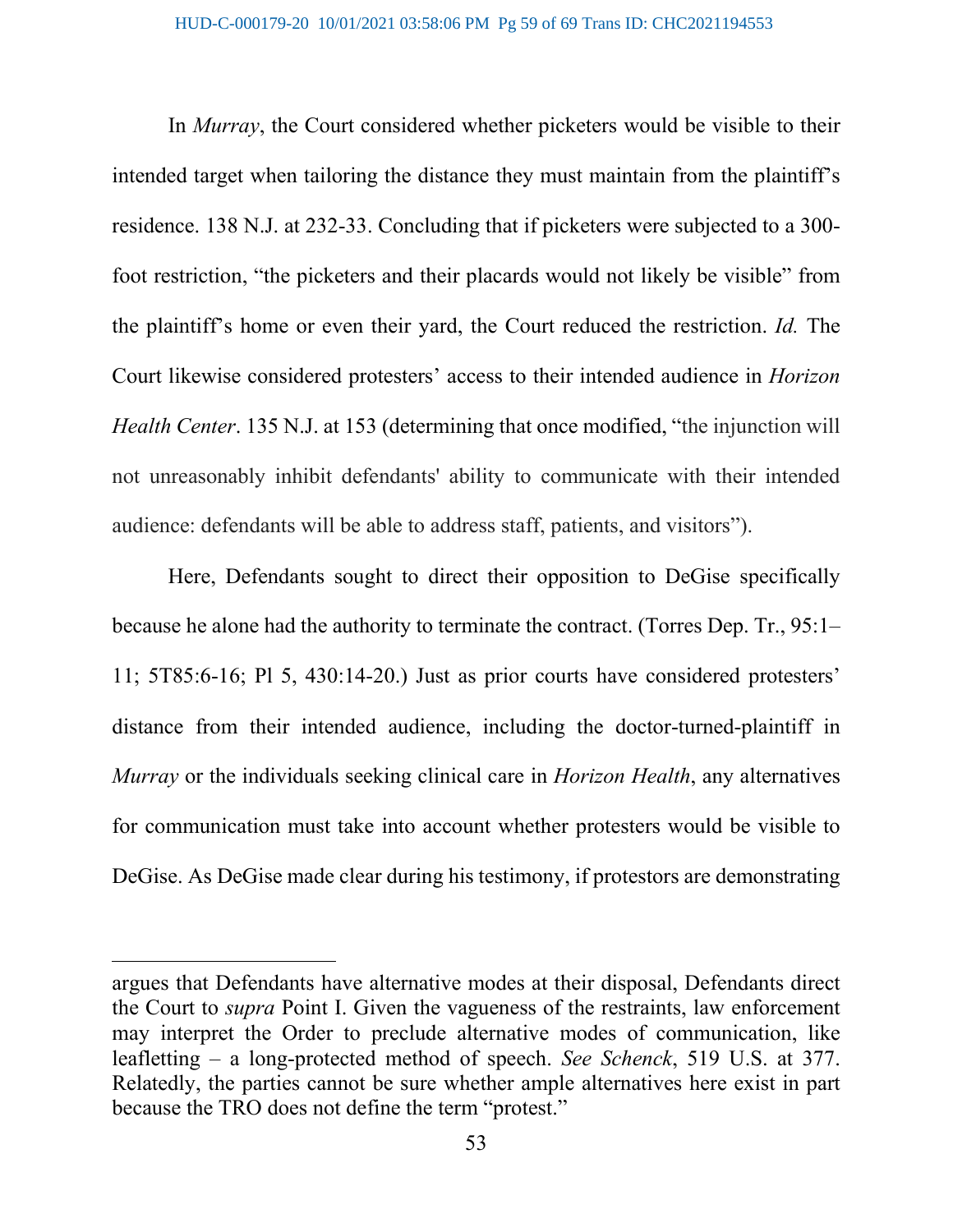In *Murray*, the Court considered whether picketers would be visible to their intended target when tailoring the distance they must maintain from the plaintiff's residence. 138 N.J. at 232-33. Concluding that if picketers were subjected to a 300-foot restriction, "the picketers and their placards would not likely be visible" from the plaintiff's home or even their yard, the Court reduced the restriction. *Id.* The Court likewise considered protesters' access to their intended audience in *Horizon Health Center*. 135 N.J. at 153 (determining that once modified, "the injunction will not unreasonably inhibit defendants' ability to communicate with their intended audience: defendants will be able to address staff, patients, and visitors").

Here, Defendants sought to direct their opposition to DeGise specifically because he alone had the authority to terminate the contract. (Torres Dep. Tr., 95:1–11; 5T85:6-16; Pl 5, 430:14-20.) Just as prior courts have considered protesters' distance from their intended audience, including the doctor-turned-plaintiff in *Murray* or the individuals seeking clinical care in *Horizon Health*, any alternatives for communication must take into account whether protesters would be visible to DeGise. As DeGise made clear during his testimony, if protestors are demonstrating

---

argues that Defendants have alternative modes at their disposal, Defendants direct the Court to *supra* Point I. Given the vagueness of the restraints, law enforcement may interpret the Order to preclude alternative modes of communication, like leafletting – a long-protected method of speech. *See Schenck*, 519 U.S. at 377. Relatedly, the parties cannot be sure whether ample alternatives here exist in part because the TRO does not define the term "protest."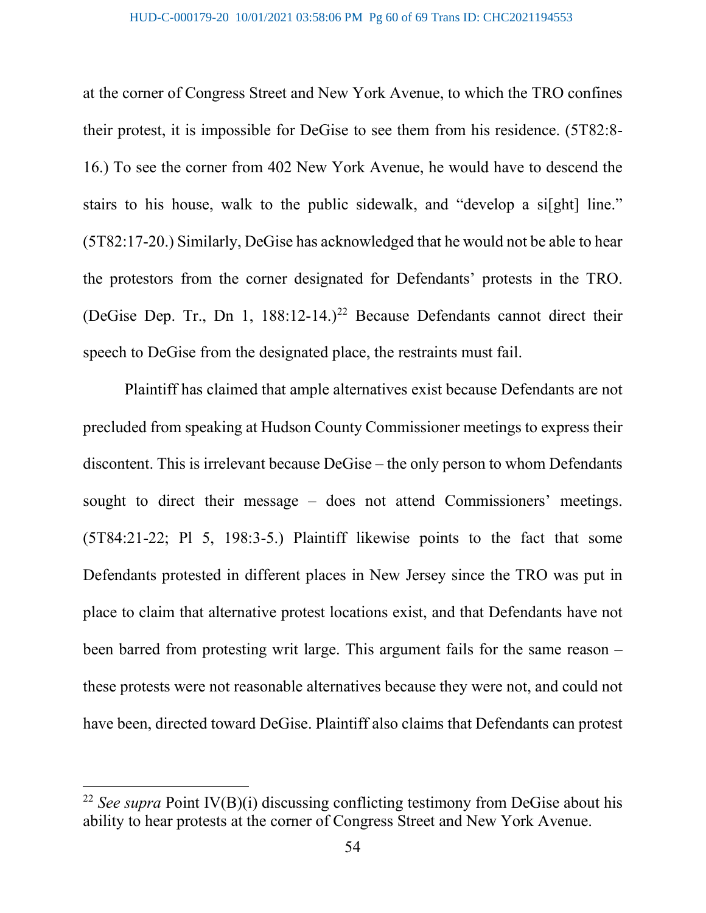at the corner of Congress Street and New York Avenue, to which the TRO confines their protest, it is impossible for DeGise to see them from his residence. (5T82:8-16.) To see the corner from 402 New York Avenue, he would have to descend the stairs to his house, walk to the public sidewalk, and "develop a si[ght] line." (5T82:17-20.) Similarly, DeGise has acknowledged that he would not be able to hear the protestors from the corner designated for Defendants' protests in the TRO. (DeGise Dep. Tr., Dn 1, 188:12-14.)[22] Because Defendants cannot direct their speech to DeGise from the designated place, the restraints must fail.

Plaintiff has claimed that ample alternatives exist because Defendants are not precluded from speaking at Hudson County Commissioner meetings to express their discontent. This is irrelevant because DeGise – the only person to whom Defendants sought to direct their message – does not attend Commissioners' meetings. (5T84:21-22; Pl 5, 198:3-5.) Plaintiff likewise points to the fact that some Defendants protested in different places in New Jersey since the TRO was put in place to claim that alternative protest locations exist, and that Defendants have not been barred from protesting writ large. This argument fails for the same reason – these protests were not reasonable alternatives because they were not, and could not have been, directed toward DeGise. Plaintiff also claims that Defendants can protest

---

[22] *See supra* Point IV(B)(i) discussing conflicting testimony from DeGise about his ability to hear protests at the corner of Congress Street and New York Avenue.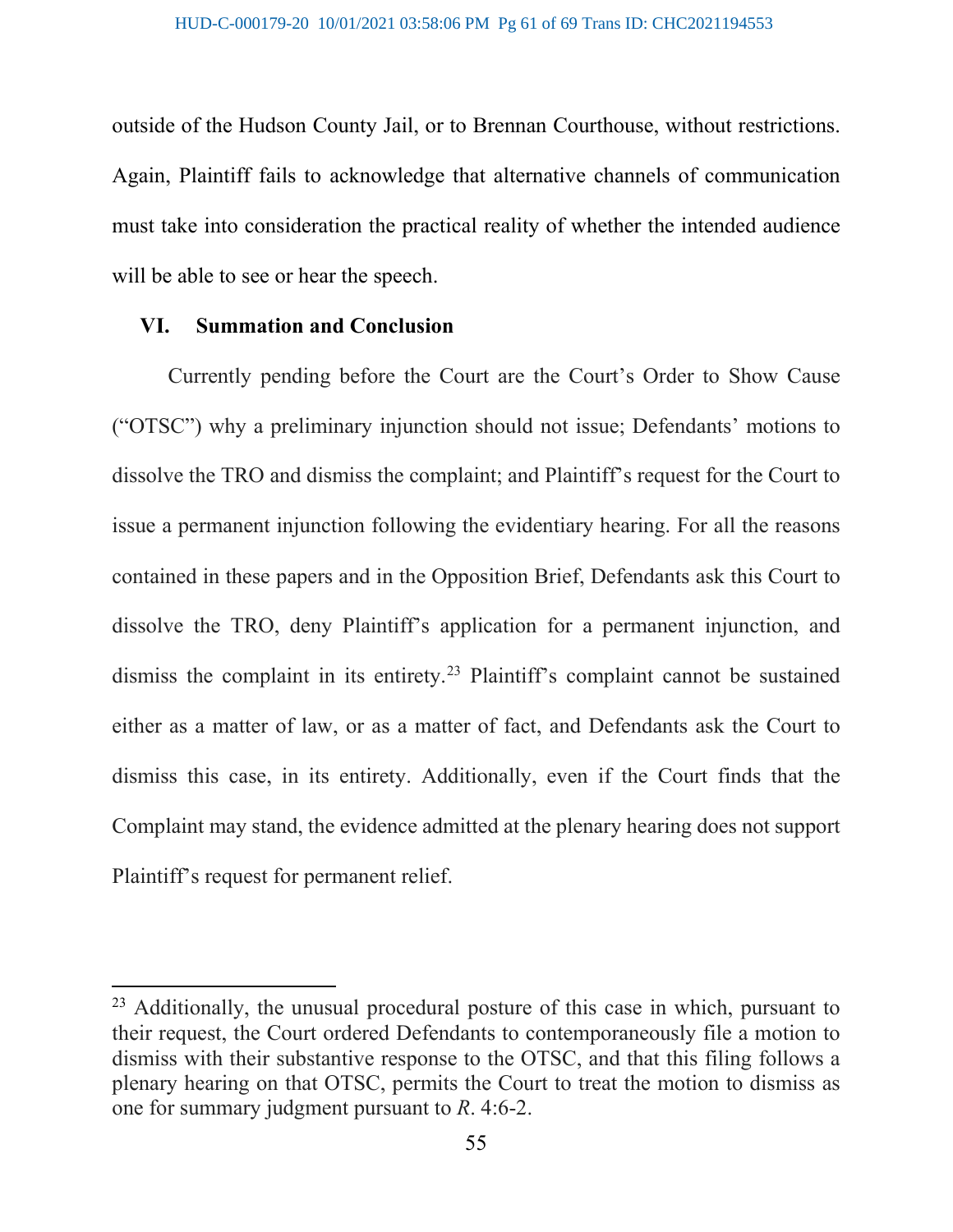outside of the Hudson County Jail, or to Brennan Courthouse, without restrictions. Again, Plaintiff fails to acknowledge that alternative channels of communication must take into consideration the practical reality of whether the intended audience will be able to see or hear the speech.

## VI. Summation and Conclusion

Currently pending before the Court are the Court's Order to Show Cause ("OTSC") why a preliminary injunction should not issue; Defendants' motions to dissolve the TRO and dismiss the complaint; and Plaintiff's request for the Court to issue a permanent injunction following the evidentiary hearing. For all the reasons contained in these papers and in the Opposition Brief, Defendants ask this Court to dissolve the TRO, deny Plaintiff's application for a permanent injunction, and dismiss the complaint in its entirety.[23] Plaintiff's complaint cannot be sustained either as a matter of law, or as a matter of fact, and Defendants ask the Court to dismiss this case, in its entirety. Additionally, even if the Court finds that the Complaint may stand, the evidence admitted at the plenary hearing does not support Plaintiff's request for permanent relief.

---

[23] Additionally, the unusual procedural posture of this case in which, pursuant to their request, the Court ordered Defendants to contemporaneously file a motion to dismiss with their substantive response to the OTSC, and that this filing follows a plenary hearing on that OTSC, permits the Court to treat the motion to dismiss as one for summary judgment pursuant to *R*. 4:6-2.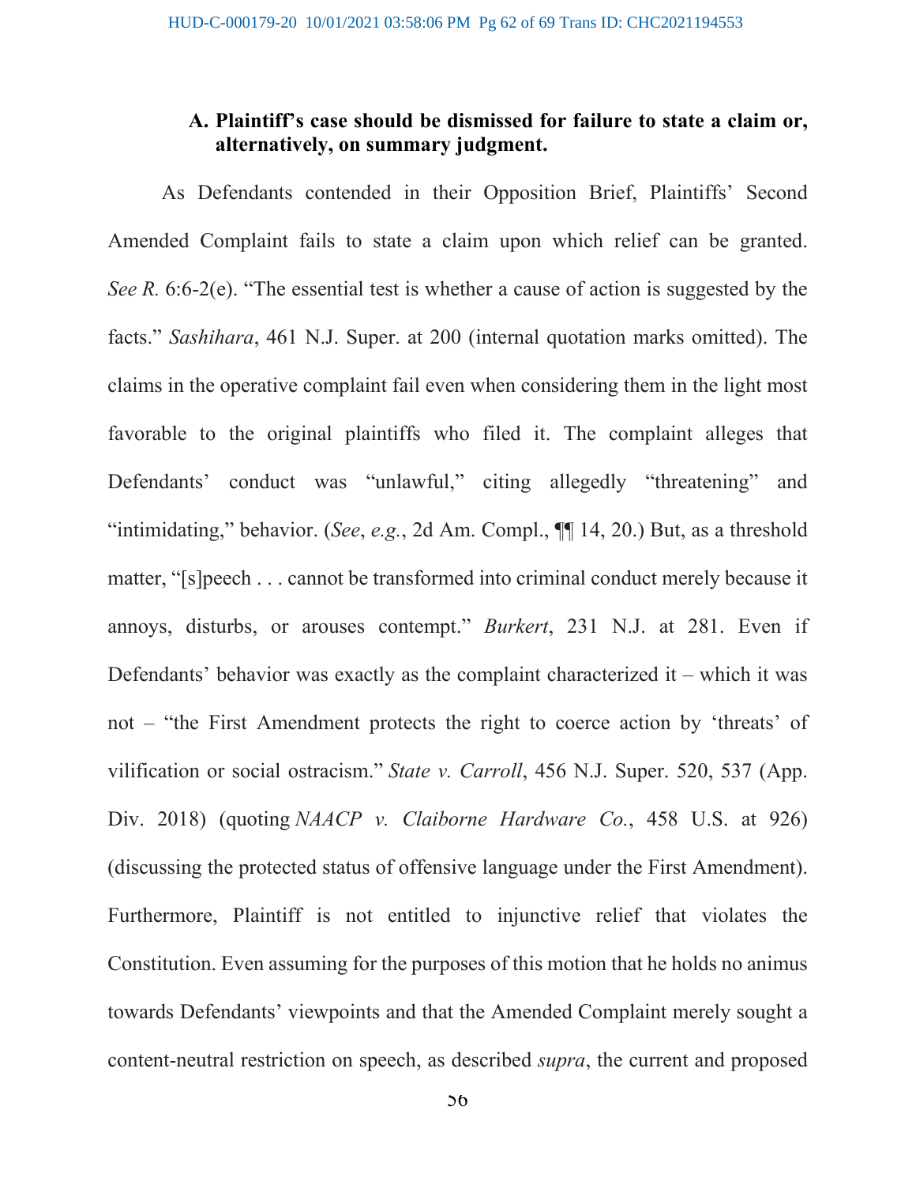### A. Plaintiff's case should be dismissed for failure to state a claim or, alternatively, on summary judgment.

As Defendants contended in their Opposition Brief, Plaintiffs' Second Amended Complaint fails to state a claim upon which relief can be granted. *See R.* 6:6-2(e). "The essential test is whether a cause of action is suggested by the facts." *Sashihara*, 461 N.J. Super. at 200 (internal quotation marks omitted). The claims in the operative complaint fail even when considering them in the light most favorable to the original plaintiffs who filed it. The complaint alleges that Defendants' conduct was "unlawful," citing allegedly "threatening" and "intimidating," behavior. (*See*, *e.g.*, 2d Am. Compl., ¶¶ 14, 20.) But, as a threshold matter, "[s]peech . . . cannot be transformed into criminal conduct merely because it annoys, disturbs, or arouses contempt." *Burkert*, 231 N.J. at 281. Even if Defendants' behavior was exactly as the complaint characterized it – which it was not – "the First Amendment protects the right to coerce action by 'threats' of vilification or social ostracism." *State v. Carroll*, 456 N.J. Super. 520, 537 (App. Div. 2018) (quoting *NAACP v. Claiborne Hardware Co.*, 458 U.S. at 926) (discussing the protected status of offensive language under the First Amendment). Furthermore, Plaintiff is not entitled to injunctive relief that violates the Constitution. Even assuming for the purposes of this motion that he holds no animus towards Defendants' viewpoints and that the Amended Complaint merely sought a content-neutral restriction on speech, as described *supra*, the current and proposed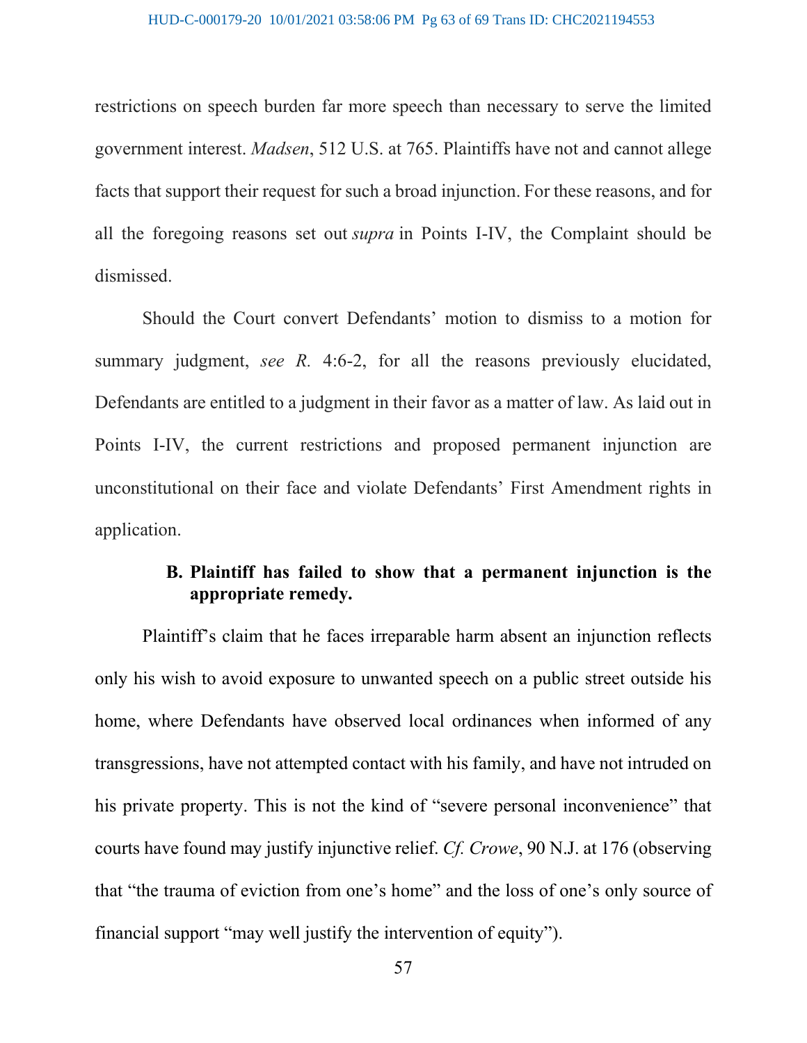restrictions on speech burden far more speech than necessary to serve the limited government interest. *Madsen*, 512 U.S. at 765. Plaintiffs have not and cannot allege facts that support their request for such a broad injunction. For these reasons, and for all the foregoing reasons set out *supra* in Points I-IV, the Complaint should be dismissed.

Should the Court convert Defendants' motion to dismiss to a motion for summary judgment, *see R.* 4:6-2, for all the reasons previously elucidated, Defendants are entitled to a judgment in their favor as a matter of law. As laid out in Points I-IV, the current restrictions and proposed permanent injunction are unconstitutional on their face and violate Defendants' First Amendment rights in application.

**B. Plaintiff has failed to show that a permanent injunction is the appropriate remedy.**

Plaintiff's claim that he faces irreparable harm absent an injunction reflects only his wish to avoid exposure to unwanted speech on a public street outside his home, where Defendants have observed local ordinances when informed of any transgressions, have not attempted contact with his family, and have not intruded on his private property. This is not the kind of "severe personal inconvenience" that courts have found may justify injunctive relief. *Cf. Crowe*, 90 N.J. at 176 (observing that "the trauma of eviction from one's home" and the loss of one's only source of financial support "may well justify the intervention of equity").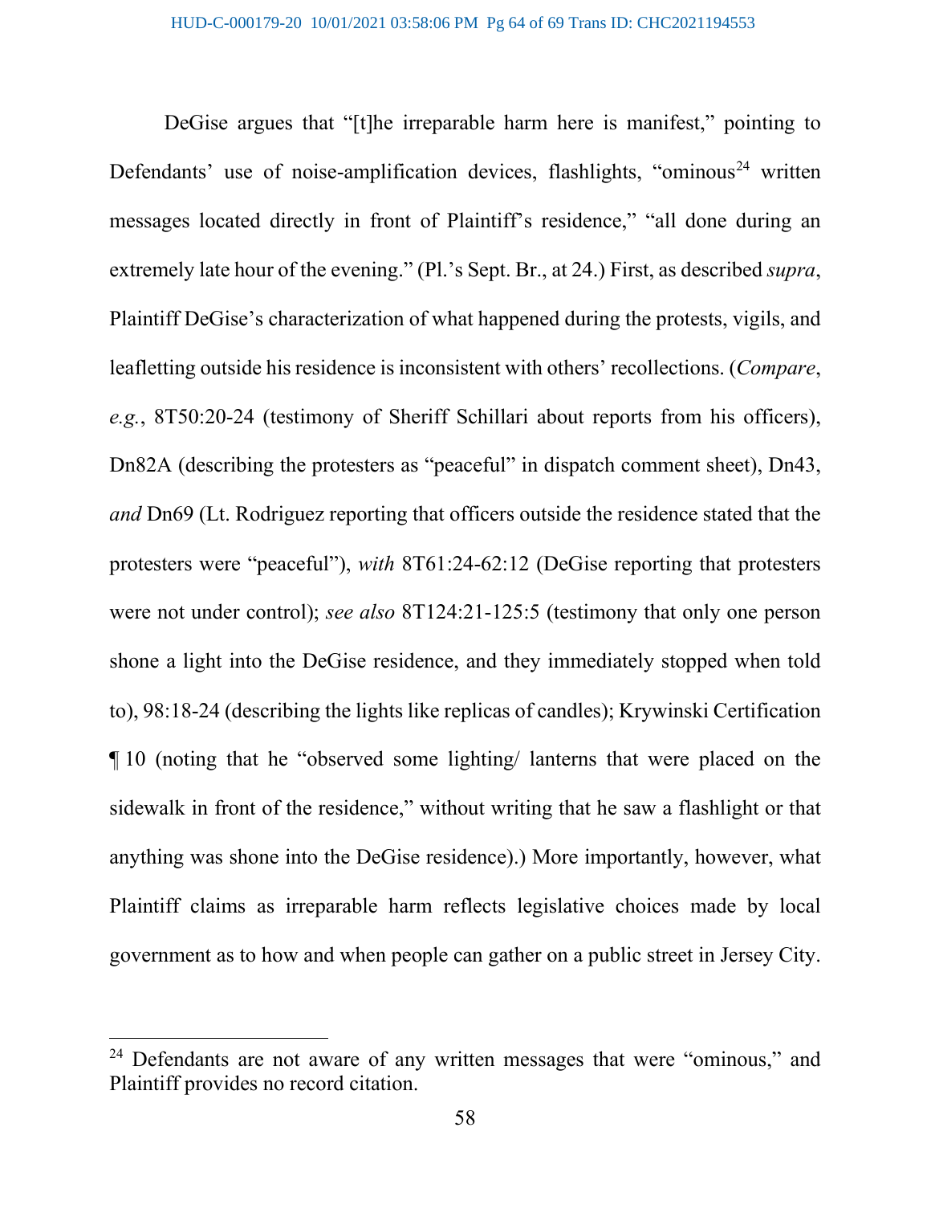DeGise argues that "[t]he irreparable harm here is manifest," pointing to Defendants' use of noise-amplification devices, flashlights, "ominous[24] written messages located directly in front of Plaintiff's residence," "all done during an extremely late hour of the evening." (Pl.'s Sept. Br., at 24.) First, as described *supra*, Plaintiff DeGise's characterization of what happened during the protests, vigils, and leafletting outside his residence is inconsistent with others' recollections. (*Compare*, *e.g.*, 8T50:20-24 (testimony of Sheriff Schillari about reports from his officers), Dn82A (describing the protesters as "peaceful" in dispatch comment sheet), Dn43, *and* Dn69 (Lt. Rodriguez reporting that officers outside the residence stated that the protesters were "peaceful"), *with* 8T61:24-62:12 (DeGise reporting that protesters were not under control); *see also* 8T124:21-125:5 (testimony that only one person shone a light into the DeGise residence, and they immediately stopped when told to), 98:18-24 (describing the lights like replicas of candles); Krywinski Certification ¶ 10 (noting that he "observed some lighting/ lanterns that were placed on the sidewalk in front of the residence," without writing that he saw a flashlight or that anything was shone into the DeGise residence).) More importantly, however, what Plaintiff claims as irreparable harm reflects legislative choices made by local government as to how and when people can gather on a public street in Jersey City.

---

[24] Defendants are not aware of any written messages that were "ominous," and Plaintiff provides no record citation.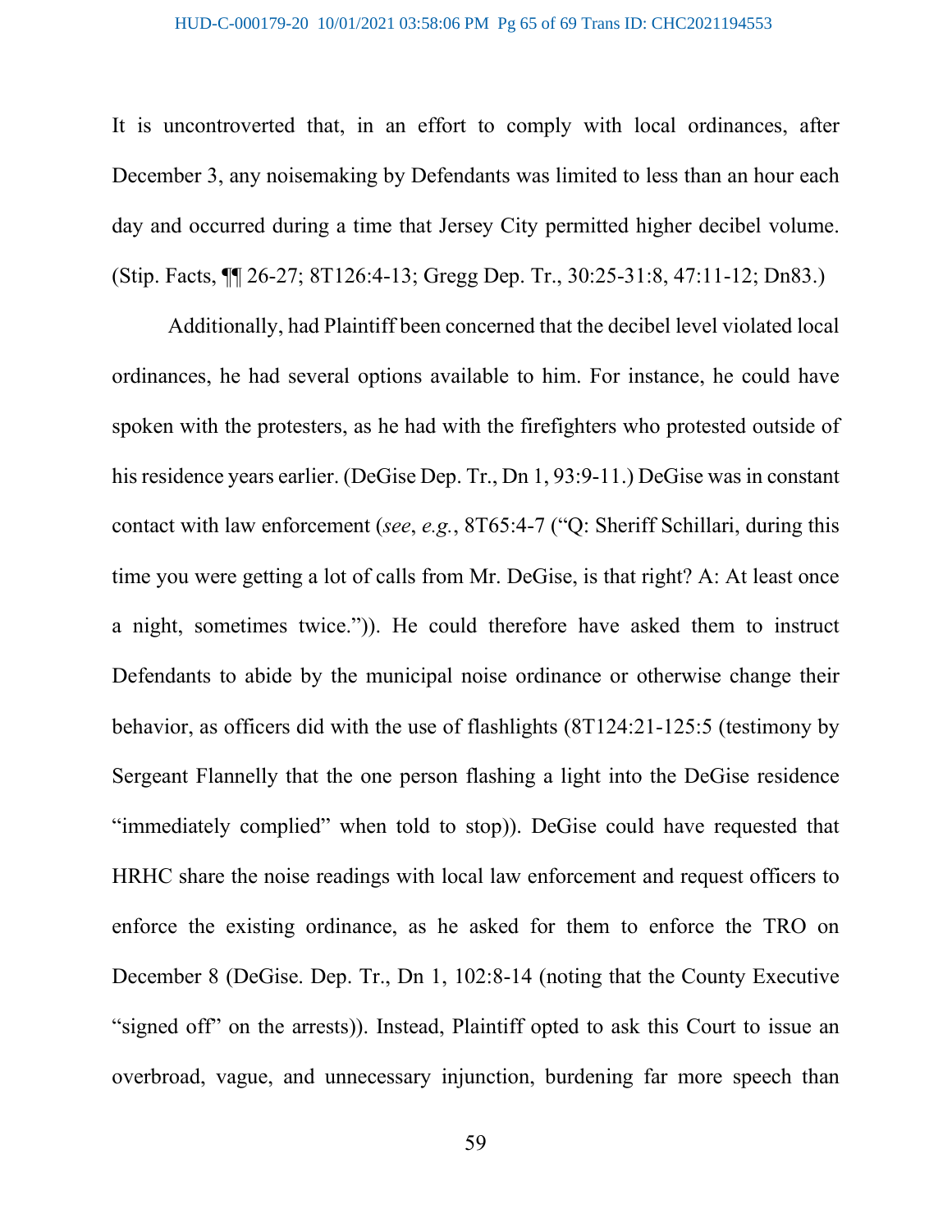It is uncontroverted that, in an effort to comply with local ordinances, after December 3, any noisemaking by Defendants was limited to less than an hour each day and occurred during a time that Jersey City permitted higher decibel volume. (Stip. Facts, ¶¶ 26-27; 8T126:4-13; Gregg Dep. Tr., 30:25-31:8, 47:11-12; Dn83.)

Additionally, had Plaintiff been concerned that the decibel level violated local ordinances, he had several options available to him. For instance, he could have spoken with the protesters, as he had with the firefighters who protested outside of his residence years earlier. (DeGise Dep. Tr., Dn 1, 93:9-11.) DeGise was in constant contact with law enforcement (*see*, *e.g.*, 8T65:4-7 ("Q: Sheriff Schillari, during this time you were getting a lot of calls from Mr. DeGise, is that right? A: At least once a night, sometimes twice.")). He could therefore have asked them to instruct Defendants to abide by the municipal noise ordinance or otherwise change their behavior, as officers did with the use of flashlights (8T124:21-125:5 (testimony by Sergeant Flannelly that the one person flashing a light into the DeGise residence "immediately complied" when told to stop)). DeGise could have requested that HRHC share the noise readings with local law enforcement and request officers to enforce the existing ordinance, as he asked for them to enforce the TRO on December 8 (DeGise. Dep. Tr., Dn 1, 102:8-14 (noting that the County Executive "signed off" on the arrests)). Instead, Plaintiff opted to ask this Court to issue an overbroad, vague, and unnecessary injunction, burdening far more speech than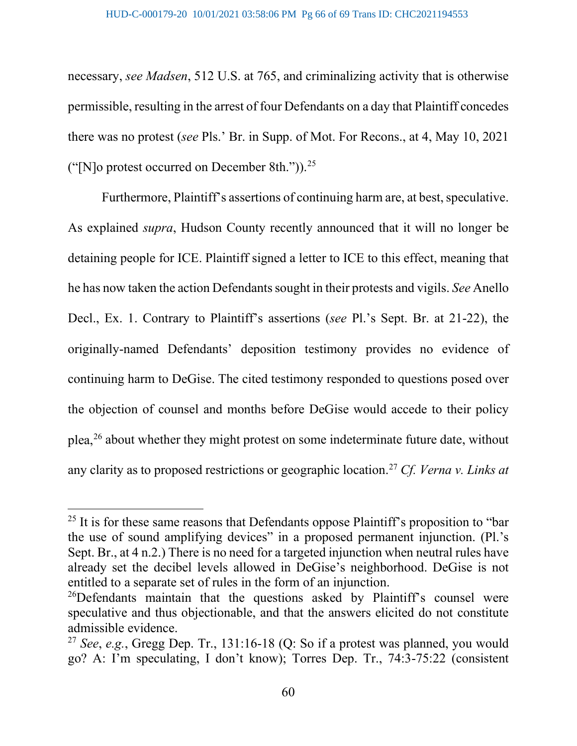necessary, *see Madsen*, 512 U.S. at 765, and criminalizing activity that is otherwise permissible, resulting in the arrest of four Defendants on a day that Plaintiff concedes there was no protest (*see* Pls.' Br. in Supp. of Mot. For Recons., at 4, May 10, 2021 ("[N]o protest occurred on December 8th.")).[25]

Furthermore, Plaintiff's assertions of continuing harm are, at best, speculative. As explained *supra*, Hudson County recently announced that it will no longer be detaining people for ICE. Plaintiff signed a letter to ICE to this effect, meaning that he has now taken the action Defendants sought in their protests and vigils. *See* Anello Decl., Ex. 1. Contrary to Plaintiff's assertions (*see* Pl.'s Sept. Br. at 21-22), the originally-named Defendants' deposition testimony provides no evidence of continuing harm to DeGise. The cited testimony responded to questions posed over the objection of counsel and months before DeGise would accede to their policy plea,[26] about whether they might protest on some indeterminate future date, without any clarity as to proposed restrictions or geographic location.[27] *Cf. Verna v. Links at*

---

[25] It is for these same reasons that Defendants oppose Plaintiff's proposition to "bar the use of sound amplifying devices" in a proposed permanent injunction. (Pl.'s Sept. Br., at 4 n.2.) There is no need for a targeted injunction when neutral rules have already set the decibel levels allowed in DeGise's neighborhood. DeGise is not entitled to a separate set of rules in the form of an injunction.

[26] Defendants maintain that the questions asked by Plaintiff's counsel were speculative and thus objectionable, and that the answers elicited do not constitute admissible evidence.

[27] *See*, *e.g.*, Gregg Dep. Tr., 131:16-18 (Q: So if a protest was planned, you would go? A: I'm speculating, I don't know); Torres Dep. Tr., 74:3-75:22 (consistent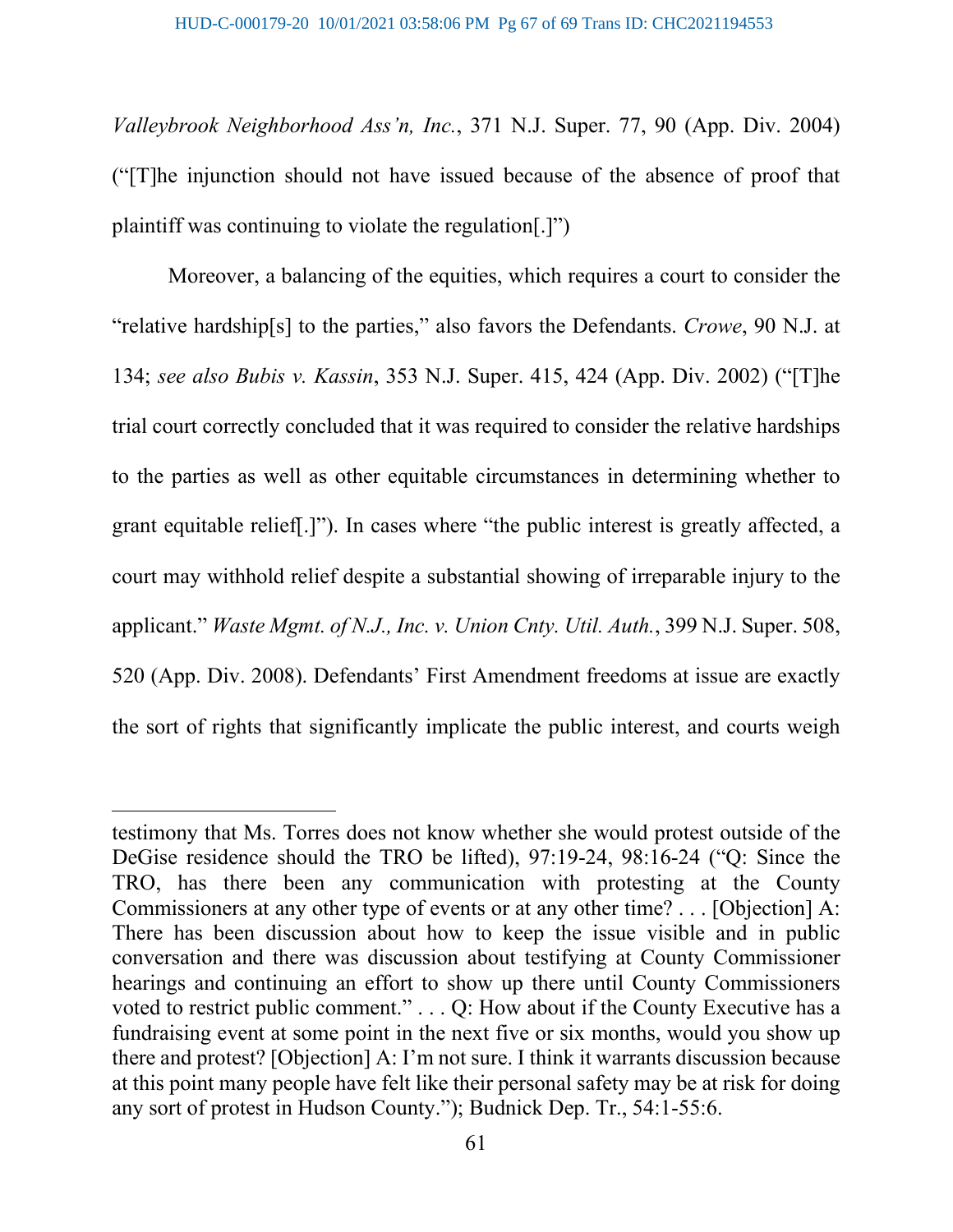*Valleybrook Neighborhood Ass'n, Inc.*, 371 N.J. Super. 77, 90 (App. Div. 2004) ("[T]he injunction should not have issued because of the absence of proof that plaintiff was continuing to violate the regulation[.]")

Moreover, a balancing of the equities, which requires a court to consider the "relative hardship[s] to the parties," also favors the Defendants. *Crowe*, 90 N.J. at 134; *see also Bubis v. Kassin*, 353 N.J. Super. 415, 424 (App. Div. 2002) ("[T]he trial court correctly concluded that it was required to consider the relative hardships to the parties as well as other equitable circumstances in determining whether to grant equitable relief[.]"). In cases where "the public interest is greatly affected, a court may withhold relief despite a substantial showing of irreparable injury to the applicant." *Waste Mgmt. of N.J., Inc. v. Union Cnty. Util. Auth.*, 399 N.J. Super. 508, 520 (App. Div. 2008). Defendants' First Amendment freedoms at issue are exactly the sort of rights that significantly implicate the public interest, and courts weigh

---

testimony that Ms. Torres does not know whether she would protest outside of the DeGise residence should the TRO be lifted), 97:19-24, 98:16-24 ("Q: Since the TRO, has there been any communication with protesting at the County Commissioners at any other type of events or at any other time? . . . [Objection] A: There has been discussion about how to keep the issue visible and in public conversation and there was discussion about testifying at County Commissioner hearings and continuing an effort to show up there until County Commissioners voted to restrict public comment." . . . Q: How about if the County Executive has a fundraising event at some point in the next five or six months, would you show up there and protest? [Objection] A: I'm not sure. I think it warrants discussion because at this point many people have felt like their personal safety may be at risk for doing any sort of protest in Hudson County."); Budnick Dep. Tr., 54:1-55:6.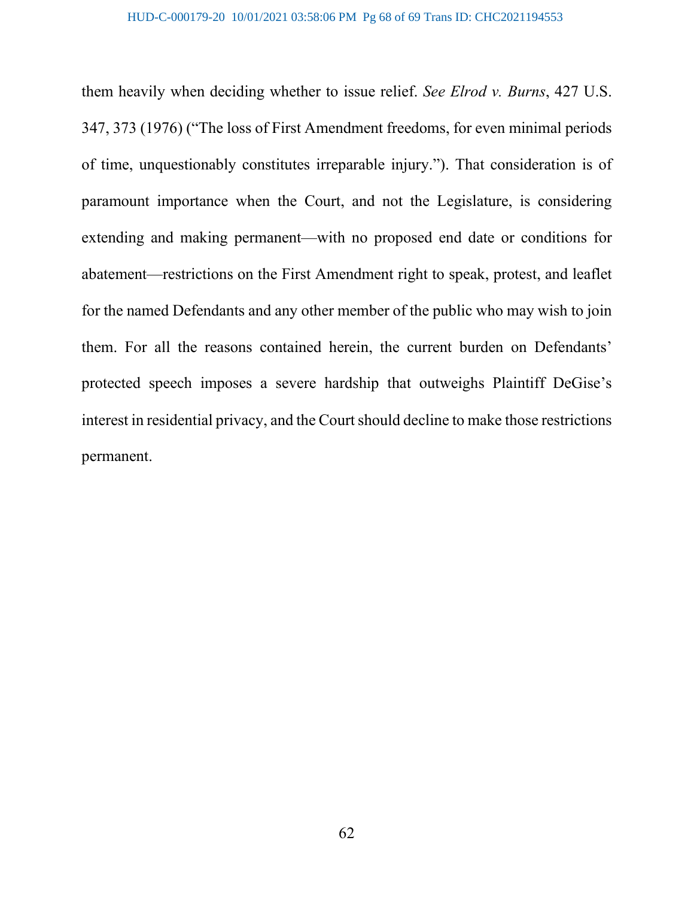them heavily when deciding whether to issue relief. *See Elrod v. Burns*, 427 U.S. 347, 373 (1976) ("The loss of First Amendment freedoms, for even minimal periods of time, unquestionably constitutes irreparable injury."). That consideration is of paramount importance when the Court, and not the Legislature, is considering extending and making permanent—with no proposed end date or conditions for abatement—restrictions on the First Amendment right to speak, protest, and leaflet for the named Defendants and any other member of the public who may wish to join them. For all the reasons contained herein, the current burden on Defendants' protected speech imposes a severe hardship that outweighs Plaintiff DeGise's interest in residential privacy, and the Court should decline to make those restrictions permanent.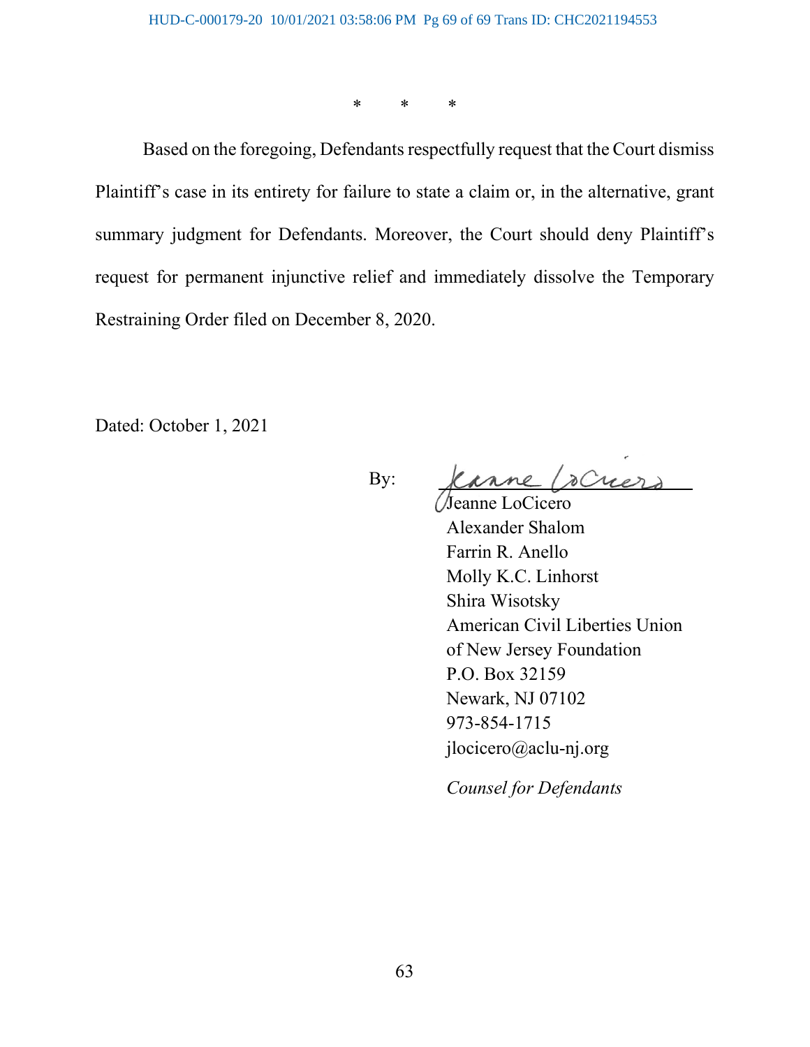\*        \*        \*

Based on the foregoing, Defendants respectfully request that the Court dismiss Plaintiff's case in its entirety for failure to state a claim or, in the alternative, grant summary judgment for Defendants. Moreover, the Court should deny Plaintiff's request for permanent injunctive relief and immediately dissolve the Temporary Restraining Order filed on December 8, 2020.

Dated: October 1, 2021

By: _Jeanne LoCicero_
Jeanne LoCicero
Alexander Shalom
Farrin R. Anello
Molly K.C. Linhorst
Shira Wisotsky
American Civil Liberties Union
of New Jersey Foundation
P.O. Box 32159
Newark, NJ 07102
973-854-1715
jlocicero@aclu-nj.org

*Counsel for Defendants*